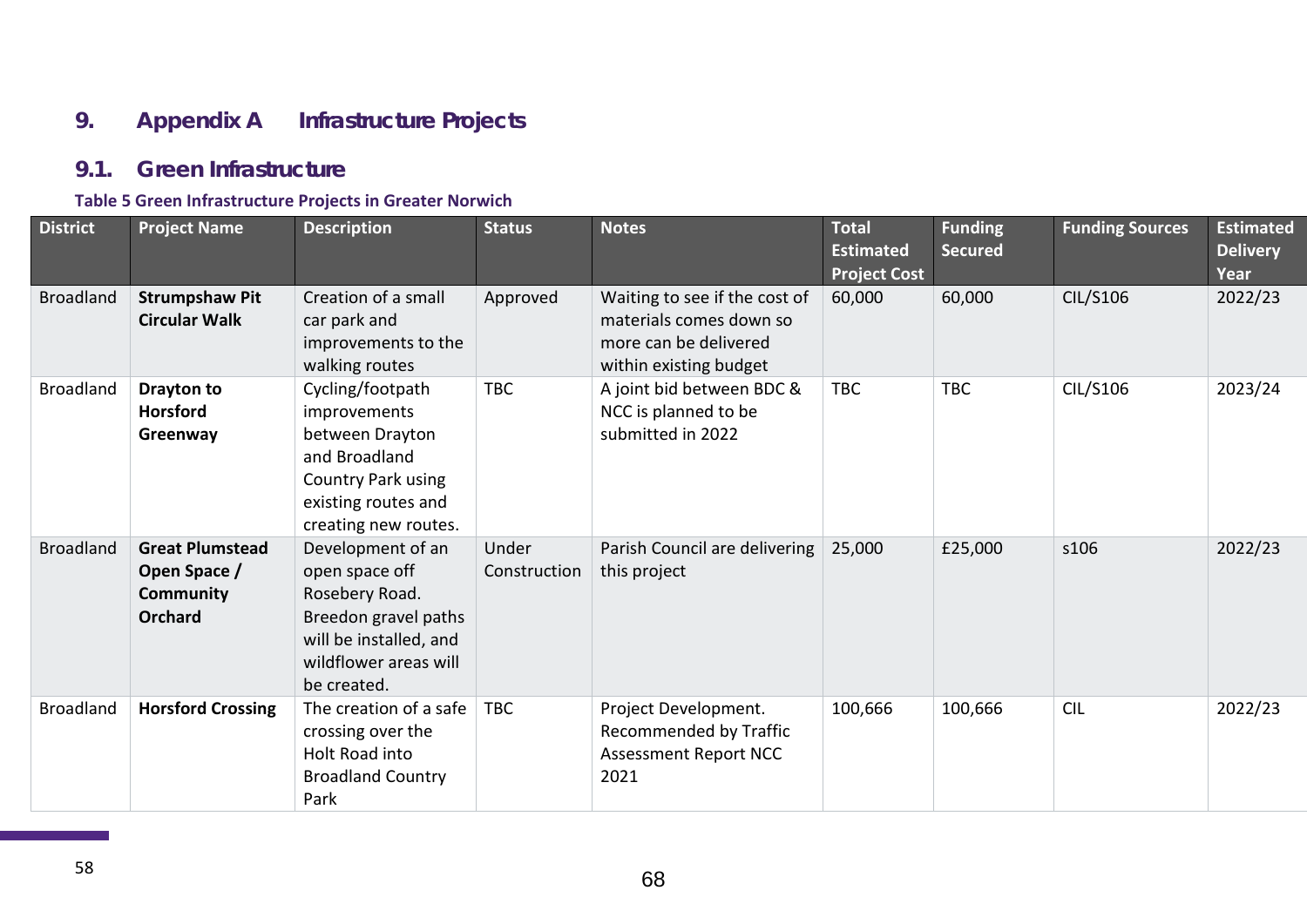# 9. Appendix A Infrastructure Projects

## 9.1. Green Infrastructure

**Table 5 Green Infrastructure Projects in Greater Norwich**

| District | Project Name | Description | Status | Notes | Total Estimated Project Cost | Funding Secured | Funding Sources | Estimated Delivery Year |
|---|---|---|---|---|---|---|---|---|
| Broadland | **Strumpshaw Pit Circular Walk** | Creation of a small car park and improvements to the walking routes | Approved | Waiting to see if the cost of materials comes down so more can be delivered within existing budget | 60,000 | 60,000 | CIL/S106 | 2022/23 |
| Broadland | **Drayton to Horsford Greenway** | Cycling/footpath improvements between Drayton and Broadland Country Park using existing routes and creating new routes. | TBC | A joint bid between BDC & NCC is planned to be submitted in 2022 | TBC | TBC | CIL/S106 | 2023/24 |
| Broadland | **Great Plumstead Open Space / Community Orchard** | Development of an open space off Rosebery Road. Breedon gravel paths will be installed, and wildflower areas will be created. | Under Construction | Parish Council are delivering this project | 25,000 | £25,000 | s106 | 2022/23 |
| Broadland | **Horsford Crossing** | The creation of a safe crossing over the Holt Road into Broadland Country Park | TBC | Project Development. Recommended by Traffic Assessment Report NCC 2021 | 100,666 | 100,666 | CIL | 2022/23 |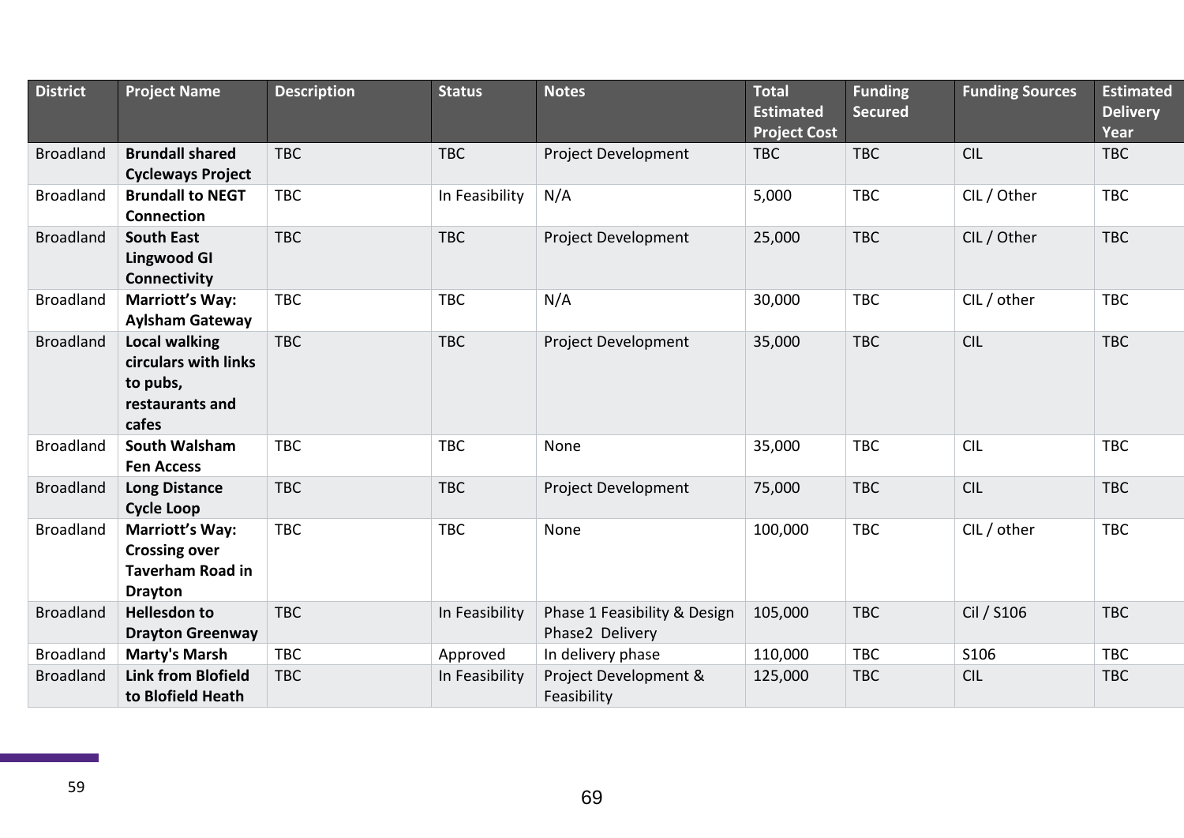| District | Project Name | Description | Status | Notes | Total Estimated Project Cost | Funding Secured | Funding Sources | Estimated Delivery Year |
|---|---|---|---|---|---|---|---|---|
| Broadland | **Brundall shared Cycleways Project** | TBC | TBC | Project Development | TBC | TBC | CIL | TBC |
| Broadland | **Brundall to NEGT Connection** | TBC | In Feasibility | N/A | 5,000 | TBC | CIL / Other | TBC |
| Broadland | **South East Lingwood GI Connectivity** | TBC | TBC | Project Development | 25,000 | TBC | CIL / Other | TBC |
| Broadland | **Marriott's Way: Aylsham Gateway** | TBC | TBC | N/A | 30,000 | TBC | CIL / other | TBC |
| Broadland | **Local walking circulars with links to pubs, restaurants and cafes** | TBC | TBC | Project Development | 35,000 | TBC | CIL | TBC |
| Broadland | **South Walsham Fen Access** | TBC | TBC | None | 35,000 | TBC | CIL | TBC |
| Broadland | **Long Distance Cycle Loop** | TBC | TBC | Project Development | 75,000 | TBC | CIL | TBC |
| Broadland | **Marriott's Way: Crossing over Taverham Road in Drayton** | TBC | TBC | None | 100,000 | TBC | CIL / other | TBC |
| Broadland | **Hellesdon to Drayton Greenway** | TBC | In Feasibility | Phase 1 Feasibility & Design Phase2 Delivery | 105,000 | TBC | Cil / S106 | TBC |
| Broadland | **Marty's Marsh** | TBC | Approved | In delivery phase | 110,000 | TBC | S106 | TBC |
| Broadland | **Link from Blofield to Blofield Heath** | TBC | In Feasibility | Project Development & Feasibility | 125,000 | TBC | CIL | TBC |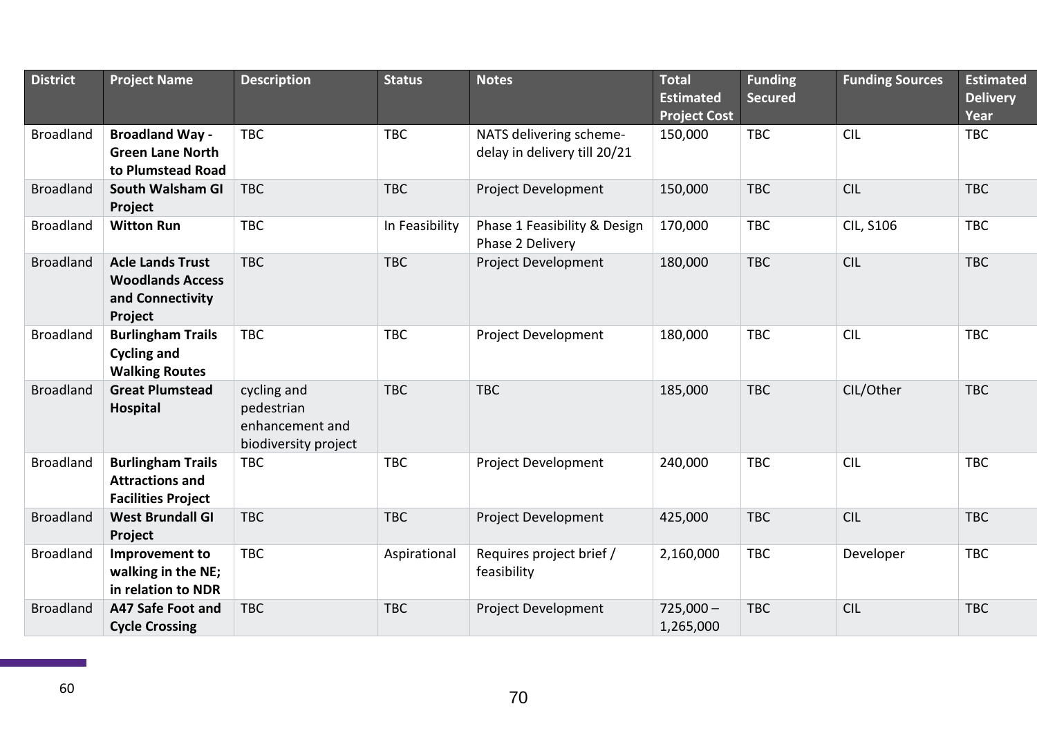| District | Project Name | Description | Status | Notes | Total Estimated Project Cost | Funding Secured | Funding Sources | Estimated Delivery Year |
|---|---|---|---|---|---|---|---|---|
| Broadland | **Broadland Way - Green Lane North to Plumstead Road** | TBC | TBC | NATS delivering scheme- delay in delivery till 20/21 | 150,000 | TBC | CIL | TBC |
| Broadland | **South Walsham GI Project** | TBC | TBC | Project Development | 150,000 | TBC | CIL | TBC |
| Broadland | **Witton Run** | TBC | In Feasibility | Phase 1 Feasibility & Design Phase 2 Delivery | 170,000 | TBC | CIL, S106 | TBC |
| Broadland | **Acle Lands Trust Woodlands Access and Connectivity Project** | TBC | TBC | Project Development | 180,000 | TBC | CIL | TBC |
| Broadland | **Burlingham Trails Cycling and Walking Routes** | TBC | TBC | Project Development | 180,000 | TBC | CIL | TBC |
| Broadland | **Great Plumstead Hospital** | cycling and pedestrian enhancement and biodiversity project | TBC | TBC | 185,000 | TBC | CIL/Other | TBC |
| Broadland | **Burlingham Trails Attractions and Facilities Project** | TBC | TBC | Project Development | 240,000 | TBC | CIL | TBC |
| Broadland | **West Brundall GI Project** | TBC | TBC | Project Development | 425,000 | TBC | CIL | TBC |
| Broadland | **Improvement to walking in the NE; in relation to NDR** | TBC | Aspirational | Requires project brief / feasibility | 2,160,000 | TBC | Developer | TBC |
| Broadland | **A47 Safe Foot and Cycle Crossing** | TBC | TBC | Project Development | 725,000 – 1,265,000 | TBC | CIL | TBC |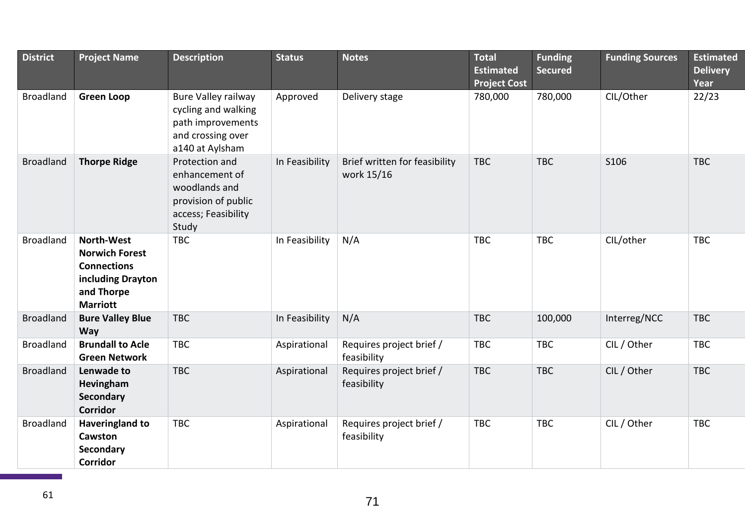| District | Project Name | Description | Status | Notes | Total Estimated Project Cost | Funding Secured | Funding Sources | Estimated Delivery Year |
|---|---|---|---|---|---|---|---|---|
| Broadland | **Green Loop** | Bure Valley railway cycling and walking path improvements and crossing over a140 at Aylsham | Approved | Delivery stage | 780,000 | 780,000 | CIL/Other | 22/23 |
| Broadland | **Thorpe Ridge** | Protection and enhancement of woodlands and provision of public access; Feasibility Study | In Feasibility | Brief written for feasibility work 15/16 | TBC | TBC | S106 | TBC |
| Broadland | **North-West Norwich Forest Connections including Drayton and Thorpe Marriott** | TBC | In Feasibility | N/A | TBC | TBC | CIL/other | TBC |
| Broadland | **Bure Valley Blue Way** | TBC | In Feasibility | N/A | TBC | 100,000 | Interreg/NCC | TBC |
| Broadland | **Brundall to Acle Green Network** | TBC | Aspirational | Requires project brief / feasibility | TBC | TBC | CIL / Other | TBC |
| Broadland | **Lenwade to Hevingham Secondary Corridor** | TBC | Aspirational | Requires project brief / feasibility | TBC | TBC | CIL / Other | TBC |
| Broadland | **Haveringland to Cawston Secondary Corridor** | TBC | Aspirational | Requires project brief / feasibility | TBC | TBC | CIL / Other | TBC |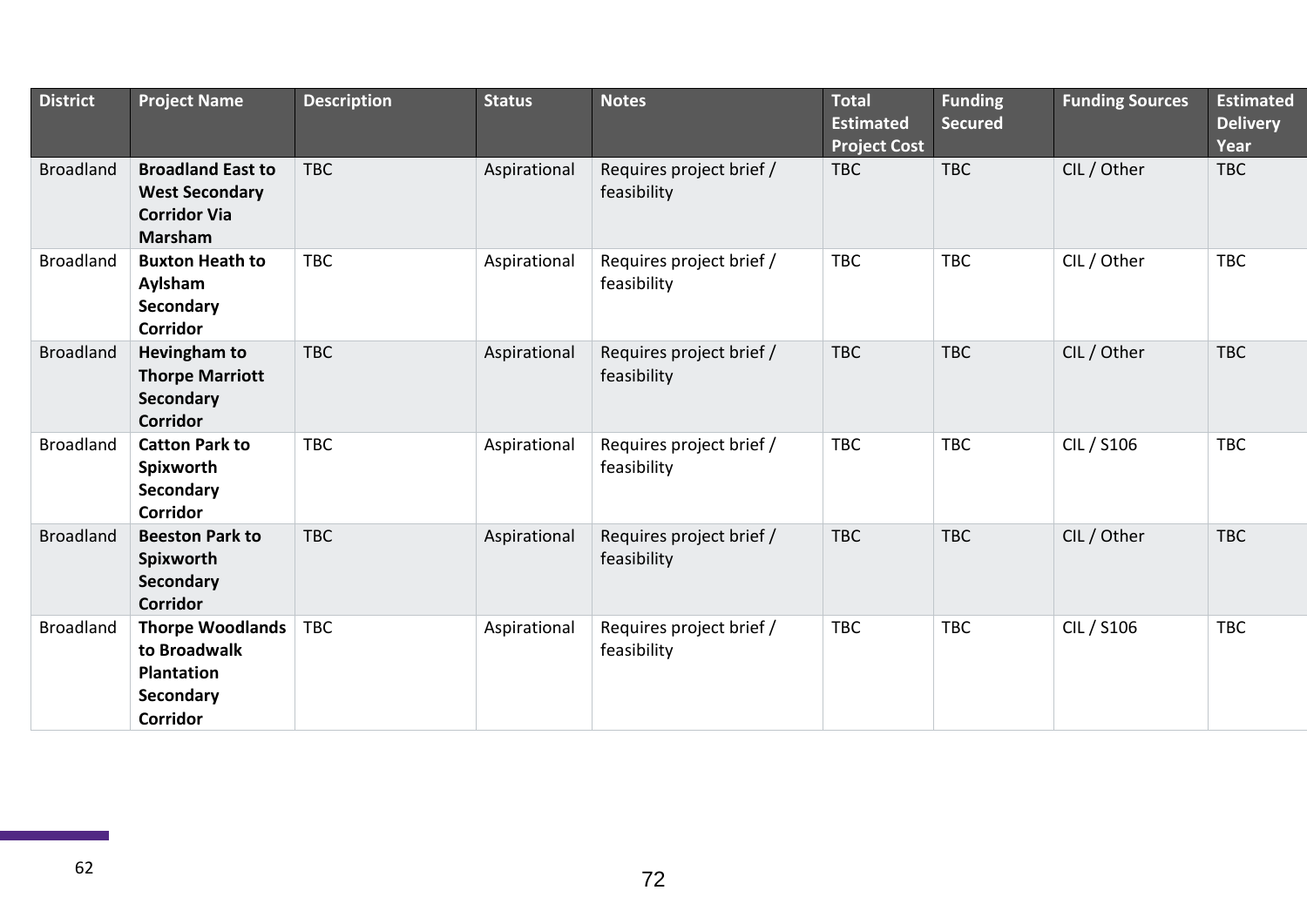| District | Project Name | Description | Status | Notes | Total Estimated Project Cost | Funding Secured | Funding Sources | Estimated Delivery Year |
|---|---|---|---|---|---|---|---|---|
| Broadland | **Broadland East to West Secondary Corridor Via Marsham** | TBC | Aspirational | Requires project brief / feasibility | TBC | TBC | CIL / Other | TBC |
| Broadland | **Buxton Heath to Aylsham Secondary Corridor** | TBC | Aspirational | Requires project brief / feasibility | TBC | TBC | CIL / Other | TBC |
| Broadland | **Hevingham to Thorpe Marriott Secondary Corridor** | TBC | Aspirational | Requires project brief / feasibility | TBC | TBC | CIL / Other | TBC |
| Broadland | **Catton Park to Spixworth Secondary Corridor** | TBC | Aspirational | Requires project brief / feasibility | TBC | TBC | CIL / S106 | TBC |
| Broadland | **Beeston Park to Spixworth Secondary Corridor** | TBC | Aspirational | Requires project brief / feasibility | TBC | TBC | CIL / Other | TBC |
| Broadland | **Thorpe Woodlands to Broadwalk Plantation Secondary Corridor** | TBC | Aspirational | Requires project brief / feasibility | TBC | TBC | CIL / S106 | TBC |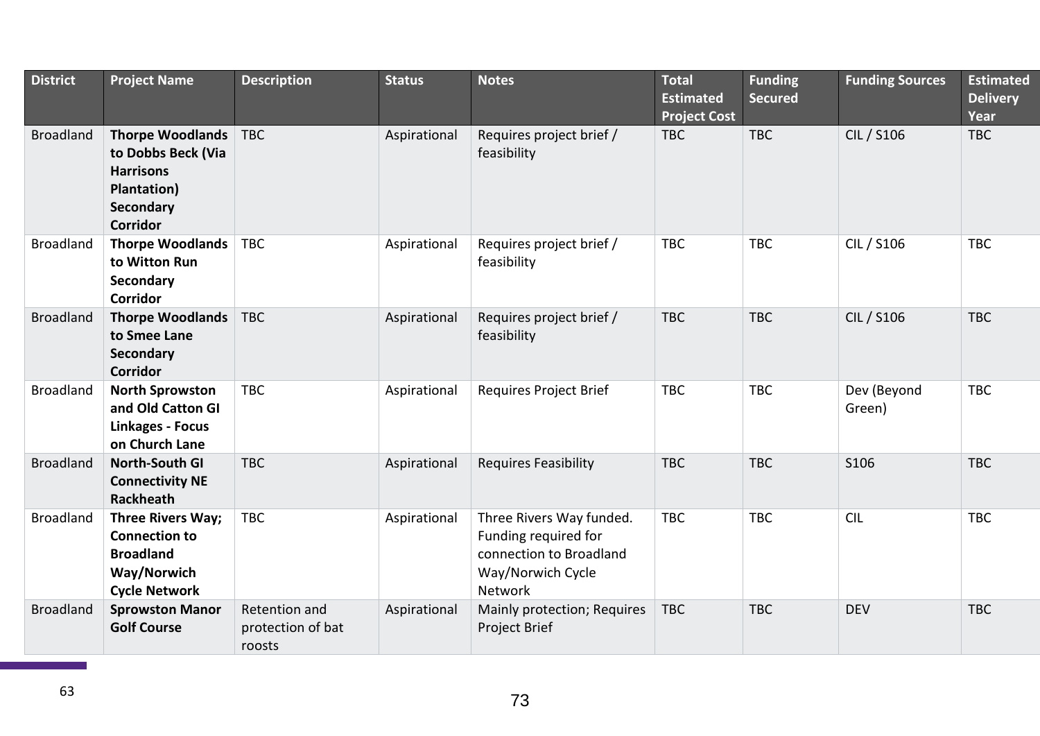| District | Project Name | Description | Status | Notes | Total Estimated Project Cost | Funding Secured | Funding Sources | Estimated Delivery Year |
|---|---|---|---|---|---|---|---|---|
| Broadland | **Thorpe Woodlands to Dobbs Beck (Via Harrisons Plantation) Secondary Corridor** | TBC | Aspirational | Requires project brief / feasibility | TBC | TBC | CIL / S106 | TBC |
| Broadland | **Thorpe Woodlands to Witton Run Secondary Corridor** | TBC | Aspirational | Requires project brief / feasibility | TBC | TBC | CIL / S106 | TBC |
| Broadland | **Thorpe Woodlands to Smee Lane Secondary Corridor** | TBC | Aspirational | Requires project brief / feasibility | TBC | TBC | CIL / S106 | TBC |
| Broadland | **North Sprowston and Old Catton GI Linkages - Focus on Church Lane** | TBC | Aspirational | Requires Project Brief | TBC | TBC | Dev (Beyond Green) | TBC |
| Broadland | **North-South GI Connectivity NE Rackheath** | TBC | Aspirational | Requires Feasibility | TBC | TBC | S106 | TBC |
| Broadland | **Three Rivers Way; Connection to Broadland Way/Norwich Cycle Network** | TBC | Aspirational | Three Rivers Way funded. Funding required for connection to Broadland Way/Norwich Cycle Network | TBC | TBC | CIL | TBC |
| Broadland | **Sprowston Manor Golf Course** | Retention and protection of bat roosts | Aspirational | Mainly protection; Requires Project Brief | TBC | TBC | DEV | TBC |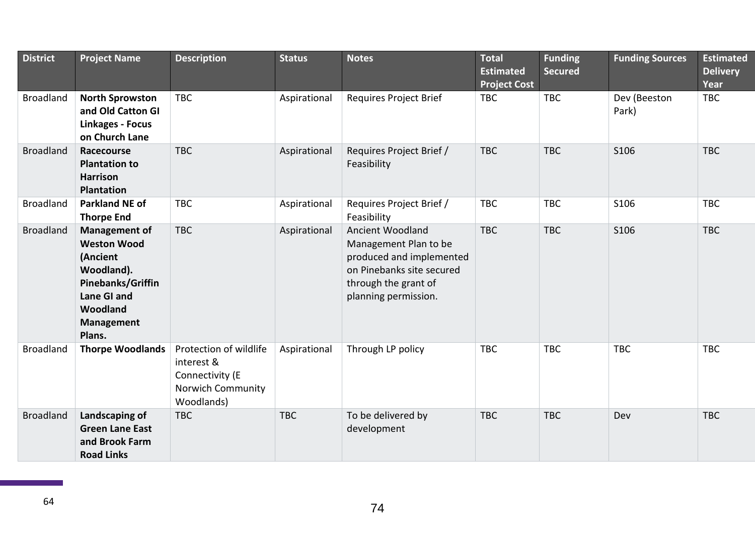| District | Project Name | Description | Status | Notes | Total Estimated Project Cost | Funding Secured | Funding Sources | Estimated Delivery Year |
|---|---|---|---|---|---|---|---|---|
| Broadland | **North Sprowston and Old Catton GI Linkages - Focus on Church Lane** | TBC | Aspirational | Requires Project Brief | TBC | TBC | Dev (Beeston Park) | TBC |
| Broadland | **Racecourse Plantation to Harrison Plantation** | TBC | Aspirational | Requires Project Brief / Feasibility | TBC | TBC | S106 | TBC |
| Broadland | **Parkland NE of Thorpe End** | TBC | Aspirational | Requires Project Brief / Feasibility | TBC | TBC | S106 | TBC |
| Broadland | **Management of Weston Wood (Ancient Woodland). Pinebanks/Griffin Lane GI and Woodland Management Plans.** | TBC | Aspirational | Ancient Woodland Management Plan to be produced and implemented on Pinebanks site secured through the grant of planning permission. | TBC | TBC | S106 | TBC |
| Broadland | **Thorpe Woodlands** | Protection of wildlife interest & Connectivity (E Norwich Community Woodlands) | Aspirational | Through LP policy | TBC | TBC | TBC | TBC |
| Broadland | **Landscaping of Green Lane East and Brook Farm Road Links** | TBC | TBC | To be delivered by development | TBC | TBC | Dev | TBC |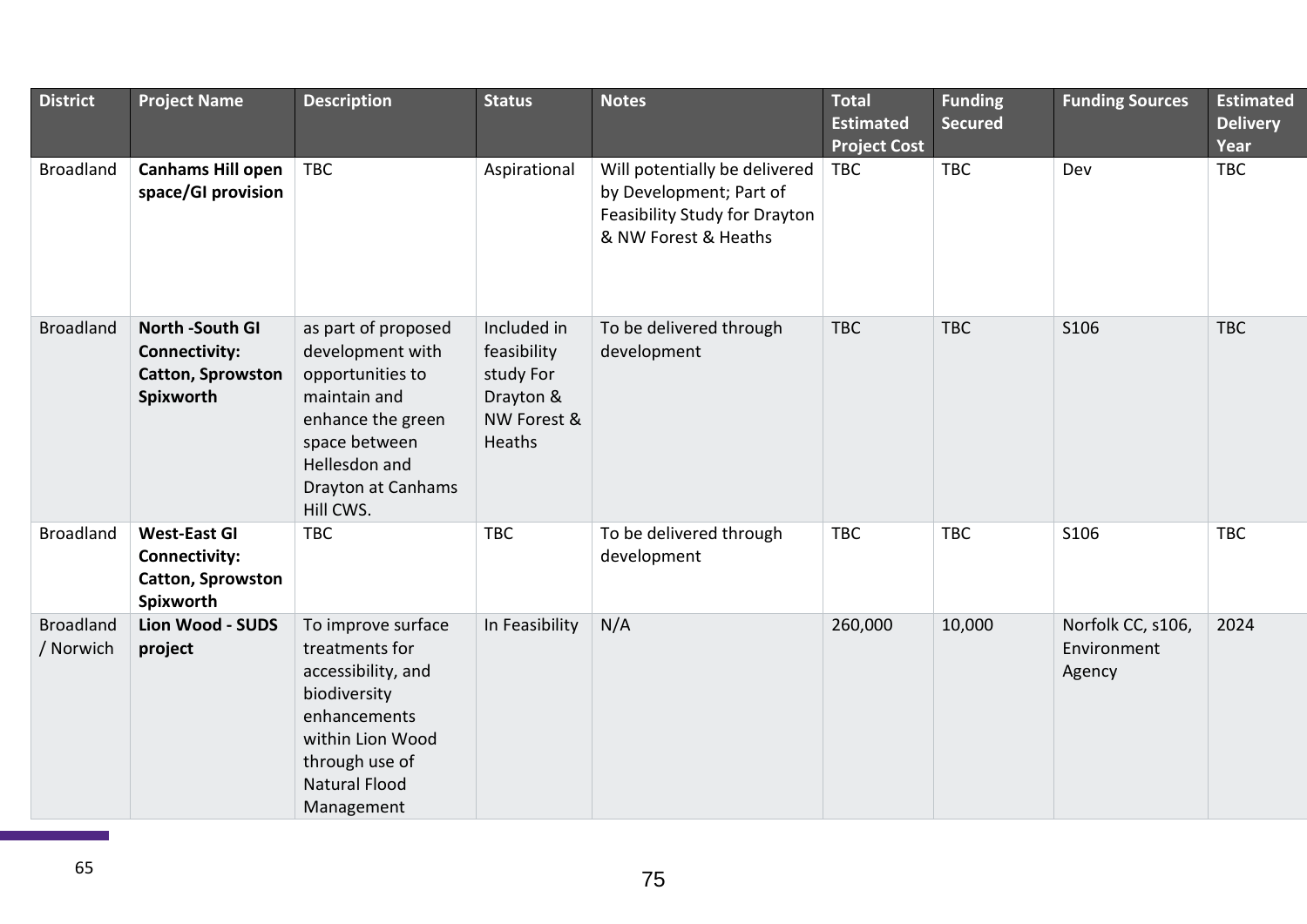| District | Project Name | Description | Status | Notes | Total Estimated Project Cost | Funding Secured | Funding Sources | Estimated Delivery Year |
|---|---|---|---|---|---|---|---|---|
| Broadland | **Canhams Hill open space/GI provision** | TBC | Aspirational | Will potentially be delivered by Development; Part of Feasibility Study for Drayton & NW Forest & Heaths | TBC | TBC | Dev | TBC |
| Broadland | **North -South GI Connectivity: Catton, Sprowston Spixworth** | as part of proposed development with opportunities to maintain and enhance the green space between Hellesdon and Drayton at Canhams Hill CWS. | Included in feasibility study For Drayton & NW Forest & Heaths | To be delivered through development | TBC | TBC | S106 | TBC |
| Broadland | **West-East GI Connectivity: Catton, Sprowston Spixworth** | TBC | TBC | To be delivered through development | TBC | TBC | S106 | TBC |
| Broadland / Norwich | **Lion Wood - SUDS project** | To improve surface treatments for accessibility, and biodiversity enhancements within Lion Wood through use of Natural Flood Management | In Feasibility | N/A | 260,000 | 10,000 | Norfolk CC, s106, Environment Agency | 2024 |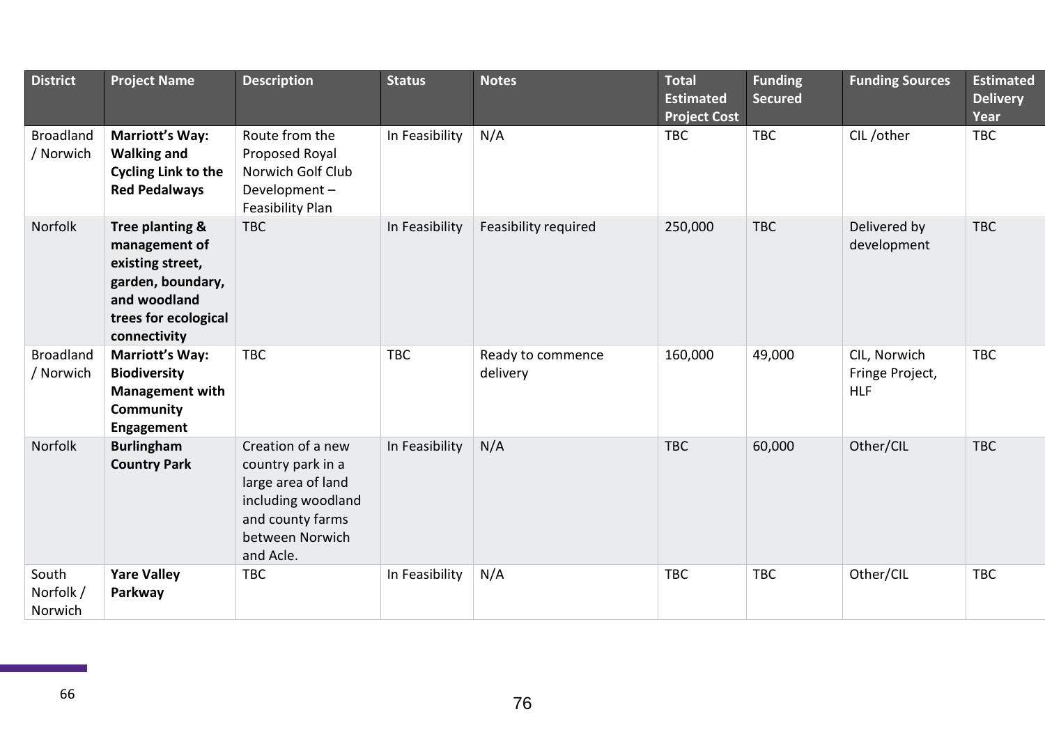| District | Project Name | Description | Status | Notes | Total Estimated Project Cost | Funding Secured | Funding Sources | Estimated Delivery Year |
|---|---|---|---|---|---|---|---|---|
| Broadland / Norwich | **Marriott's Way: Walking and Cycling Link to the Red Pedalways** | Route from the Proposed Royal Norwich Golf Club Development – Feasibility Plan | In Feasibility | N/A | TBC | TBC | CIL /other | TBC |
| Norfolk | **Tree planting & management of existing street, garden, boundary, and woodland trees for ecological connectivity** | TBC | In Feasibility | Feasibility required | 250,000 | TBC | Delivered by development | TBC |
| Broadland / Norwich | **Marriott's Way: Biodiversity Management with Community Engagement** | TBC | TBC | Ready to commence delivery | 160,000 | 49,000 | CIL, Norwich Fringe Project, HLF | TBC |
| Norfolk | **Burlingham Country Park** | Creation of a new country park in a large area of land including woodland and county farms between Norwich and Acle. | In Feasibility | N/A | TBC | 60,000 | Other/CIL | TBC |
| South Norfolk / Norwich | **Yare Valley Parkway** | TBC | In Feasibility | N/A | TBC | TBC | Other/CIL | TBC |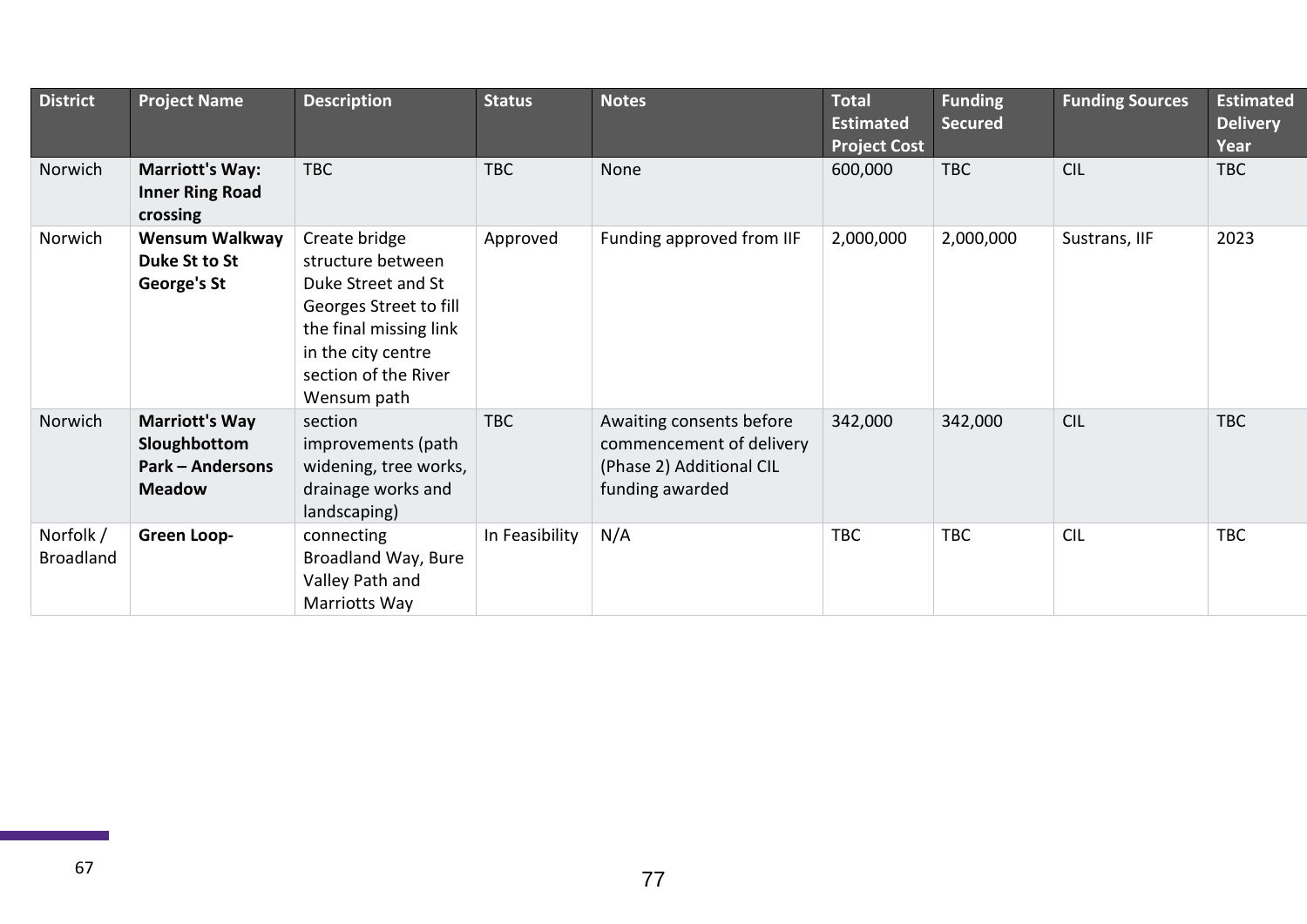| District | Project Name | Description | Status | Notes | Total Estimated Project Cost | Funding Secured | Funding Sources | Estimated Delivery Year |
|---|---|---|---|---|---|---|---|---|
| Norwich | **Marriott's Way: Inner Ring Road crossing** | TBC | TBC | None | 600,000 | TBC | CIL | TBC |
| Norwich | **Wensum Walkway Duke St to St George's St** | Create bridge structure between Duke Street and St Georges Street to fill the final missing link in the city centre section of the River Wensum path | Approved | Funding approved from IIF | 2,000,000 | 2,000,000 | Sustrans, IIF | 2023 |
| Norwich | **Marriott's Way Sloughbottom Park – Andersons Meadow** | section improvements (path widening, tree works, drainage works and landscaping) | TBC | Awaiting consents before commencement of delivery (Phase 2) Additional CIL funding awarded | 342,000 | 342,000 | CIL | TBC |
| Norfolk / Broadland | **Green Loop-** | connecting Broadland Way, Bure Valley Path and Marriotts Way | In Feasibility | N/A | TBC | TBC | CIL | TBC |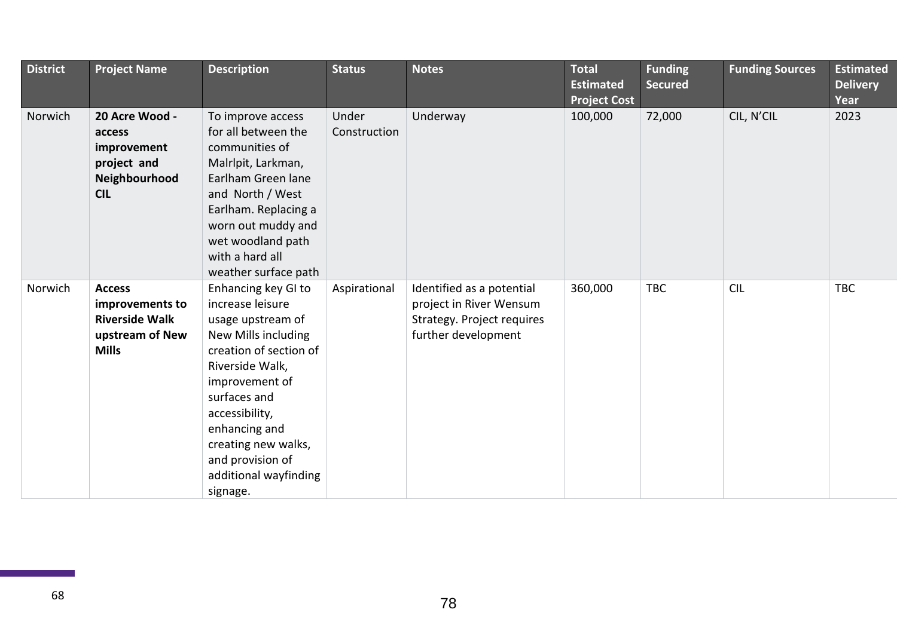| District | Project Name | Description | Status | Notes | Total Estimated Project Cost | Funding Secured | Funding Sources | Estimated Delivery Year |
|---|---|---|---|---|---|---|---|---|
| Norwich | **20 Acre Wood - access improvement project and Neighbourhood CIL** | To improve access for all between the communities of Malrlpit, Larkman, Earlham Green lane and North / West Earlham. Replacing a worn out muddy and wet woodland path with a hard all weather surface path | Under Construction | Underway | 100,000 | 72,000 | CIL, N'CIL | 2023 |
| Norwich | **Access improvements to Riverside Walk upstream of New Mills** | Enhancing key GI to increase leisure usage upstream of New Mills including creation of section of Riverside Walk, improvement of surfaces and accessibility, enhancing and creating new walks, and provision of additional wayfinding signage. | Aspirational | Identified as a potential project in River Wensum Strategy. Project requires further development | 360,000 | TBC | CIL | TBC |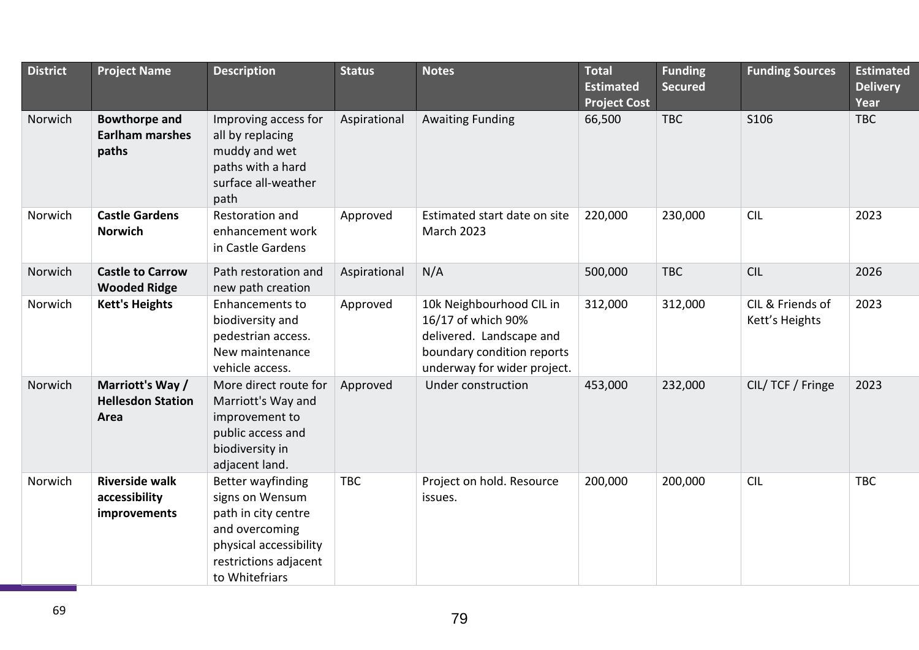| District | Project Name | Description | Status | Notes | Total Estimated Project Cost | Funding Secured | Funding Sources | Estimated Delivery Year |
|---|---|---|---|---|---|---|---|---|
| Norwich | **Bowthorpe and Earlham marshes paths** | Improving access for all by replacing muddy and wet paths with a hard surface all-weather path | Aspirational | Awaiting Funding | 66,500 | TBC | S106 | TBC |
| Norwich | **Castle Gardens Norwich** | Restoration and enhancement work in Castle Gardens | Approved | Estimated start date on site March 2023 | 220,000 | 230,000 | CIL | 2023 |
| Norwich | **Castle to Carrow Wooded Ridge** | Path restoration and new path creation | Aspirational | N/A | 500,000 | TBC | CIL | 2026 |
| Norwich | **Kett's Heights** | Enhancements to biodiversity and pedestrian access. New maintenance vehicle access. | Approved | 10k Neighbourhood CIL in 16/17 of which 90% delivered. Landscape and boundary condition reports underway for wider project. | 312,000 | 312,000 | CIL & Friends of Kett's Heights | 2023 |
| Norwich | **Marriott's Way / Hellesdon Station Area** | More direct route for Marriott's Way and improvement to public access and biodiversity in adjacent land. | Approved | Under construction | 453,000 | 232,000 | CIL/ TCF / Fringe | 2023 |
| Norwich | **Riverside walk accessibility improvements** | Better wayfinding signs on Wensum path in city centre and overcoming physical accessibility restrictions adjacent to Whitefriars | TBC | Project on hold. Resource issues. | 200,000 | 200,000 | CIL | TBC |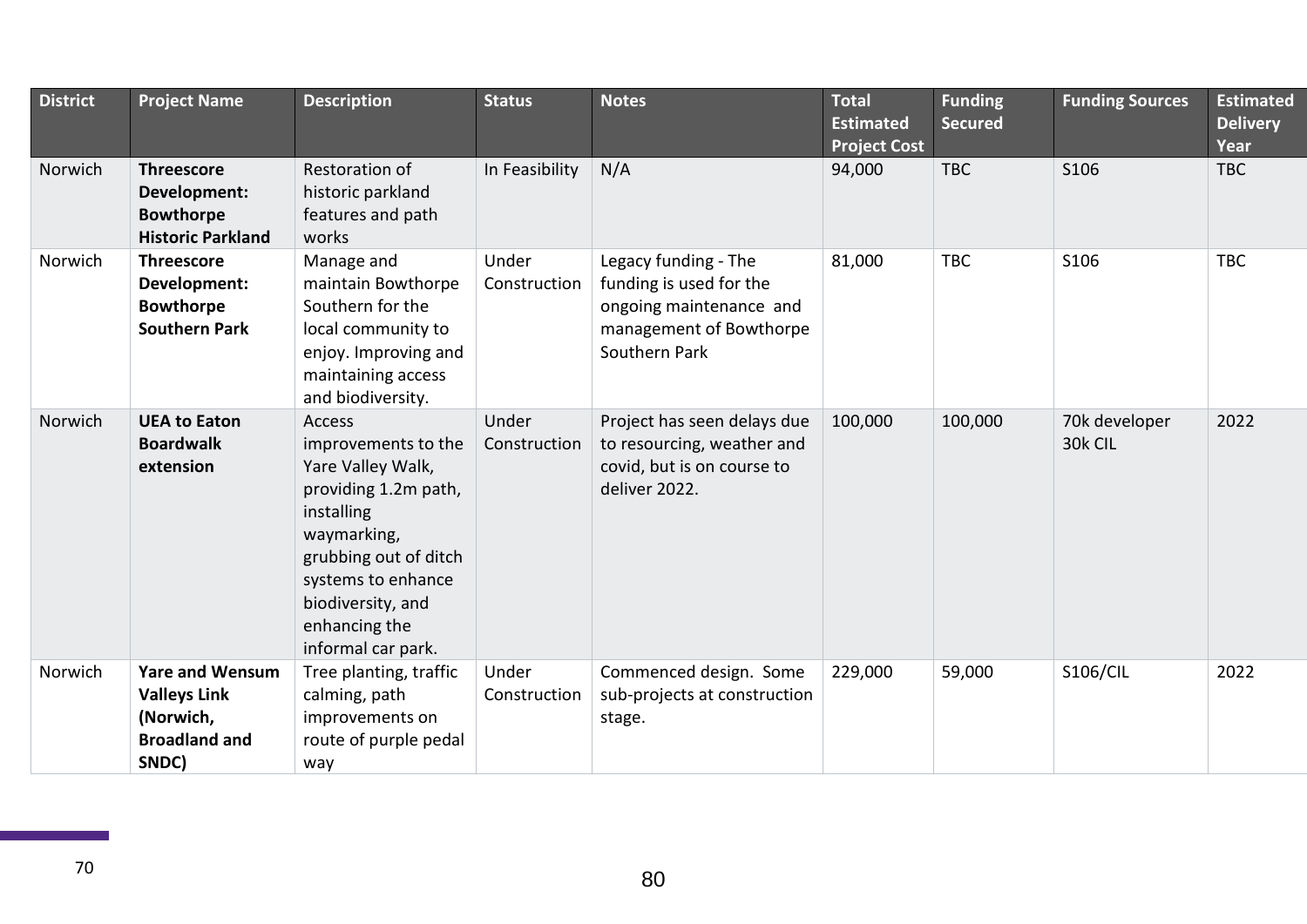| District | Project Name | Description | Status | Notes | Total Estimated Project Cost | Funding Secured | Funding Sources | Estimated Delivery Year |
|---|---|---|---|---|---|---|---|---|
| Norwich | **Threescore Development: Bowthorpe Historic Parkland** | Restoration of historic parkland features and path works | In Feasibility | N/A | 94,000 | TBC | S106 | TBC |
| Norwich | **Threescore Development: Bowthorpe Southern Park** | Manage and maintain Bowthorpe Southern for the local community to enjoy. Improving and maintaining access and biodiversity. | Under Construction | Legacy funding - The funding is used for the ongoing maintenance and management of Bowthorpe Southern Park | 81,000 | TBC | S106 | TBC |
| Norwich | **UEA to Eaton Boardwalk extension** | Access improvements to the Yare Valley Walk, providing 1.2m path, installing waymarking, grubbing out of ditch systems to enhance biodiversity, and enhancing the informal car park. | Under Construction | Project has seen delays due to resourcing, weather and covid, but is on course to deliver 2022. | 100,000 | 100,000 | 70k developer 30k CIL | 2022 |
| Norwich | **Yare and Wensum Valleys Link (Norwich, Broadland and SNDC)** | Tree planting, traffic calming, path improvements on route of purple pedal way | Under Construction | Commenced design. Some sub-projects at construction stage. | 229,000 | 59,000 | S106/CIL | 2022 |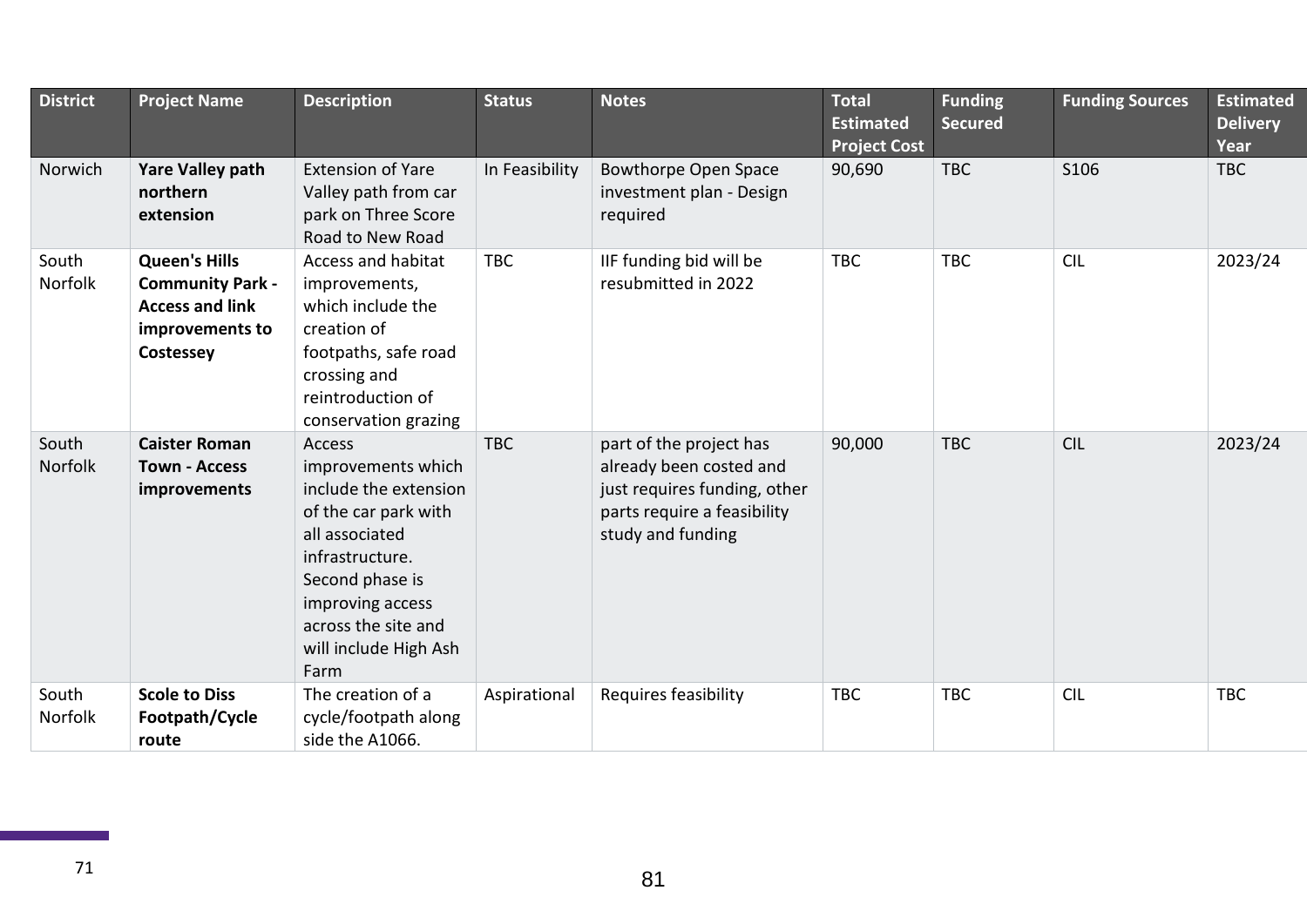| District | Project Name | Description | Status | Notes | Total Estimated Project Cost | Funding Secured | Funding Sources | Estimated Delivery Year |
|---|---|---|---|---|---|---|---|---|
| Norwich | **Yare Valley path northern extension** | Extension of Yare Valley path from car park on Three Score Road to New Road | In Feasibility | Bowthorpe Open Space investment plan - Design required | 90,690 | TBC | S106 | TBC |
| South Norfolk | **Queen's Hills Community Park - Access and link improvements to Costessey** | Access and habitat improvements, which include the creation of footpaths, safe road crossing and reintroduction of conservation grazing | TBC | IIF funding bid will be resubmitted in 2022 | TBC | TBC | CIL | 2023/24 |
| South Norfolk | **Caister Roman Town - Access improvements** | Access improvements which include the extension of the car park with all associated infrastructure. Second phase is improving access across the site and will include High Ash Farm | TBC | part of the project has already been costed and just requires funding, other parts require a feasibility study and funding | 90,000 | TBC | CIL | 2023/24 |
| South Norfolk | **Scole to Diss Footpath/Cycle route** | The creation of a cycle/footpath along side the A1066. | Aspirational | Requires feasibility | TBC | TBC | CIL | TBC |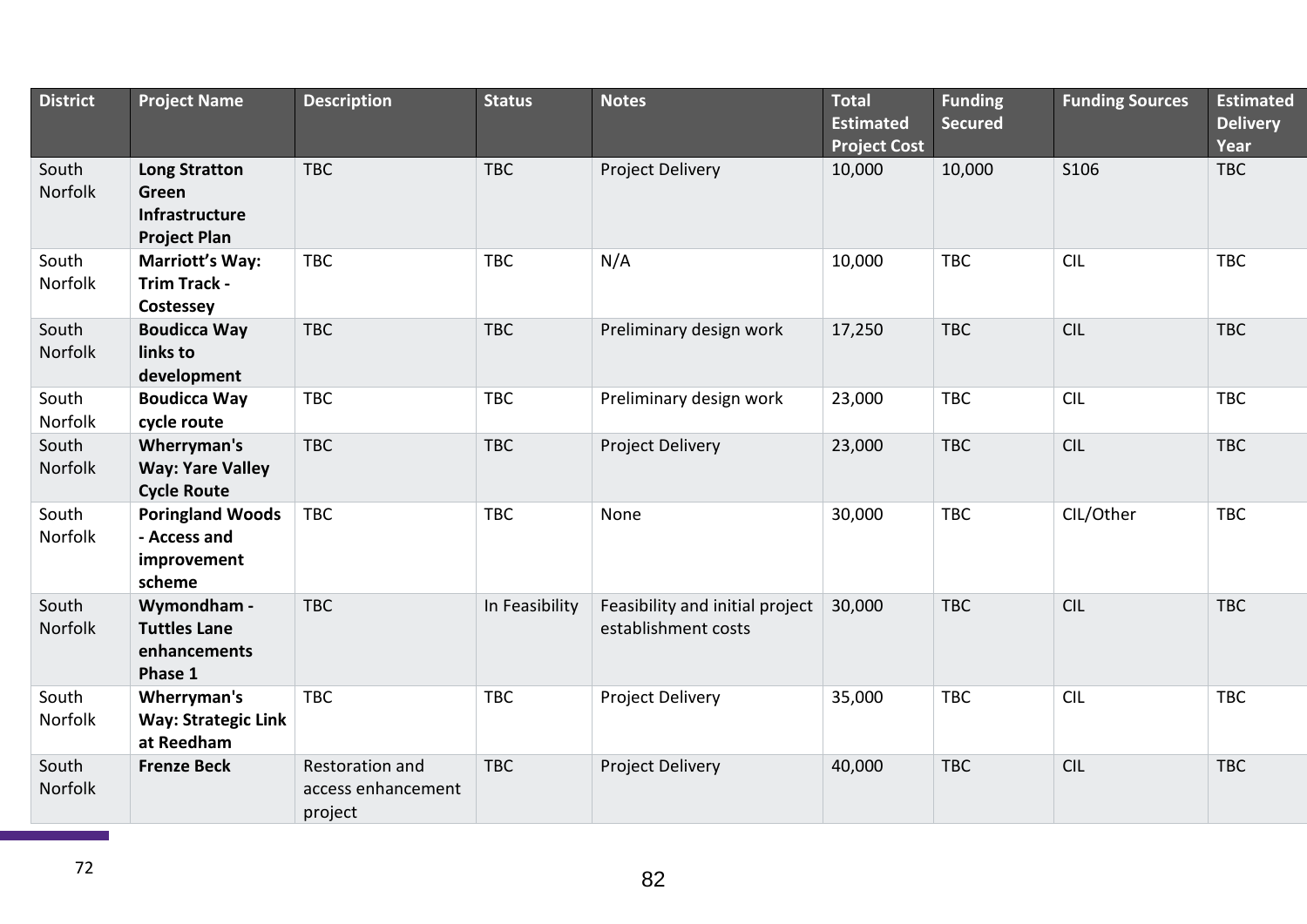| District | Project Name | Description | Status | Notes | Total Estimated Project Cost | Funding Secured | Funding Sources | Estimated Delivery Year |
| --- | --- | --- | --- | --- | --- | --- | --- | --- |
| South Norfolk | **Long Stratton Green Infrastructure Project Plan** | TBC | TBC | Project Delivery | 10,000 | 10,000 | S106 | TBC |
| South Norfolk | **Marriott's Way: Trim Track - Costessey** | TBC | TBC | N/A | 10,000 | TBC | CIL | TBC |
| South Norfolk | **Boudicca Way links to development** | TBC | TBC | Preliminary design work | 17,250 | TBC | CIL | TBC |
| South Norfolk | **Boudicca Way cycle route** | TBC | TBC | Preliminary design work | 23,000 | TBC | CIL | TBC |
| South Norfolk | **Wherryman's Way: Yare Valley Cycle Route** | TBC | TBC | Project Delivery | 23,000 | TBC | CIL | TBC |
| South Norfolk | **Poringland Woods - Access and improvement scheme** | TBC | TBC | None | 30,000 | TBC | CIL/Other | TBC |
| South Norfolk | **Wymondham - Tuttles Lane enhancements Phase 1** | TBC | In Feasibility | Feasibility and initial project establishment costs | 30,000 | TBC | CIL | TBC |
| South Norfolk | **Wherryman's Way: Strategic Link at Reedham** | TBC | TBC | Project Delivery | 35,000 | TBC | CIL | TBC |
| South Norfolk | **Frenze Beck** | Restoration and access enhancement project | TBC | Project Delivery | 40,000 | TBC | CIL | TBC |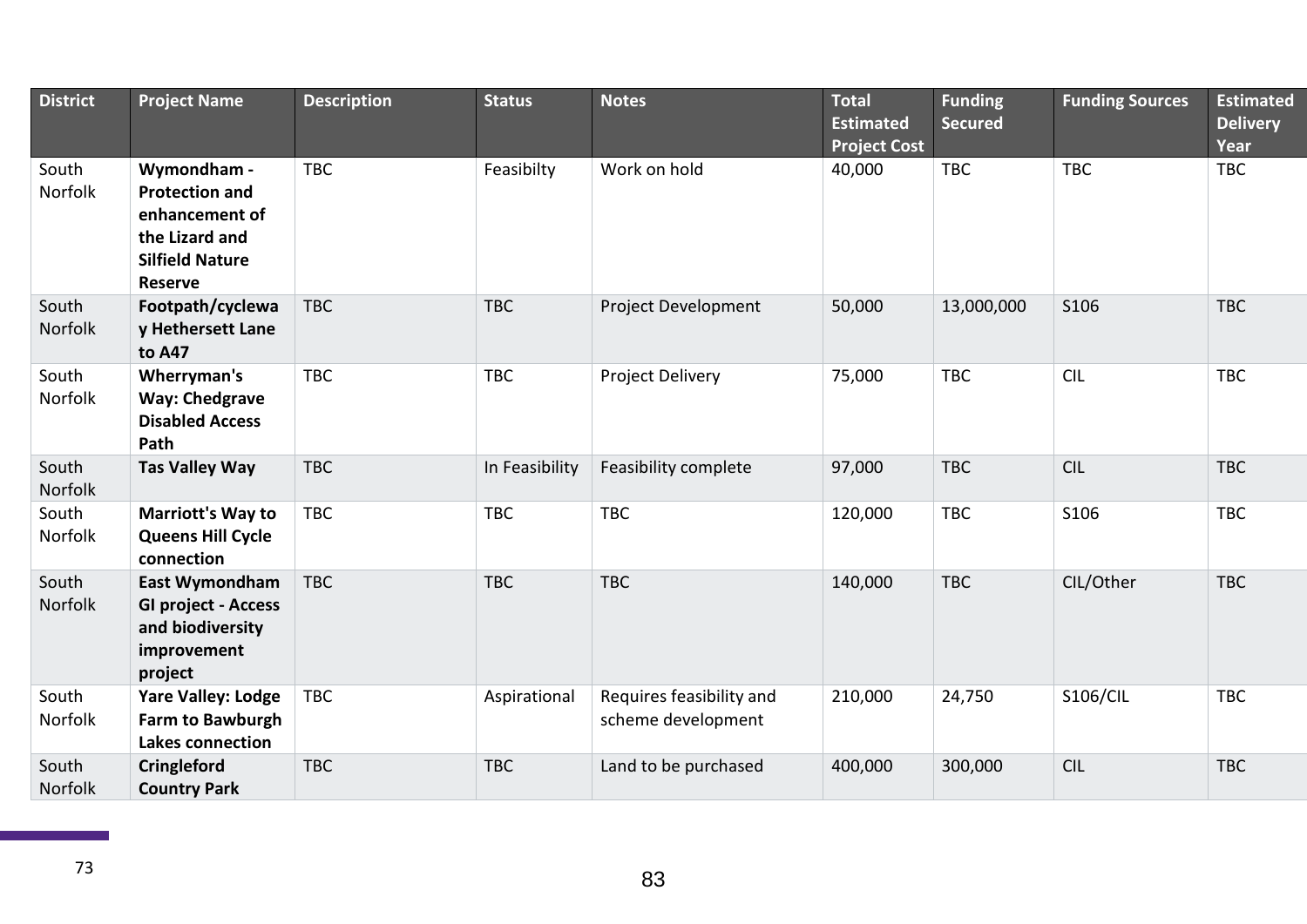| District | Project Name | Description | Status | Notes | Total Estimated Project Cost | Funding Secured | Funding Sources | Estimated Delivery Year |
|---|---|---|---|---|---|---|---|---|
| South Norfolk | **Wymondham - Protection and enhancement of the Lizard and Silfield Nature Reserve** | TBC | Feasibilty | Work on hold | 40,000 | TBC | TBC | TBC |
| South Norfolk | **Footpath/cycleway Hethersett Lane to A47** | TBC | TBC | Project Development | 50,000 | 13,000,000 | S106 | TBC |
| South Norfolk | **Wherryman's Way: Chedgrave Disabled Access Path** | TBC | TBC | Project Delivery | 75,000 | TBC | CIL | TBC |
| South Norfolk | **Tas Valley Way** | TBC | In Feasibility | Feasibility complete | 97,000 | TBC | CIL | TBC |
| South Norfolk | **Marriott's Way to Queens Hill Cycle connection** | TBC | TBC | TBC | 120,000 | TBC | S106 | TBC |
| South Norfolk | **East Wymondham GI project - Access and biodiversity improvement project** | TBC | TBC | TBC | 140,000 | TBC | CIL/Other | TBC |
| South Norfolk | **Yare Valley: Lodge Farm to Bawburgh Lakes connection** | TBC | Aspirational | Requires feasibility and scheme development | 210,000 | 24,750 | S106/CIL | TBC |
| South Norfolk | **Cringleford Country Park** | TBC | TBC | Land to be purchased | 400,000 | 300,000 | CIL | TBC |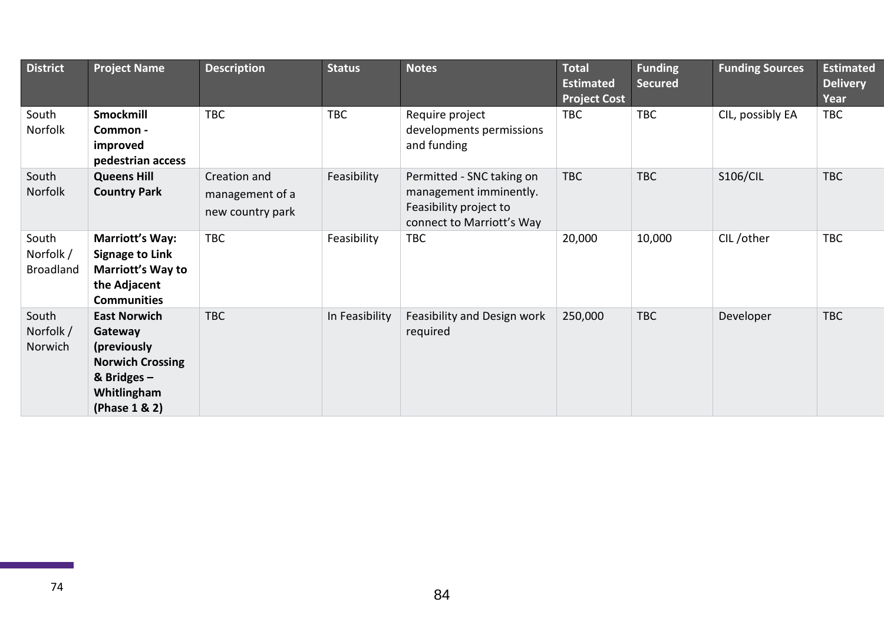| District | Project Name | Description | Status | Notes | Total Estimated Project Cost | Funding Secured | Funding Sources | Estimated Delivery Year |
|---|---|---|---|---|---|---|---|---|
| South Norfolk | **Smockmill Common - improved pedestrian access** | TBC | TBC | Require project developments permissions and funding | TBC | TBC | CIL, possibly EA | TBC |
| South Norfolk | **Queens Hill Country Park** | Creation and management of a new country park | Feasibility | Permitted - SNC taking on management imminently. Feasibility project to connect to Marriott's Way | TBC | TBC | S106/CIL | TBC |
| South Norfolk / Broadland | **Marriott's Way: Signage to Link Marriott's Way to the Adjacent Communities** | TBC | Feasibility | TBC | 20,000 | 10,000 | CIL /other | TBC |
| South Norfolk / Norwich | **East Norwich Gateway (previously Norwich Crossing & Bridges – Whitlingham (Phase 1 & 2)** | TBC | In Feasibility | Feasibility and Design work required | 250,000 | TBC | Developer | TBC |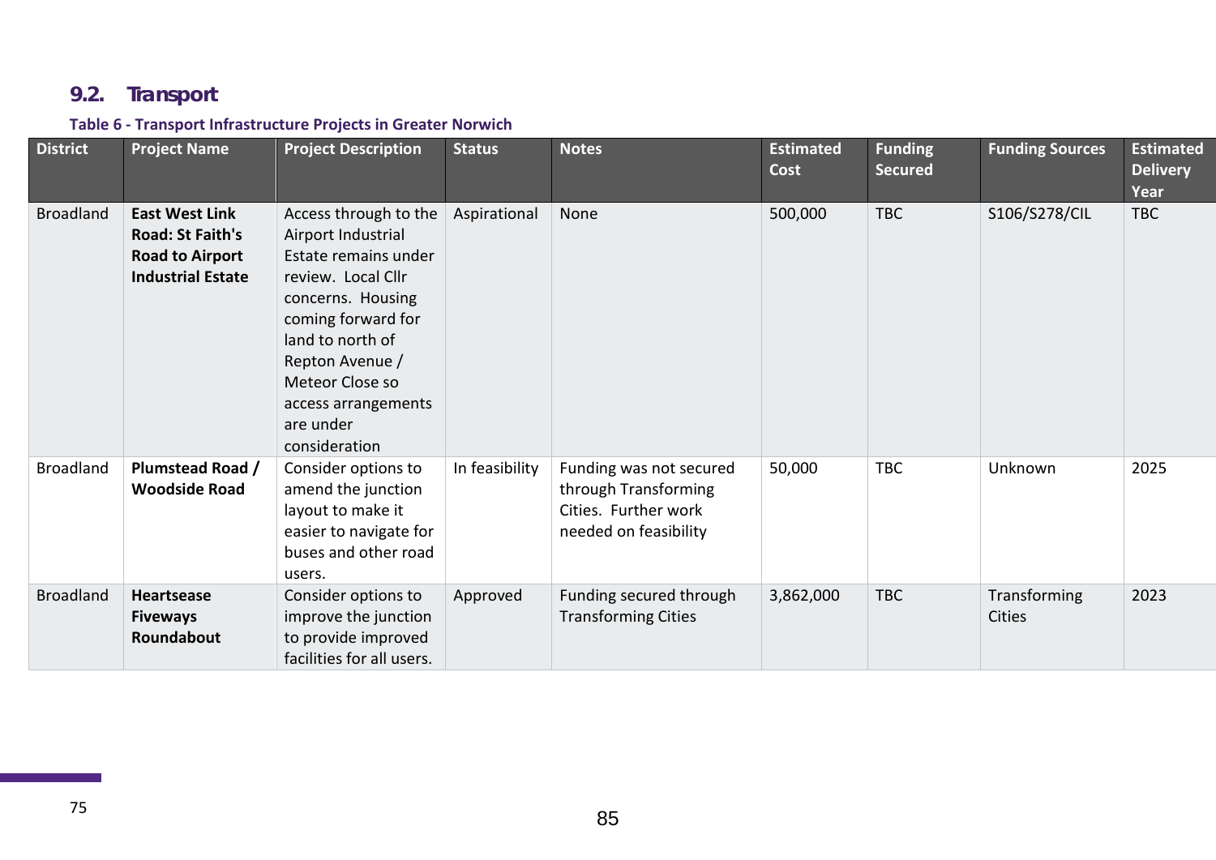## 9.2. Transport

**Table 6 - Transport Infrastructure Projects in Greater Norwich**

| District | Project Name | Project Description | Status | Notes | Estimated Cost | Funding Secured | Funding Sources | Estimated Delivery Year |
|---|---|---|---|---|---|---|---|---|
| Broadland | **East West Link Road: St Faith's Road to Airport Industrial Estate** | Access through to the Airport Industrial Estate remains under review. Local Cllr concerns. Housing coming forward for land to north of Repton Avenue / Meteor Close so access arrangements are under consideration | Aspirational | None | 500,000 | TBC | S106/S278/CIL | TBC |
| Broadland | **Plumstead Road / Woodside Road** | Consider options to amend the junction layout to make it easier to navigate for buses and other road users. | In feasibility | Funding was not secured through Transforming Cities. Further work needed on feasibility | 50,000 | TBC | Unknown | 2025 |
| Broadland | **Heartsease Fiveways Roundabout** | Consider options to improve the junction to provide improved facilities for all users. | Approved | Funding secured through Transforming Cities | 3,862,000 | TBC | Transforming Cities | 2023 |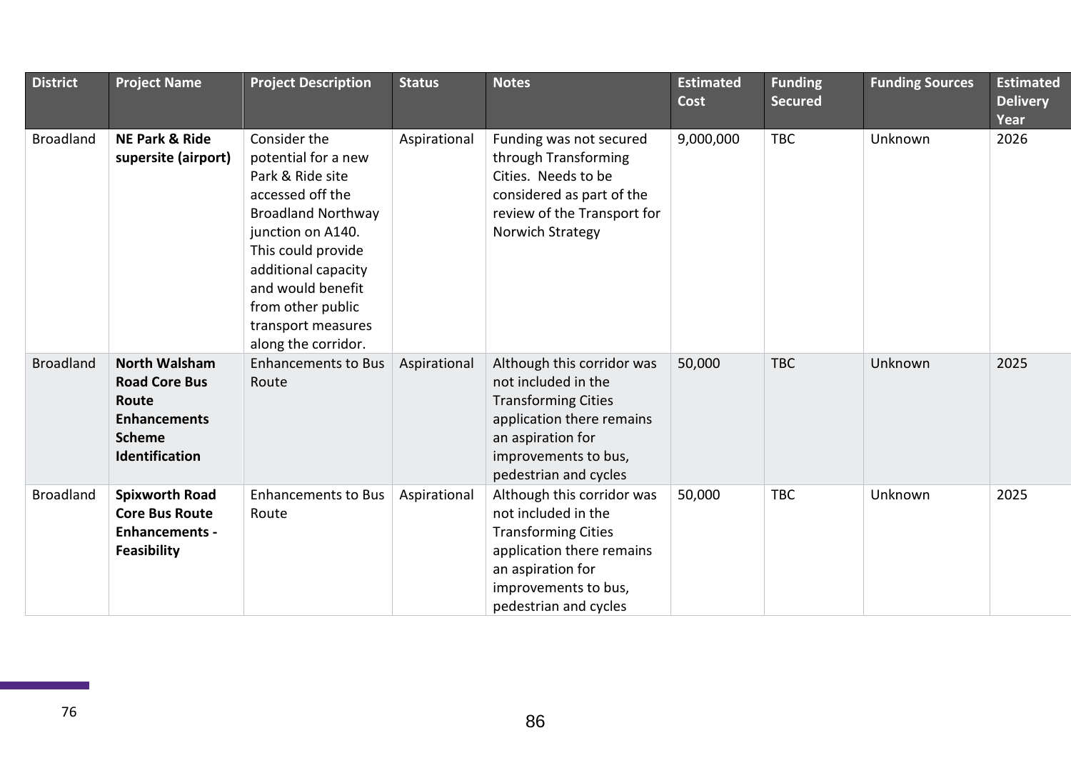| District | Project Name | Project Description | Status | Notes | Estimated Cost | Funding Secured | Funding Sources | Estimated Delivery Year |
|---|---|---|---|---|---|---|---|---|
| Broadland | **NE Park & Ride supersite (airport)** | Consider the potential for a new Park & Ride site accessed off the Broadland Northway junction on A140. This could provide additional capacity and would benefit from other public transport measures along the corridor. | Aspirational | Funding was not secured through Transforming Cities. Needs to be considered as part of the review of the Transport for Norwich Strategy | 9,000,000 | TBC | Unknown | 2026 |
| Broadland | **North Walsham Road Core Bus Route Enhancements Scheme Identification** | Enhancements to Bus Route | Aspirational | Although this corridor was not included in the Transforming Cities application there remains an aspiration for improvements to bus, pedestrian and cycles | 50,000 | TBC | Unknown | 2025 |
| Broadland | **Spixworth Road Core Bus Route Enhancements - Feasibility** | Enhancements to Bus Route | Aspirational | Although this corridor was not included in the Transforming Cities application there remains an aspiration for improvements to bus, pedestrian and cycles | 50,000 | TBC | Unknown | 2025 |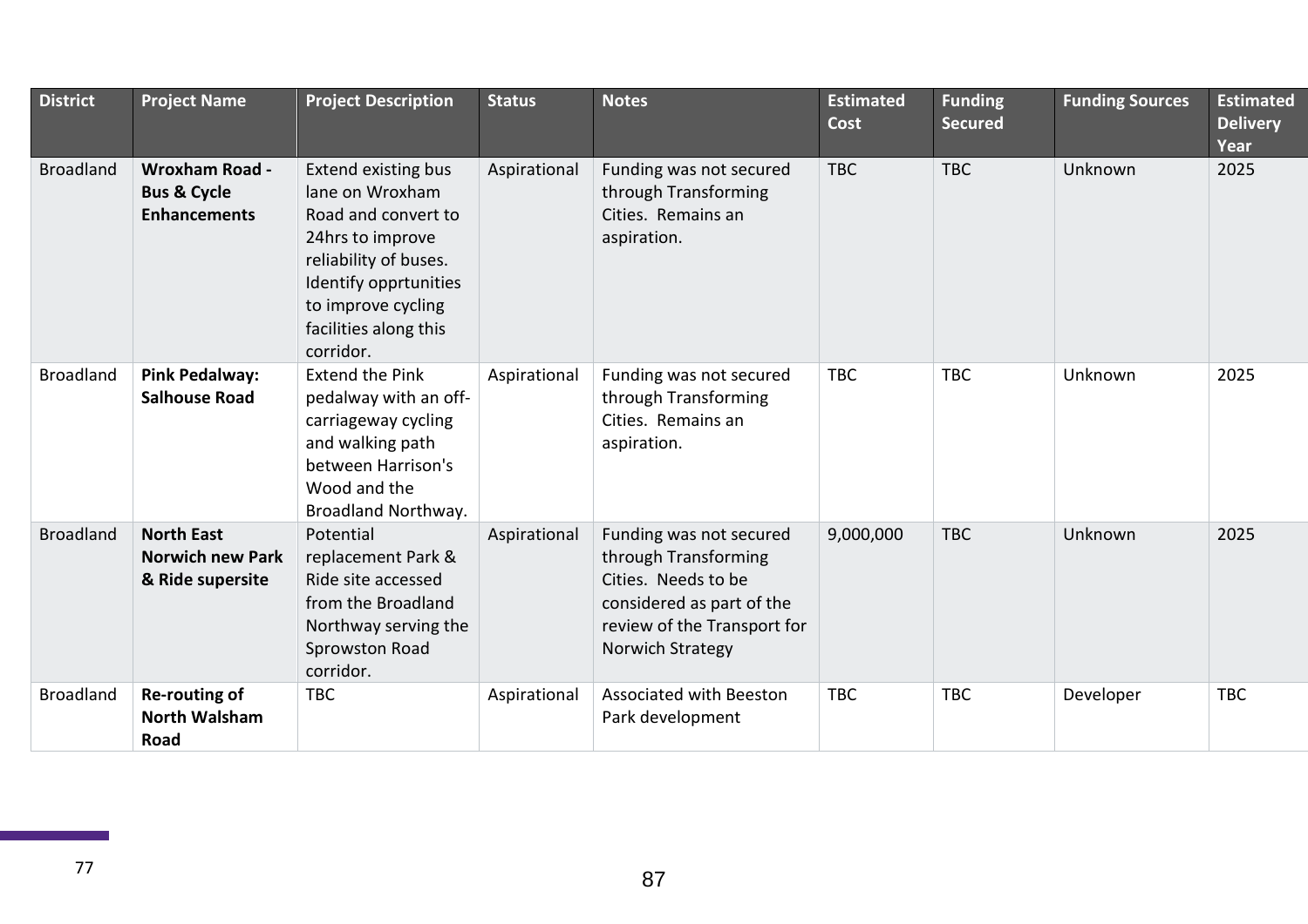| District | Project Name | Project Description | Status | Notes | Estimated Cost | Funding Secured | Funding Sources | Estimated Delivery Year |
|---|---|---|---|---|---|---|---|---|
| Broadland | **Wroxham Road - Bus & Cycle Enhancements** | Extend existing bus lane on Wroxham Road and convert to 24hrs to improve reliability of buses. Identify opprtunities to improve cycling facilities along this corridor. | Aspirational | Funding was not secured through Transforming Cities. Remains an aspiration. | TBC | TBC | Unknown | 2025 |
| Broadland | **Pink Pedalway: Salhouse Road** | Extend the Pink pedalway with an off-carriageway cycling and walking path between Harrison's Wood and the Broadland Northway. | Aspirational | Funding was not secured through Transforming Cities. Remains an aspiration. | TBC | TBC | Unknown | 2025 |
| Broadland | **North East Norwich new Park & Ride supersite** | Potential replacement Park & Ride site accessed from the Broadland Northway serving the Sprowston Road corridor. | Aspirational | Funding was not secured through Transforming Cities. Needs to be considered as part of the review of the Transport for Norwich Strategy | 9,000,000 | TBC | Unknown | 2025 |
| Broadland | **Re-routing of North Walsham Road** | TBC | Aspirational | Associated with Beeston Park development | TBC | TBC | Developer | TBC |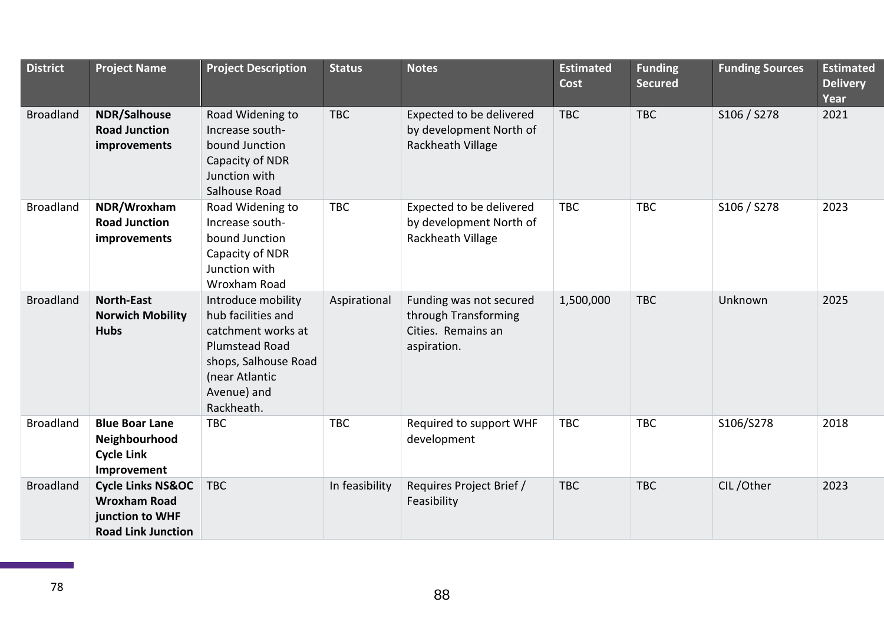| District | Project Name | Project Description | Status | Notes | Estimated Cost | Funding Secured | Funding Sources | Estimated Delivery Year |
|---|---|---|---|---|---|---|---|---|
| Broadland | **NDR/Salhouse Road Junction improvements** | Road Widening to Increase south-bound Junction Capacity of NDR Junction with Salhouse Road | TBC | Expected to be delivered by development North of Rackheath Village | TBC | TBC | S106 / S278 | 2021 |
| Broadland | **NDR/Wroxham Road Junction improvements** | Road Widening to Increase south-bound Junction Capacity of NDR Junction with Wroxham Road | TBC | Expected to be delivered by development North of Rackheath Village | TBC | TBC | S106 / S278 | 2023 |
| Broadland | **North-East Norwich Mobility Hubs** | Introduce mobility hub facilities and catchment works at Plumstead Road shops, Salhouse Road (near Atlantic Avenue) and Rackheath. | Aspirational | Funding was not secured through Transforming Cities. Remains an aspiration. | 1,500,000 | TBC | Unknown | 2025 |
| Broadland | **Blue Boar Lane Neighbourhood Cycle Link Improvement** | TBC | TBC | Required to support WHF development | TBC | TBC | S106/S278 | 2018 |
| Broadland | **Cycle Links NS&OC Wroxham Road junction to WHF Road Link Junction** | TBC | In feasibility | Requires Project Brief / Feasibility | TBC | TBC | CIL /Other | 2023 |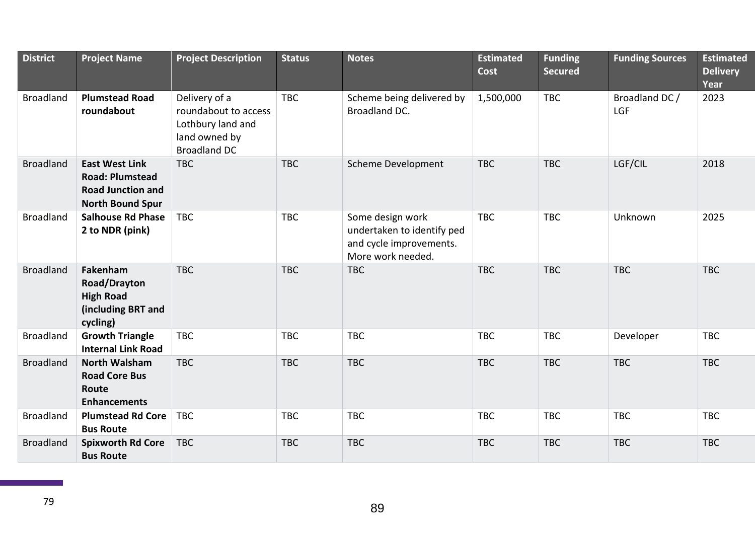| District | Project Name | Project Description | Status | Notes | Estimated Cost | Funding Secured | Funding Sources | Estimated Delivery Year |
|---|---|---|---|---|---|---|---|---|
| Broadland | **Plumstead Road roundabout** | Delivery of a roundabout to access Lothbury land and land owned by Broadland DC | TBC | Scheme being delivered by Broadland DC. | 1,500,000 | TBC | Broadland DC / LGF | 2023 |
| Broadland | **East West Link Road: Plumstead Road Junction and North Bound Spur** | TBC | TBC | Scheme Development | TBC | TBC | LGF/CIL | 2018 |
| Broadland | **Salhouse Rd Phase 2 to NDR (pink)** | TBC | TBC | Some design work undertaken to identify ped and cycle improvements. More work needed. | TBC | TBC | Unknown | 2025 |
| Broadland | **Fakenham Road/Drayton High Road (including BRT and cycling)** | TBC | TBC | TBC | TBC | TBC | TBC | TBC |
| Broadland | **Growth Triangle Internal Link Road** | TBC | TBC | TBC | TBC | TBC | Developer | TBC |
| Broadland | **North Walsham Road Core Bus Route Enhancements** | TBC | TBC | TBC | TBC | TBC | TBC | TBC |
| Broadland | **Plumstead Rd Core Bus Route** | TBC | TBC | TBC | TBC | TBC | TBC | TBC |
| Broadland | **Spixworth Rd Core Bus Route** | TBC | TBC | TBC | TBC | TBC | TBC | TBC |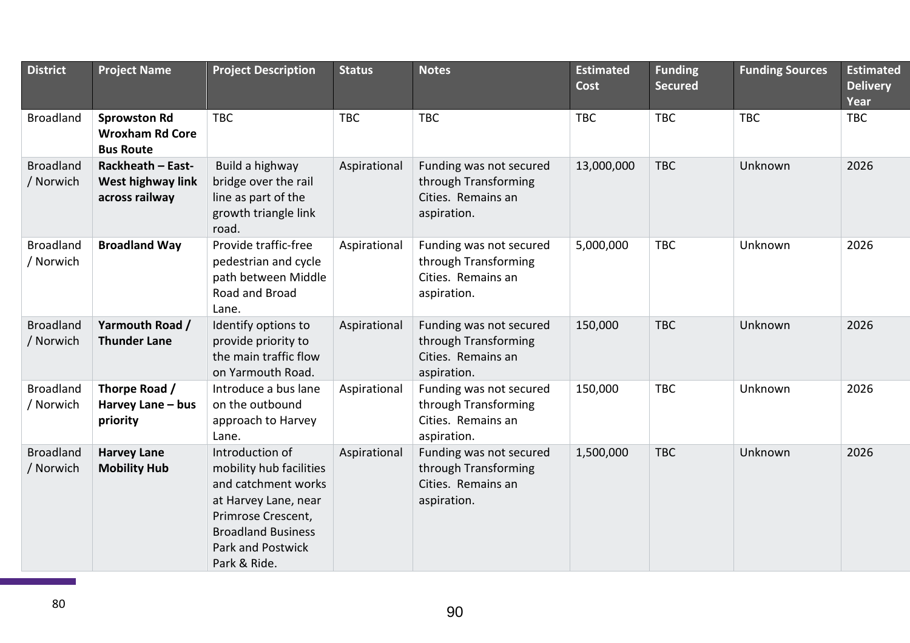| District | Project Name | Project Description | Status | Notes | Estimated Cost | Funding Secured | Funding Sources | Estimated Delivery Year |
|---|---|---|---|---|---|---|---|---|
| Broadland | **Sprowston Rd Wroxham Rd Core Bus Route** | TBC | TBC | TBC | TBC | TBC | TBC | TBC |
| Broadland / Norwich | **Rackheath – East-West highway link across railway** | Build a highway bridge over the rail line as part of the growth triangle link road. | Aspirational | Funding was not secured through Transforming Cities. Remains an aspiration. | 13,000,000 | TBC | Unknown | 2026 |
| Broadland / Norwich | **Broadland Way** | Provide traffic-free pedestrian and cycle path between Middle Road and Broad Lane. | Aspirational | Funding was not secured through Transforming Cities. Remains an aspiration. | 5,000,000 | TBC | Unknown | 2026 |
| Broadland / Norwich | **Yarmouth Road / Thunder Lane** | Identify options to provide priority to the main traffic flow on Yarmouth Road. | Aspirational | Funding was not secured through Transforming Cities. Remains an aspiration. | 150,000 | TBC | Unknown | 2026 |
| Broadland / Norwich | **Thorpe Road / Harvey Lane – bus priority** | Introduce a bus lane on the outbound approach to Harvey Lane. | Aspirational | Funding was not secured through Transforming Cities. Remains an aspiration. | 150,000 | TBC | Unknown | 2026 |
| Broadland / Norwich | **Harvey Lane Mobility Hub** | Introduction of mobility hub facilities and catchment works at Harvey Lane, near Primrose Crescent, Broadland Business Park and Postwick Park & Ride. | Aspirational | Funding was not secured through Transforming Cities. Remains an aspiration. | 1,500,000 | TBC | Unknown | 2026 |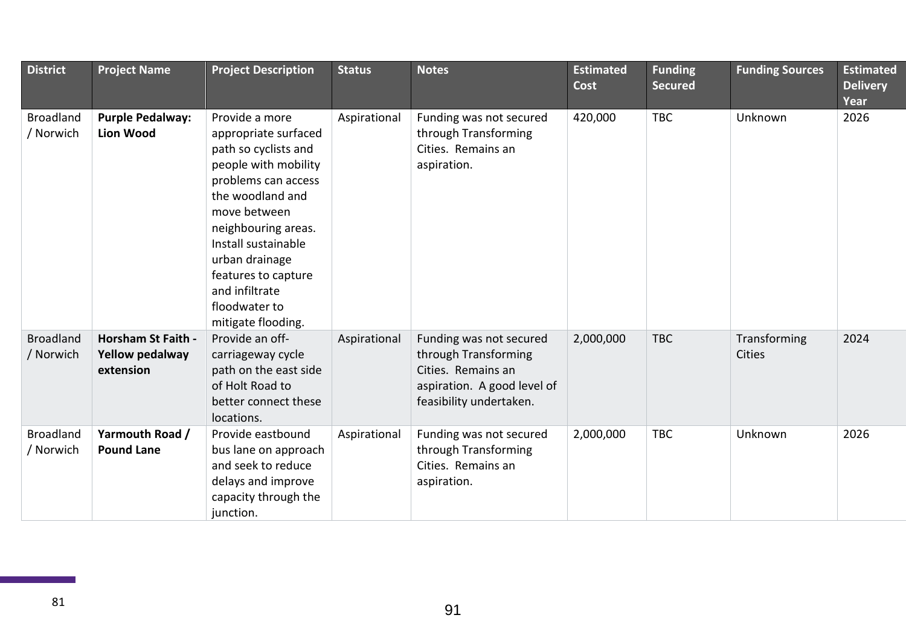| District | Project Name | Project Description | Status | Notes | Estimated Cost | Funding Secured | Funding Sources | Estimated Delivery Year |
|---|---|---|---|---|---|---|---|---|
| Broadland / Norwich | **Purple Pedalway: Lion Wood** | Provide a more appropriate surfaced path so cyclists and people with mobility problems can access the woodland and move between neighbouring areas. Install sustainable urban drainage features to capture and infiltrate floodwater to mitigate flooding. | Aspirational | Funding was not secured through Transforming Cities. Remains an aspiration. | 420,000 | TBC | Unknown | 2026 |
| Broadland / Norwich | **Horsham St Faith - Yellow pedalway extension** | Provide an off-carriageway cycle path on the east side of Holt Road to better connect these locations. | Aspirational | Funding was not secured through Transforming Cities. Remains an aspiration. A good level of feasibility undertaken. | 2,000,000 | TBC | Transforming Cities | 2024 |
| Broadland / Norwich | **Yarmouth Road / Pound Lane** | Provide eastbound bus lane on approach and seek to reduce delays and improve capacity through the junction. | Aspirational | Funding was not secured through Transforming Cities. Remains an aspiration. | 2,000,000 | TBC | Unknown | 2026 |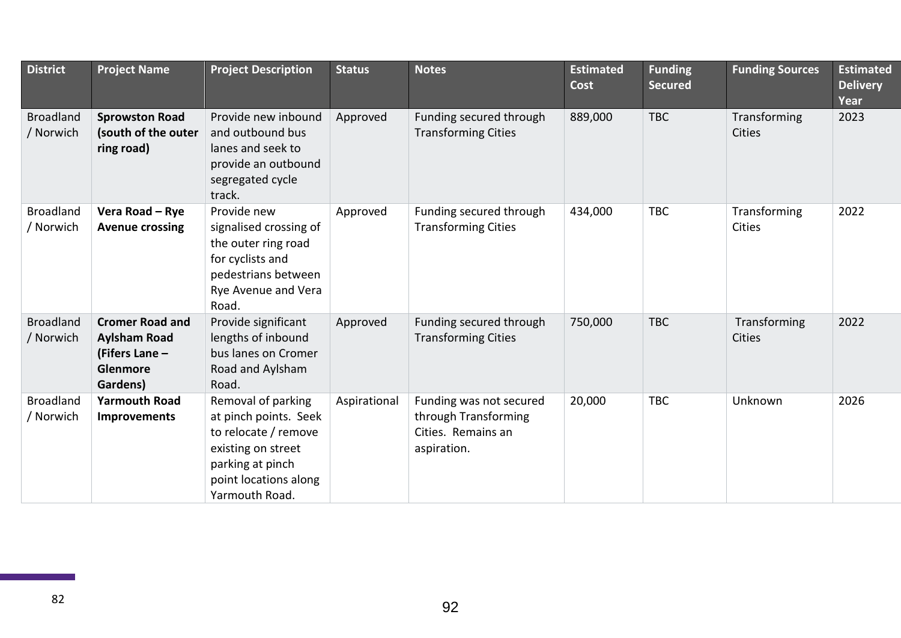| District | Project Name | Project Description | Status | Notes | Estimated Cost | Funding Secured | Funding Sources | Estimated Delivery Year |
|---|---|---|---|---|---|---|---|---|
| Broadland / Norwich | **Sprowston Road (south of the outer ring road)** | Provide new inbound and outbound bus lanes and seek to provide an outbound segregated cycle track. | Approved | Funding secured through Transforming Cities | 889,000 | TBC | Transforming Cities | 2023 |
| Broadland / Norwich | **Vera Road – Rye Avenue crossing** | Provide new signalised crossing of the outer ring road for cyclists and pedestrians between Rye Avenue and Vera Road. | Approved | Funding secured through Transforming Cities | 434,000 | TBC | Transforming Cities | 2022 |
| Broadland / Norwich | **Cromer Road and Aylsham Road (Fifers Lane – Glenmore Gardens)** | Provide significant lengths of inbound bus lanes on Cromer Road and Aylsham Road. | Approved | Funding secured through Transforming Cities | 750,000 | TBC | Transforming Cities | 2022 |
| Broadland / Norwich | **Yarmouth Road Improvements** | Removal of parking at pinch points. Seek to relocate / remove existing on street parking at pinch point locations along Yarmouth Road. | Aspirational | Funding was not secured through Transforming Cities. Remains an aspiration. | 20,000 | TBC | Unknown | 2026 |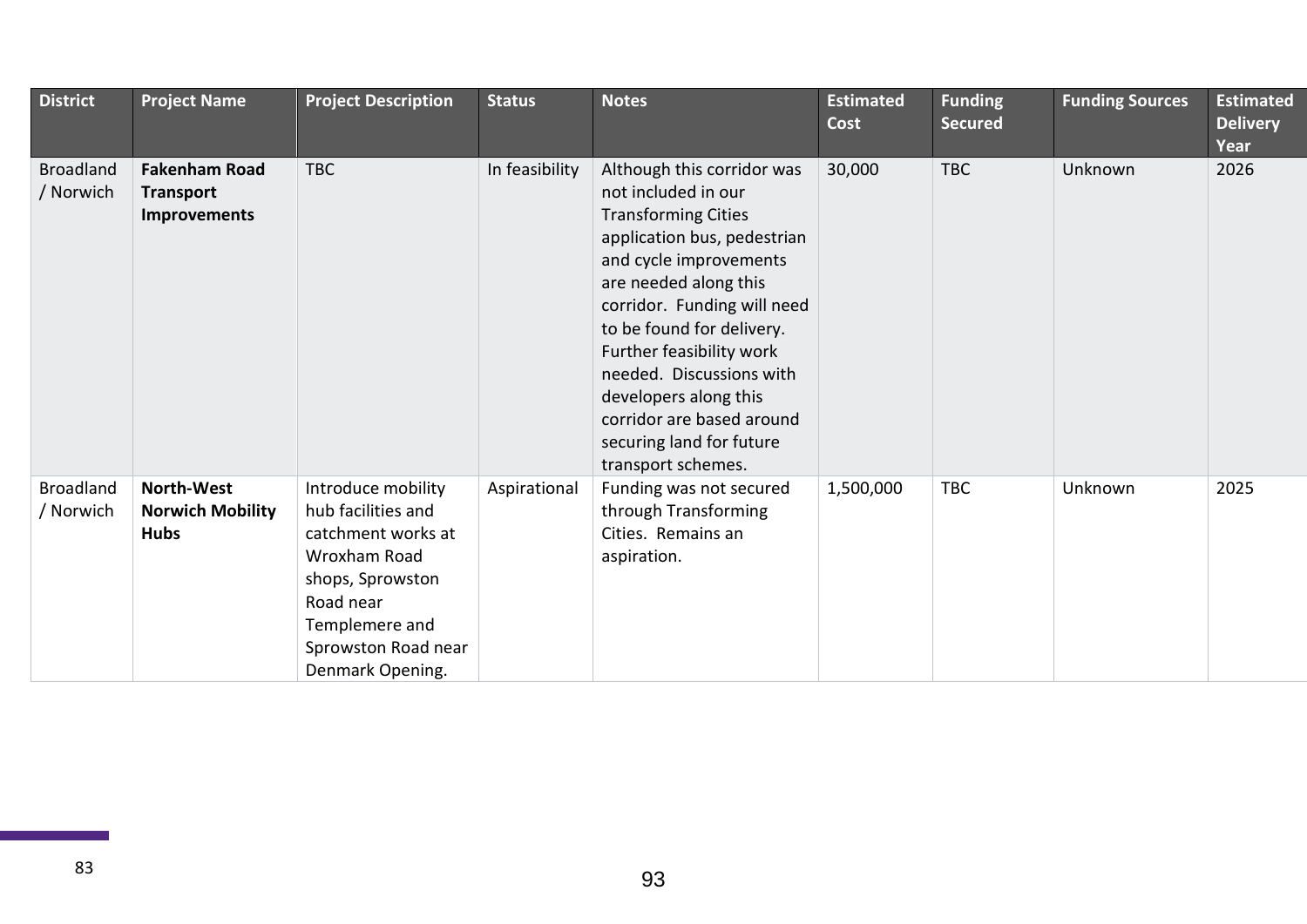| District | Project Name | Project Description | Status | Notes | Estimated Cost | Funding Secured | Funding Sources | Estimated Delivery Year |
|---|---|---|---|---|---|---|---|---|
| Broadland / Norwich | **Fakenham Road Transport Improvements** | TBC | In feasibility | Although this corridor was not included in our Transforming Cities application bus, pedestrian and cycle improvements are needed along this corridor. Funding will need to be found for delivery. Further feasibility work needed. Discussions with developers along this corridor are based around securing land for future transport schemes. | 30,000 | TBC | Unknown | 2026 |
| Broadland / Norwich | **North-West Norwich Mobility Hubs** | Introduce mobility hub facilities and catchment works at Wroxham Road shops, Sprowston Road near Templemere and Sprowston Road near Denmark Opening. | Aspirational | Funding was not secured through Transforming Cities. Remains an aspiration. | 1,500,000 | TBC | Unknown | 2025 |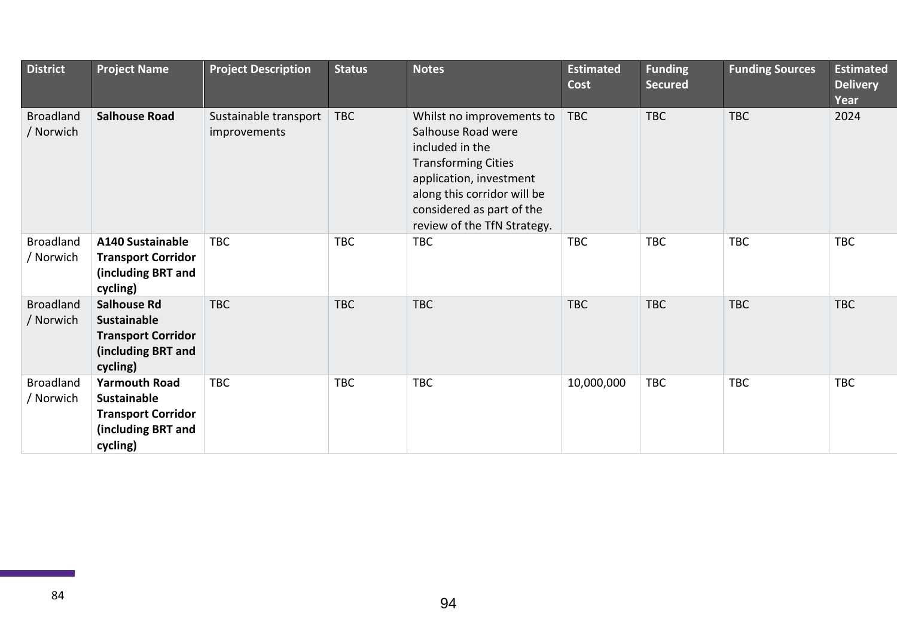| District | Project Name | Project Description | Status | Notes | Estimated Cost | Funding Secured | Funding Sources | Estimated Delivery Year |
|---|---|---|---|---|---|---|---|---|
| Broadland / Norwich | **Salhouse Road** | Sustainable transport improvements | TBC | Whilst no improvements to Salhouse Road were included in the Transforming Cities application, investment along this corridor will be considered as part of the review of the TfN Strategy. | TBC | TBC | TBC | 2024 |
| Broadland / Norwich | **A140 Sustainable Transport Corridor (including BRT and cycling)** | TBC | TBC | TBC | TBC | TBC | TBC | TBC |
| Broadland / Norwich | **Salhouse Rd Sustainable Transport Corridor (including BRT and cycling)** | TBC | TBC | TBC | TBC | TBC | TBC | TBC |
| Broadland / Norwich | **Yarmouth Road Sustainable Transport Corridor (including BRT and cycling)** | TBC | TBC | TBC | 10,000,000 | TBC | TBC | TBC |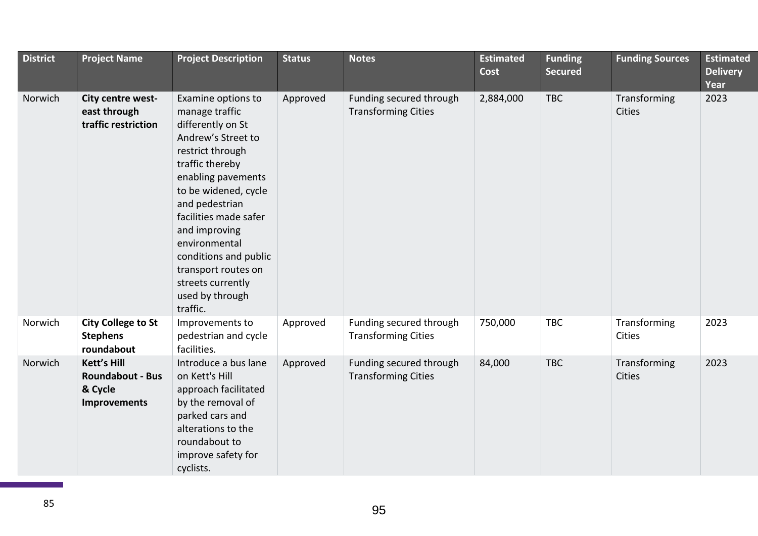| District | Project Name | Project Description | Status | Notes | Estimated Cost | Funding Secured | Funding Sources | Estimated Delivery Year |
|---|---|---|---|---|---|---|---|---|
| Norwich | **City centre west-east through traffic restriction** | Examine options to manage traffic differently on St Andrew's Street to restrict through traffic thereby enabling pavements to be widened, cycle and pedestrian facilities made safer and improving environmental conditions and public transport routes on streets currently used by through traffic. | Approved | Funding secured through Transforming Cities | 2,884,000 | TBC | Transforming Cities | 2023 |
| Norwich | **City College to St Stephens roundabout** | Improvements to pedestrian and cycle facilities. | Approved | Funding secured through Transforming Cities | 750,000 | TBC | Transforming Cities | 2023 |
| Norwich | **Kett's Hill Roundabout - Bus & Cycle Improvements** | Introduce a bus lane on Kett's Hill approach facilitated by the removal of parked cars and alterations to the roundabout to improve safety for cyclists. | Approved | Funding secured through Transforming Cities | 84,000 | TBC | Transforming Cities | 2023 |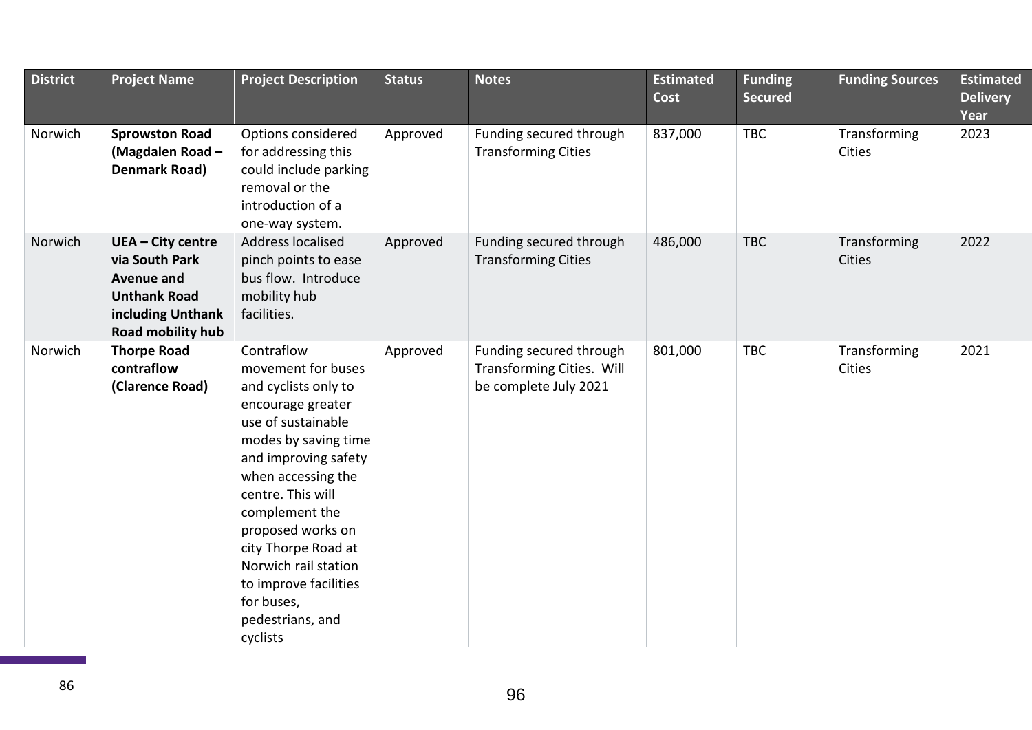| District | Project Name | Project Description | Status | Notes | Estimated Cost | Funding Secured | Funding Sources | Estimated Delivery Year |
|---|---|---|---|---|---|---|---|---|
| Norwich | **Sprowston Road (Magdalen Road – Denmark Road)** | Options considered for addressing this could include parking removal or the introduction of a one-way system. | Approved | Funding secured through Transforming Cities | 837,000 | TBC | Transforming Cities | 2023 |
| Norwich | **UEA – City centre via South Park Avenue and Unthank Road including Unthank Road mobility hub** | Address localised pinch points to ease bus flow. Introduce mobility hub facilities. | Approved | Funding secured through Transforming Cities | 486,000 | TBC | Transforming Cities | 2022 |
| Norwich | **Thorpe Road contraflow (Clarence Road)** | Contraflow movement for buses and cyclists only to encourage greater use of sustainable modes by saving time and improving safety when accessing the centre. This will complement the proposed works on city Thorpe Road at Norwich rail station to improve facilities for buses, pedestrians, and cyclists | Approved | Funding secured through Transforming Cities. Will be complete July 2021 | 801,000 | TBC | Transforming Cities | 2021 |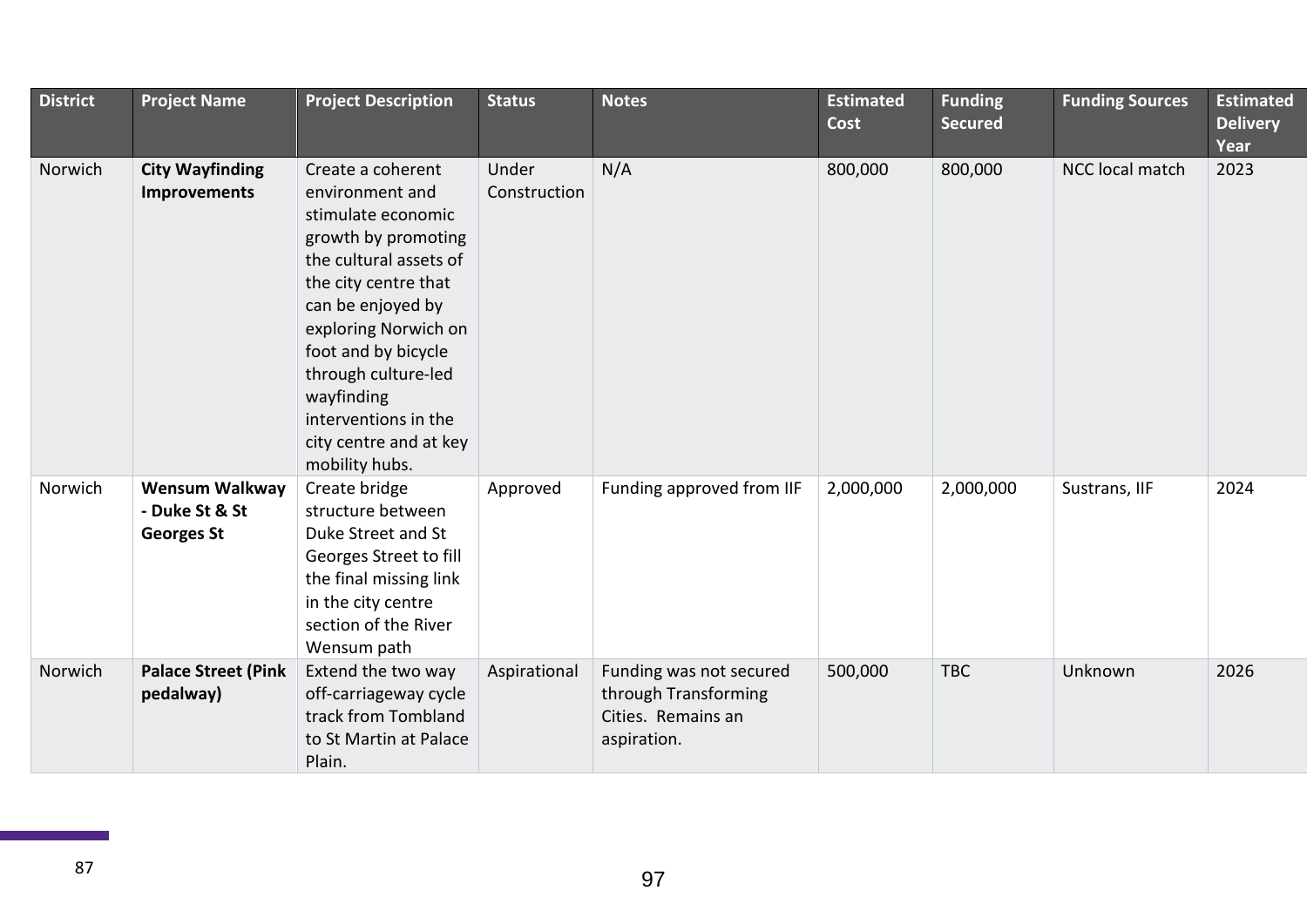| District | Project Name | Project Description | Status | Notes | Estimated Cost | Funding Secured | Funding Sources | Estimated Delivery Year |
|---|---|---|---|---|---|---|---|---|
| Norwich | **City Wayfinding Improvements** | Create a coherent environment and stimulate economic growth by promoting the cultural assets of the city centre that can be enjoyed by exploring Norwich on foot and by bicycle through culture-led wayfinding interventions in the city centre and at key mobility hubs. | Under Construction | N/A | 800,000 | 800,000 | NCC local match | 2023 |
| Norwich | **Wensum Walkway - Duke St & St Georges St** | Create bridge structure between Duke Street and St Georges Street to fill the final missing link in the city centre section of the River Wensum path | Approved | Funding approved from IIF | 2,000,000 | 2,000,000 | Sustrans, IIF | 2024 |
| Norwich | **Palace Street (Pink pedalway)** | Extend the two way off-carriageway cycle track from Tombland to St Martin at Palace Plain. | Aspirational | Funding was not secured through Transforming Cities. Remains an aspiration. | 500,000 | TBC | Unknown | 2026 |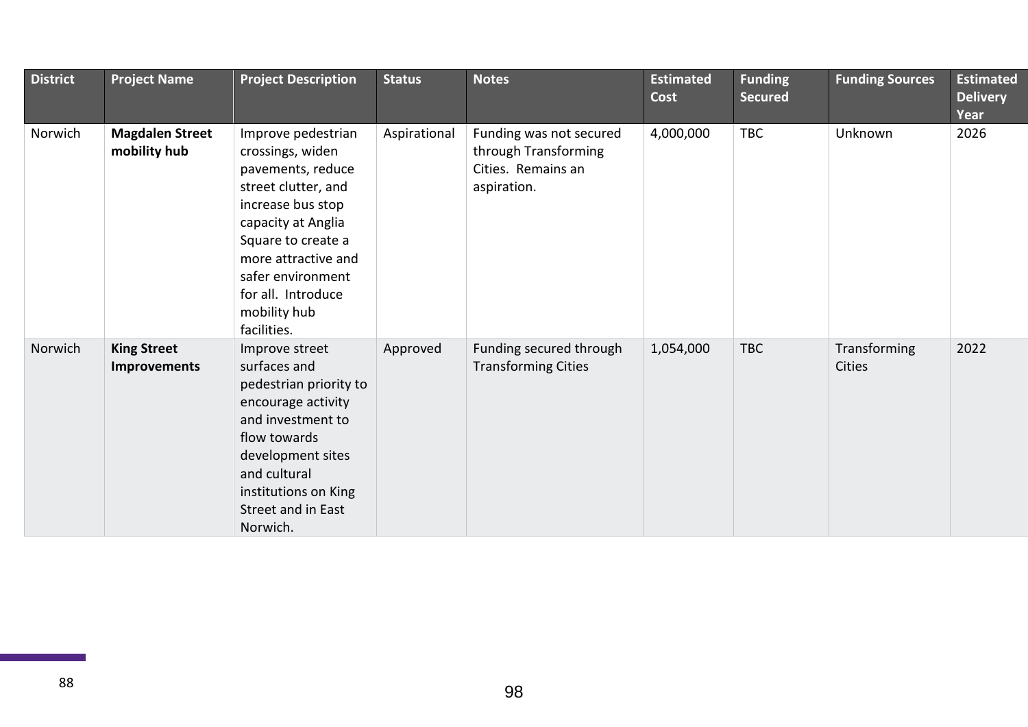| District | Project Name | Project Description | Status | Notes | Estimated Cost | Funding Secured | Funding Sources | Estimated Delivery Year |
|---|---|---|---|---|---|---|---|---|
| Norwich | **Magdalen Street mobility hub** | Improve pedestrian crossings, widen pavements, reduce street clutter, and increase bus stop capacity at Anglia Square to create a more attractive and safer environment for all. Introduce mobility hub facilities. | Aspirational | Funding was not secured through Transforming Cities. Remains an aspiration. | 4,000,000 | TBC | Unknown | 2026 |
| Norwich | **King Street Improvements** | Improve street surfaces and pedestrian priority to encourage activity and investment to flow towards development sites and cultural institutions on King Street and in East Norwich. | Approved | Funding secured through Transforming Cities | 1,054,000 | TBC | Transforming Cities | 2022 |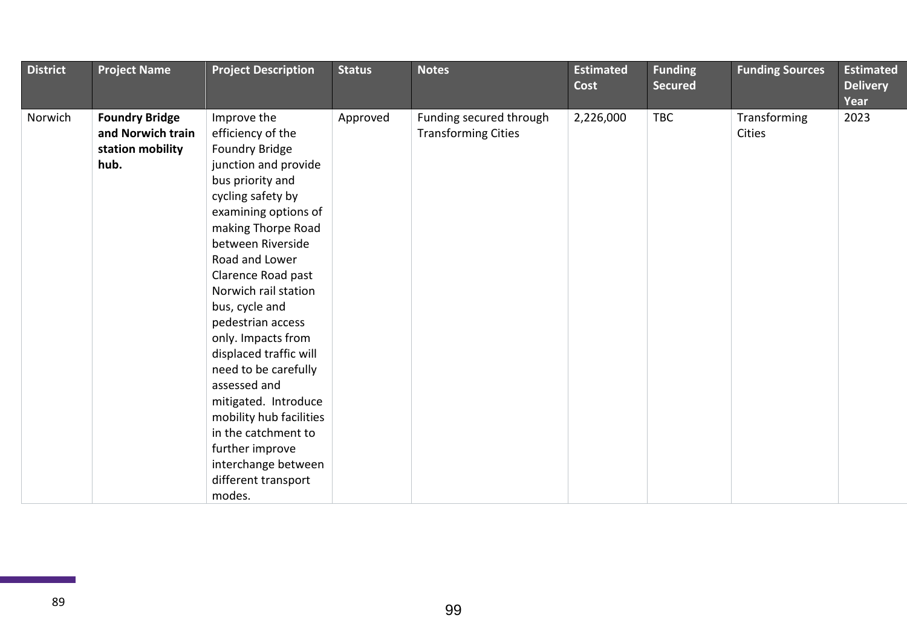| District | Project Name | Project Description | Status | Notes | Estimated Cost | Funding Secured | Funding Sources | Estimated Delivery Year |
|---|---|---|---|---|---|---|---|---|
| Norwich | **Foundry Bridge and Norwich train station mobility hub.** | Improve the efficiency of the Foundry Bridge junction and provide bus priority and cycling safety by examining options of making Thorpe Road between Riverside Road and Lower Clarence Road past Norwich rail station bus, cycle and pedestrian access only. Impacts from displaced traffic will need to be carefully assessed and mitigated. Introduce mobility hub facilities in the catchment to further improve interchange between different transport modes. | Approved | Funding secured through Transforming Cities | 2,226,000 | TBC | Transforming Cities | 2023 |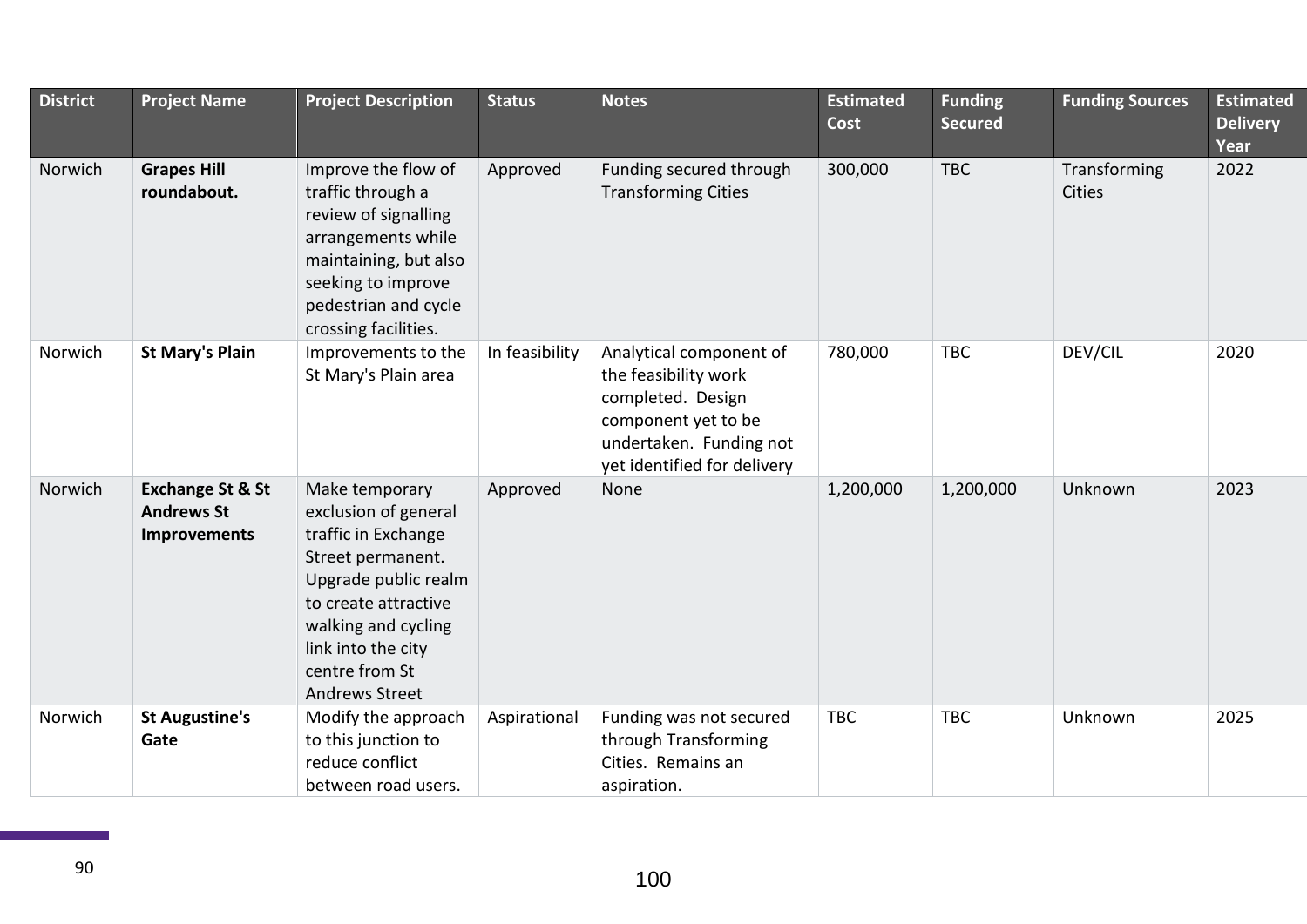| District | Project Name | Project Description | Status | Notes | Estimated Cost | Funding Secured | Funding Sources | Estimated Delivery Year |
|---|---|---|---|---|---|---|---|---|
| Norwich | **Grapes Hill roundabout.** | Improve the flow of traffic through a review of signalling arrangements while maintaining, but also seeking to improve pedestrian and cycle crossing facilities. | Approved | Funding secured through Transforming Cities | 300,000 | TBC | Transforming Cities | 2022 |
| Norwich | **St Mary's Plain** | Improvements to the St Mary's Plain area | In feasibility | Analytical component of the feasibility work completed. Design component yet to be undertaken. Funding not yet identified for delivery | 780,000 | TBC | DEV/CIL | 2020 |
| Norwich | **Exchange St & St Andrews St Improvements** | Make temporary exclusion of general traffic in Exchange Street permanent. Upgrade public realm to create attractive walking and cycling link into the city centre from St Andrews Street | Approved | None | 1,200,000 | 1,200,000 | Unknown | 2023 |
| Norwich | **St Augustine's Gate** | Modify the approach to this junction to reduce conflict between road users. | Aspirational | Funding was not secured through Transforming Cities. Remains an aspiration. | TBC | TBC | Unknown | 2025 |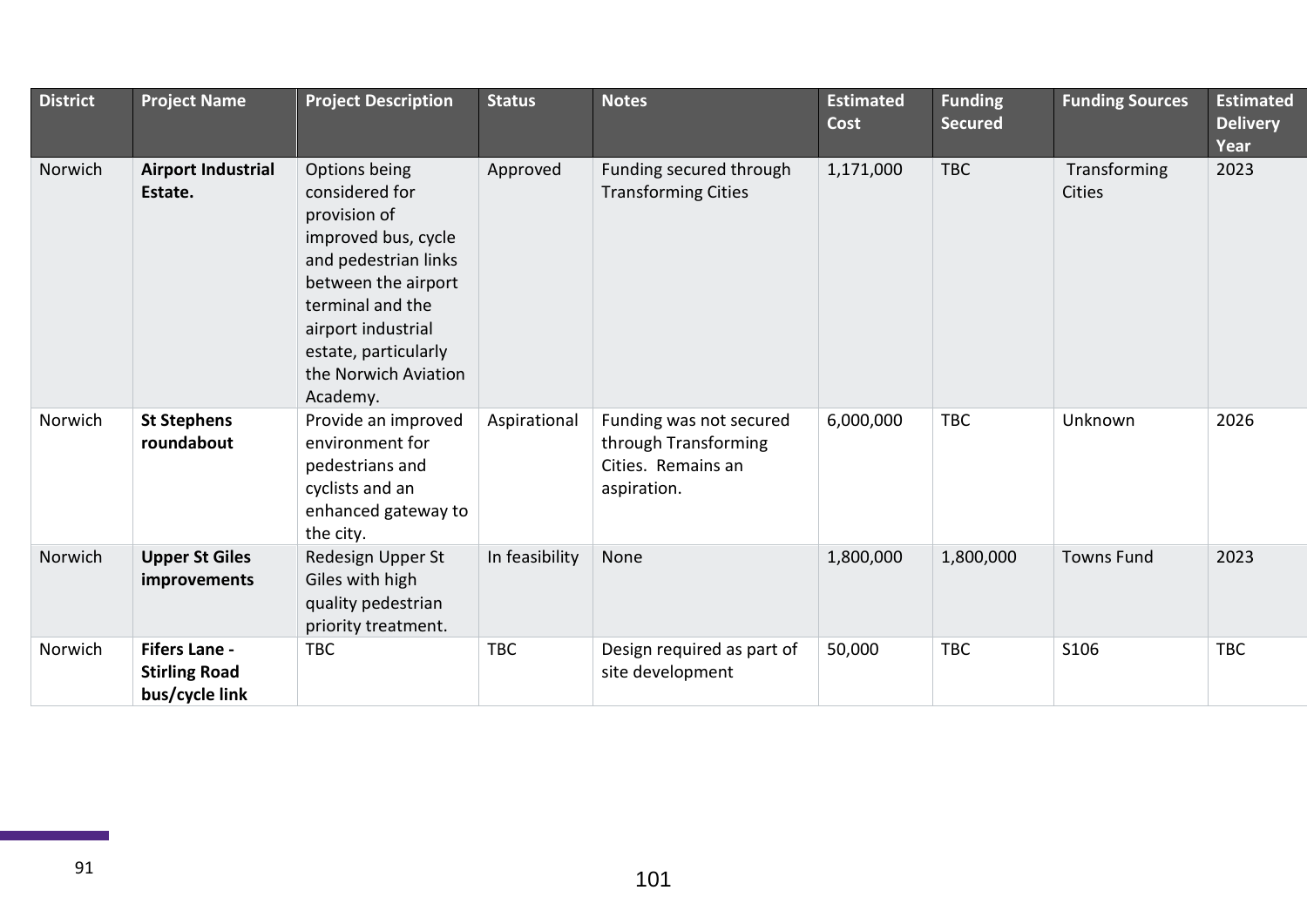| District | Project Name | Project Description | Status | Notes | Estimated Cost | Funding Secured | Funding Sources | Estimated Delivery Year |
|---|---|---|---|---|---|---|---|---|
| Norwich | **Airport Industrial Estate.** | Options being considered for provision of improved bus, cycle and pedestrian links between the airport terminal and the airport industrial estate, particularly the Norwich Aviation Academy. | Approved | Funding secured through Transforming Cities | 1,171,000 | TBC | Transforming Cities | 2023 |
| Norwich | **St Stephens roundabout** | Provide an improved environment for pedestrians and cyclists and an enhanced gateway to the city. | Aspirational | Funding was not secured through Transforming Cities. Remains an aspiration. | 6,000,000 | TBC | Unknown | 2026 |
| Norwich | **Upper St Giles improvements** | Redesign Upper St Giles with high quality pedestrian priority treatment. | In feasibility | None | 1,800,000 | 1,800,000 | Towns Fund | 2023 |
| Norwich | **Fifers Lane - Stirling Road bus/cycle link** | TBC | TBC | Design required as part of site development | 50,000 | TBC | S106 | TBC |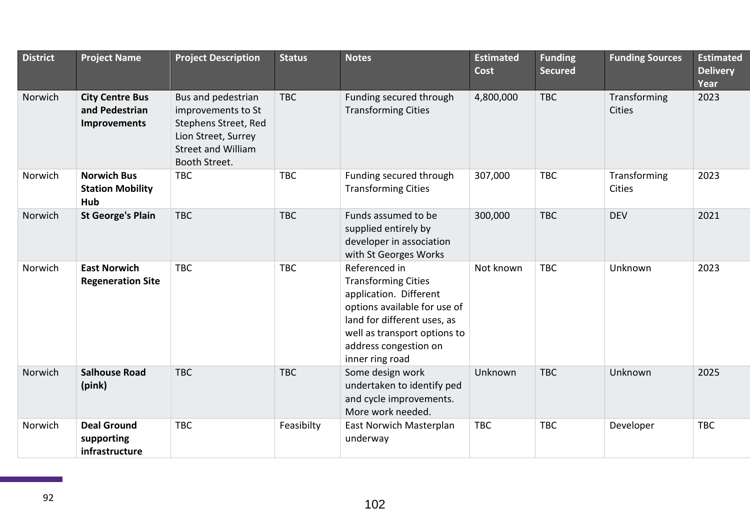| District | Project Name | Project Description | Status | Notes | Estimated Cost | Funding Secured | Funding Sources | Estimated Delivery Year |
|---|---|---|---|---|---|---|---|---|
| Norwich | **City Centre Bus and Pedestrian Improvements** | Bus and pedestrian improvements to St Stephens Street, Red Lion Street, Surrey Street and William Booth Street. | TBC | Funding secured through Transforming Cities | 4,800,000 | TBC | Transforming Cities | 2023 |
| Norwich | **Norwich Bus Station Mobility Hub** | TBC | TBC | Funding secured through Transforming Cities | 307,000 | TBC | Transforming Cities | 2023 |
| Norwich | **St George's Plain** | TBC | TBC | Funds assumed to be supplied entirely by developer in association with St Georges Works | 300,000 | TBC | DEV | 2021 |
| Norwich | **East Norwich Regeneration Site** | TBC | TBC | Referenced in Transforming Cities application. Different options available for use of land for different uses, as well as transport options to address congestion on inner ring road | Not known | TBC | Unknown | 2023 |
| Norwich | **Salhouse Road (pink)** | TBC | TBC | Some design work undertaken to identify ped and cycle improvements. More work needed. | Unknown | TBC | Unknown | 2025 |
| Norwich | **Deal Ground supporting infrastructure** | TBC | Feasibilty | East Norwich Masterplan underway | TBC | TBC | Developer | TBC |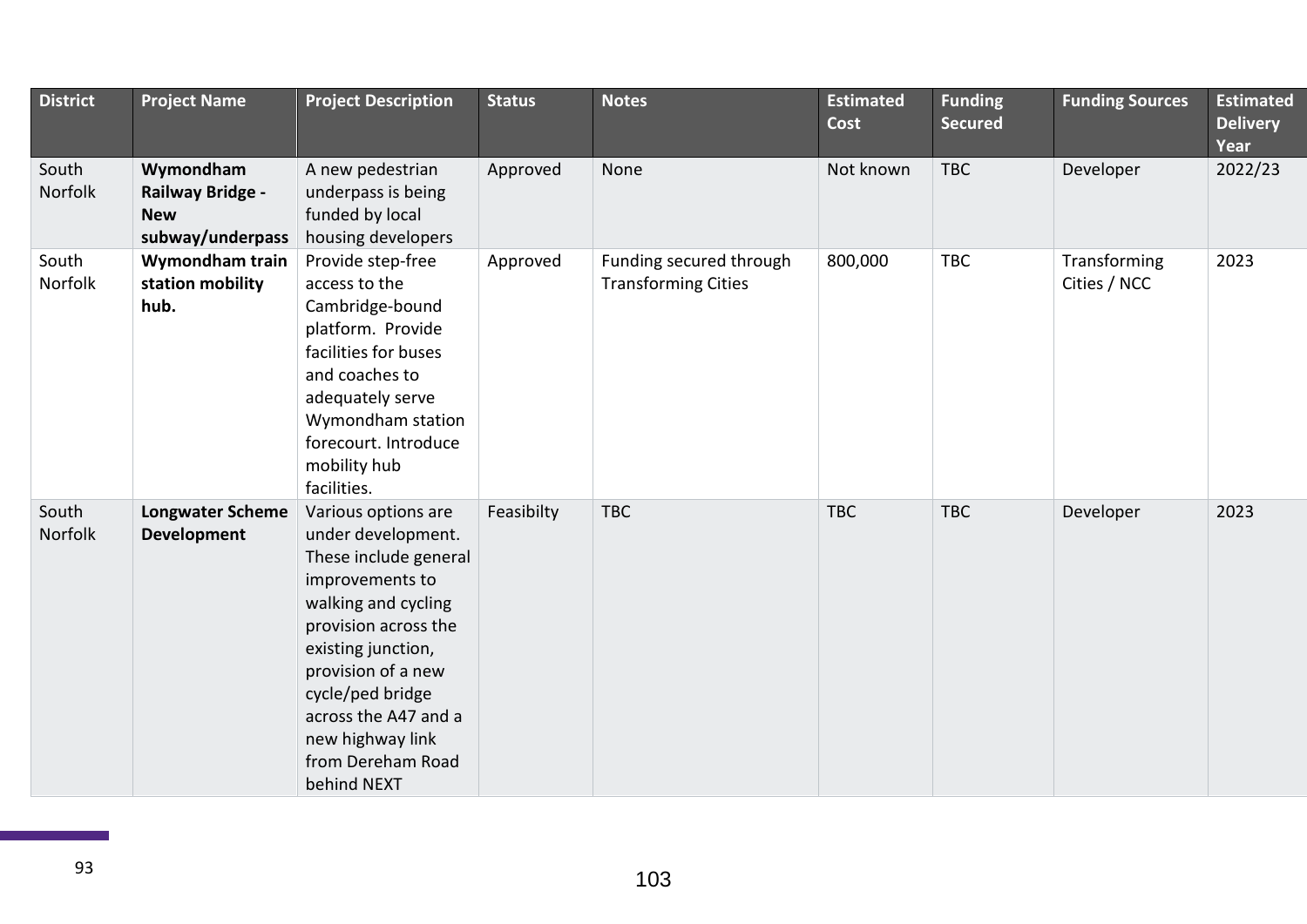| District | Project Name | Project Description | Status | Notes | Estimated Cost | Funding Secured | Funding Sources | Estimated Delivery Year |
|---|---|---|---|---|---|---|---|---|
| South Norfolk | **Wymondham Railway Bridge - New subway/underpass** | A new pedestrian underpass is being funded by local housing developers | Approved | None | Not known | TBC | Developer | 2022/23 |
| South Norfolk | **Wymondham train station mobility hub.** | Provide step-free access to the Cambridge-bound platform. Provide facilities for buses and coaches to adequately serve Wymondham station forecourt. Introduce mobility hub facilities. | Approved | Funding secured through Transforming Cities | 800,000 | TBC | Transforming Cities / NCC | 2023 |
| South Norfolk | **Longwater Scheme Development** | Various options are under development. These include general improvements to walking and cycling provision across the existing junction, provision of a new cycle/ped bridge across the A47 and a new highway link from Dereham Road behind NEXT | Feasibilty | TBC | TBC | TBC | Developer | 2023 |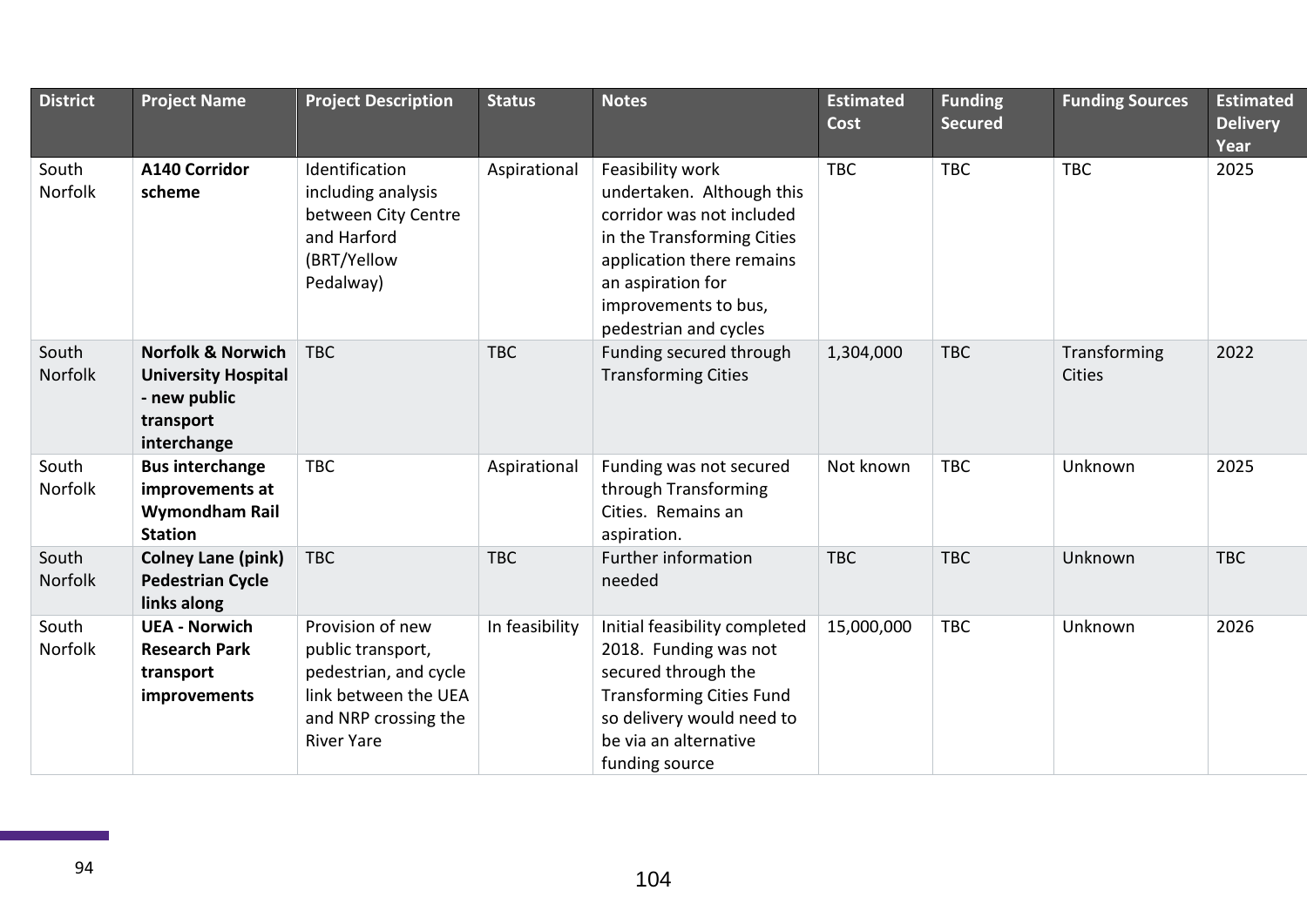| District | Project Name | Project Description | Status | Notes | Estimated Cost | Funding Secured | Funding Sources | Estimated Delivery Year |
|---|---|---|---|---|---|---|---|---|
| South Norfolk | **A140 Corridor scheme** | Identification including analysis between City Centre and Harford (BRT/Yellow Pedalway) | Aspirational | Feasibility work undertaken. Although this corridor was not included in the Transforming Cities application there remains an aspiration for improvements to bus, pedestrian and cycles | TBC | TBC | TBC | 2025 |
| South Norfolk | **Norfolk & Norwich University Hospital - new public transport interchange** | TBC | TBC | Funding secured through Transforming Cities | 1,304,000 | TBC | Transforming Cities | 2022 |
| South Norfolk | **Bus interchange improvements at Wymondham Rail Station** | TBC | Aspirational | Funding was not secured through Transforming Cities. Remains an aspiration. | Not known | TBC | Unknown | 2025 |
| South Norfolk | **Colney Lane (pink) Pedestrian Cycle links along** | TBC | TBC | Further information needed | TBC | TBC | Unknown | TBC |
| South Norfolk | **UEA - Norwich Research Park transport improvements** | Provision of new public transport, pedestrian, and cycle link between the UEA and NRP crossing the River Yare | In feasibility | Initial feasibility completed 2018. Funding was not secured through the Transforming Cities Fund so delivery would need to be via an alternative funding source | 15,000,000 | TBC | Unknown | 2026 |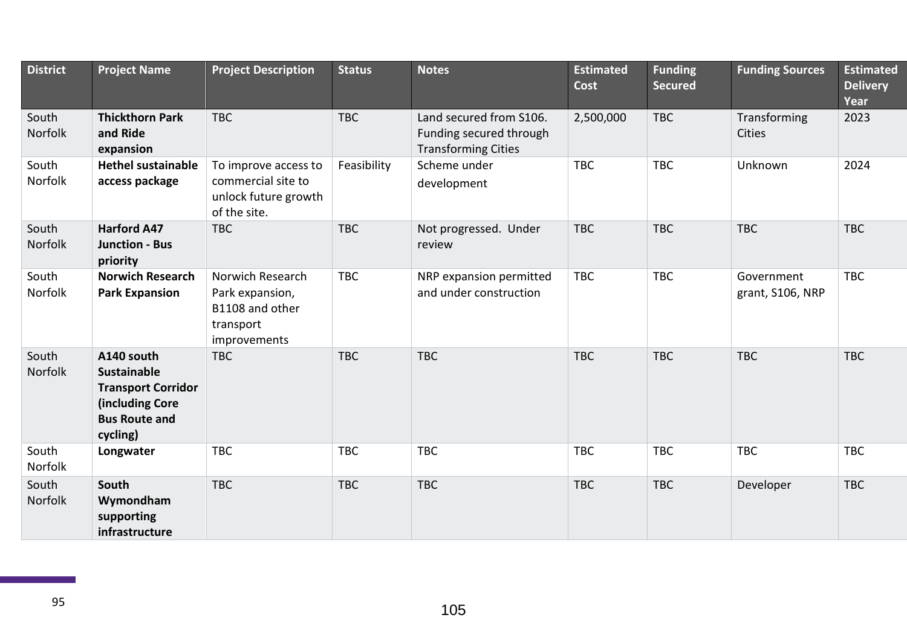| District | Project Name | Project Description | Status | Notes | Estimated Cost | Funding Secured | Funding Sources | Estimated Delivery Year |
|---|---|---|---|---|---|---|---|---|
| South Norfolk | **Thickthorn Park and Ride expansion** | TBC | TBC | Land secured from S106. Funding secured through Transforming Cities | 2,500,000 | TBC | Transforming Cities | 2023 |
| South Norfolk | **Hethel sustainable access package** | To improve access to commercial site to unlock future growth of the site. | Feasibility | Scheme under development | TBC | TBC | Unknown | 2024 |
| South Norfolk | **Harford A47 Junction - Bus priority** | TBC | TBC | Not progressed. Under review | TBC | TBC | TBC | TBC |
| South Norfolk | **Norwich Research Park Expansion** | Norwich Research Park expansion, B1108 and other transport improvements | TBC | NRP expansion permitted and under construction | TBC | TBC | Government grant, S106, NRP | TBC |
| South Norfolk | **A140 south Sustainable Transport Corridor (including Core Bus Route and cycling)** | TBC | TBC | TBC | TBC | TBC | TBC | TBC |
| South Norfolk | **Longwater** | TBC | TBC | TBC | TBC | TBC | TBC | TBC |
| South Norfolk | **South Wymondham supporting infrastructure** | TBC | TBC | TBC | TBC | TBC | Developer | TBC |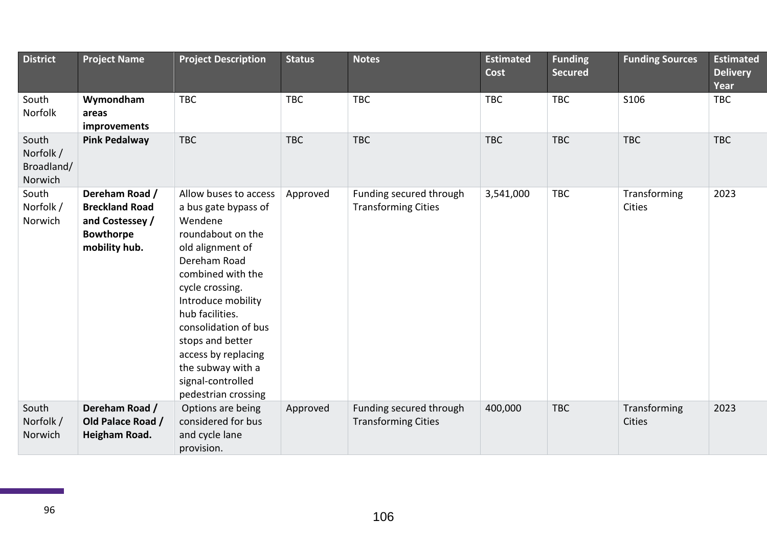| District | Project Name | Project Description | Status | Notes | Estimated Cost | Funding Secured | Funding Sources | Estimated Delivery Year |
|---|---|---|---|---|---|---|---|---|
| South Norfolk | **Wymondham areas improvements** | TBC | TBC | TBC | TBC | TBC | S106 | TBC |
| South Norfolk / Broadland/ Norwich | **Pink Pedalway** | TBC | TBC | TBC | TBC | TBC | TBC | TBC |
| South Norfolk / Norwich | **Dereham Road / Breckland Road and Costessey / Bowthorpe mobility hub.** | Allow buses to access a bus gate bypass of Wendene roundabout on the old alignment of Dereham Road combined with the cycle crossing. Introduce mobility hub facilities. consolidation of bus stops and better access by replacing the subway with a signal-controlled pedestrian crossing | Approved | Funding secured through Transforming Cities | 3,541,000 | TBC | Transforming Cities | 2023 |
| South Norfolk / Norwich | **Dereham Road / Old Palace Road / Heigham Road.** | Options are being considered for bus and cycle lane provision. | Approved | Funding secured through Transforming Cities | 400,000 | TBC | Transforming Cities | 2023 |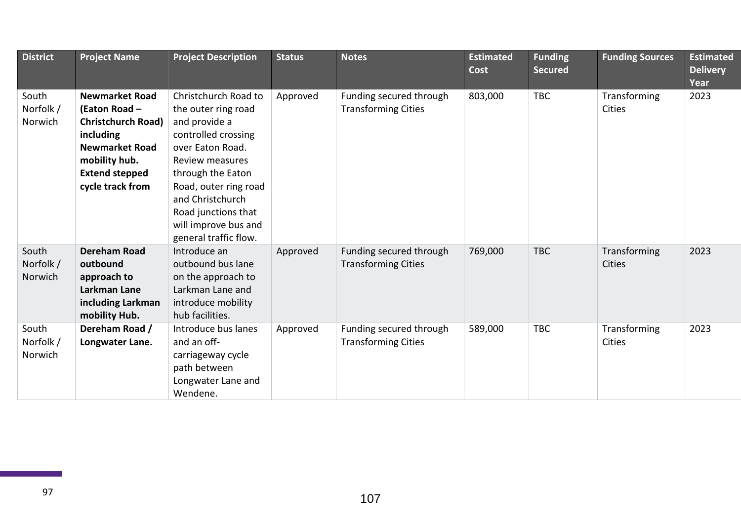| District | Project Name | Project Description | Status | Notes | Estimated Cost | Funding Secured | Funding Sources | Estimated Delivery Year |
|---|---|---|---|---|---|---|---|---|
| South Norfolk / Norwich | **Newmarket Road (Eaton Road – Christchurch Road) including Newmarket Road mobility hub. Extend stepped cycle track from** | Christchurch Road to the outer ring road and provide a controlled crossing over Eaton Road. Review measures through the Eaton Road, outer ring road and Christchurch Road junctions that will improve bus and general traffic flow. | Approved | Funding secured through Transforming Cities | 803,000 | TBC | Transforming Cities | 2023 |
| South Norfolk / Norwich | **Dereham Road outbound approach to Larkman Lane including Larkman mobility Hub.** | Introduce an outbound bus lane on the approach to Larkman Lane and introduce mobility hub facilities. | Approved | Funding secured through Transforming Cities | 769,000 | TBC | Transforming Cities | 2023 |
| South Norfolk / Norwich | **Dereham Road / Longwater Lane.** | Introduce bus lanes and an off-carriageway cycle path between Longwater Lane and Wendene. | Approved | Funding secured through Transforming Cities | 589,000 | TBC | Transforming Cities | 2023 |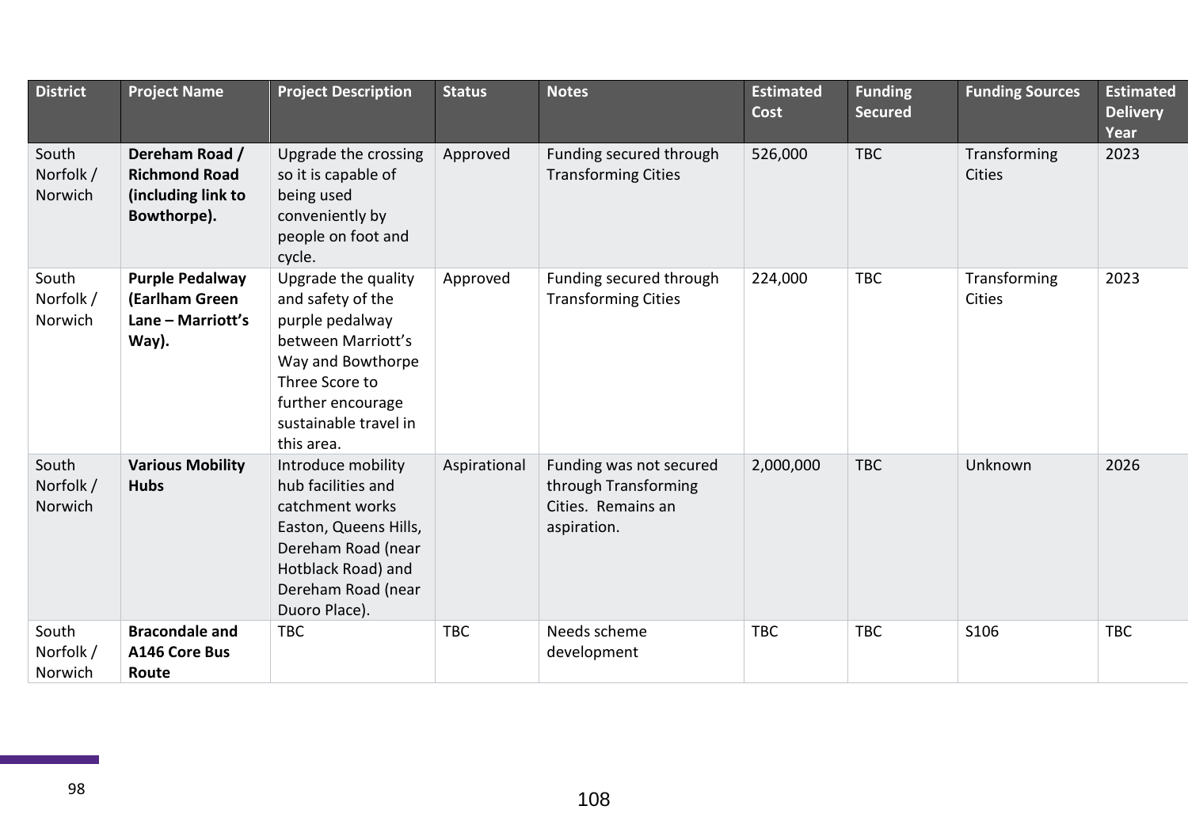| District | Project Name | Project Description | Status | Notes | Estimated Cost | Funding Secured | Funding Sources | Estimated Delivery Year |
|---|---|---|---|---|---|---|---|---|
| South Norfolk / Norwich | **Dereham Road / Richmond Road (including link to Bowthorpe).** | Upgrade the crossing so it is capable of being used conveniently by people on foot and cycle. | Approved | Funding secured through Transforming Cities | 526,000 | TBC | Transforming Cities | 2023 |
| South Norfolk / Norwich | **Purple Pedalway (Earlham Green Lane – Marriott's Way).** | Upgrade the quality and safety of the purple pedalway between Marriott's Way and Bowthorpe Three Score to further encourage sustainable travel in this area. | Approved | Funding secured through Transforming Cities | 224,000 | TBC | Transforming Cities | 2023 |
| South Norfolk / Norwich | **Various Mobility Hubs** | Introduce mobility hub facilities and catchment works Easton, Queens Hills, Dereham Road (near Hotblack Road) and Dereham Road (near Duoro Place). | Aspirational | Funding was not secured through Transforming Cities. Remains an aspiration. | 2,000,000 | TBC | Unknown | 2026 |
| South Norfolk / Norwich | **Bracondale and A146 Core Bus Route** | TBC | TBC | Needs scheme development | TBC | TBC | S106 | TBC |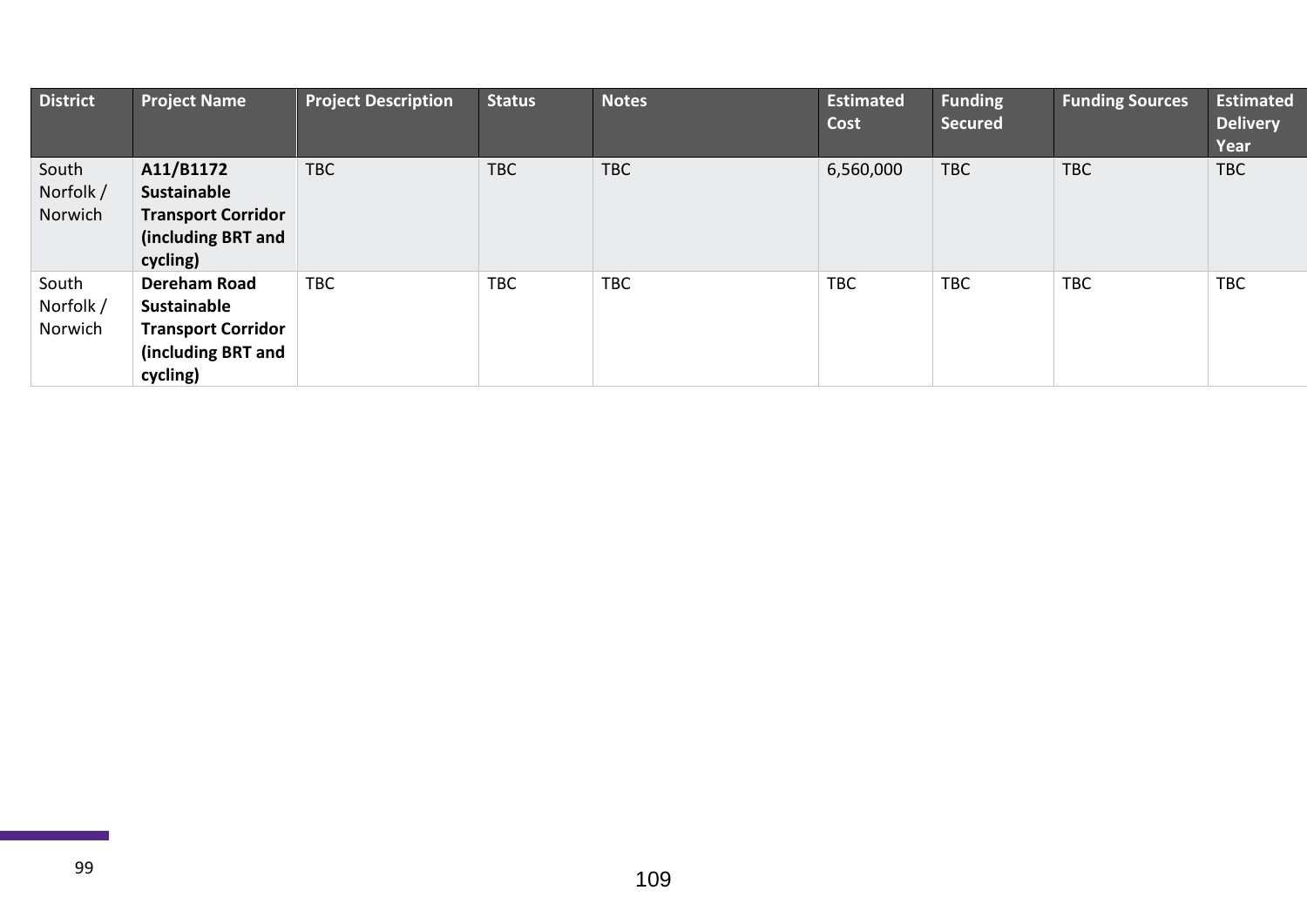| District | Project Name | Project Description | Status | Notes | Estimated Cost | Funding Secured | Funding Sources | Estimated Delivery Year |
|---|---|---|---|---|---|---|---|---|
| South Norfolk / Norwich | **A11/B1172 Sustainable Transport Corridor (including BRT and cycling)** | TBC | TBC | TBC | 6,560,000 | TBC | TBC | TBC |
| South Norfolk / Norwich | **Dereham Road Sustainable Transport Corridor (including BRT and cycling)** | TBC | TBC | TBC | TBC | TBC | TBC | TBC |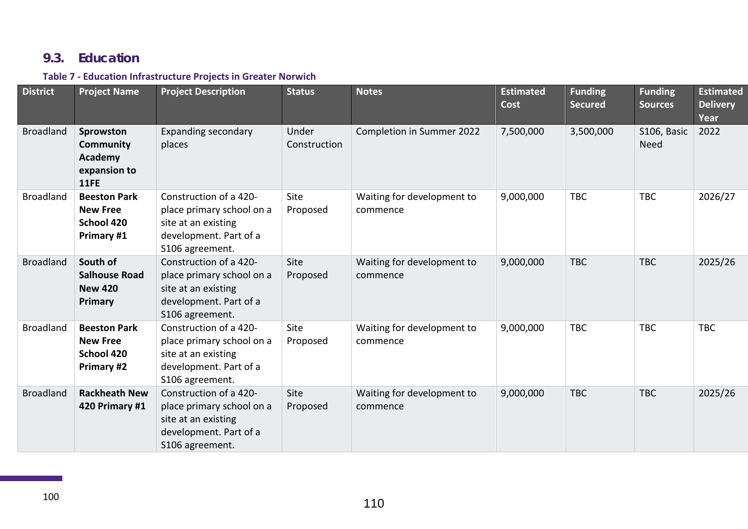## 9.3. Education

**Table 7 - Education Infrastructure Projects in Greater Norwich**

| District | Project Name | Project Description | Status | Notes | Estimated Cost | Funding Secured | Funding Sources | Estimated Delivery Year |
|---|---|---|---|---|---|---|---|---|
| Broadland | **Sprowston Community Academy expansion to 11FE** | Expanding secondary places | Under Construction | Completion in Summer 2022 | 7,500,000 | 3,500,000 | S106, Basic Need | 2022 |
| Broadland | **Beeston Park New Free School 420 Primary #1** | Construction of a 420-place primary school on a site at an existing development. Part of a S106 agreement. | Site Proposed | Waiting for development to commence | 9,000,000 | TBC | TBC | 2026/27 |
| Broadland | **South of Salhouse Road New 420 Primary** | Construction of a 420-place primary school on a site at an existing development. Part of a S106 agreement. | Site Proposed | Waiting for development to commence | 9,000,000 | TBC | TBC | 2025/26 |
| Broadland | **Beeston Park New Free School 420 Primary #2** | Construction of a 420-place primary school on a site at an existing development. Part of a S106 agreement. | Site Proposed | Waiting for development to commence | 9,000,000 | TBC | TBC | TBC |
| Broadland | **Rackheath New 420 Primary #1** | Construction of a 420-place primary school on a site at an existing development. Part of a S106 agreement. | Site Proposed | Waiting for development to commence | 9,000,000 | TBC | TBC | 2025/26 |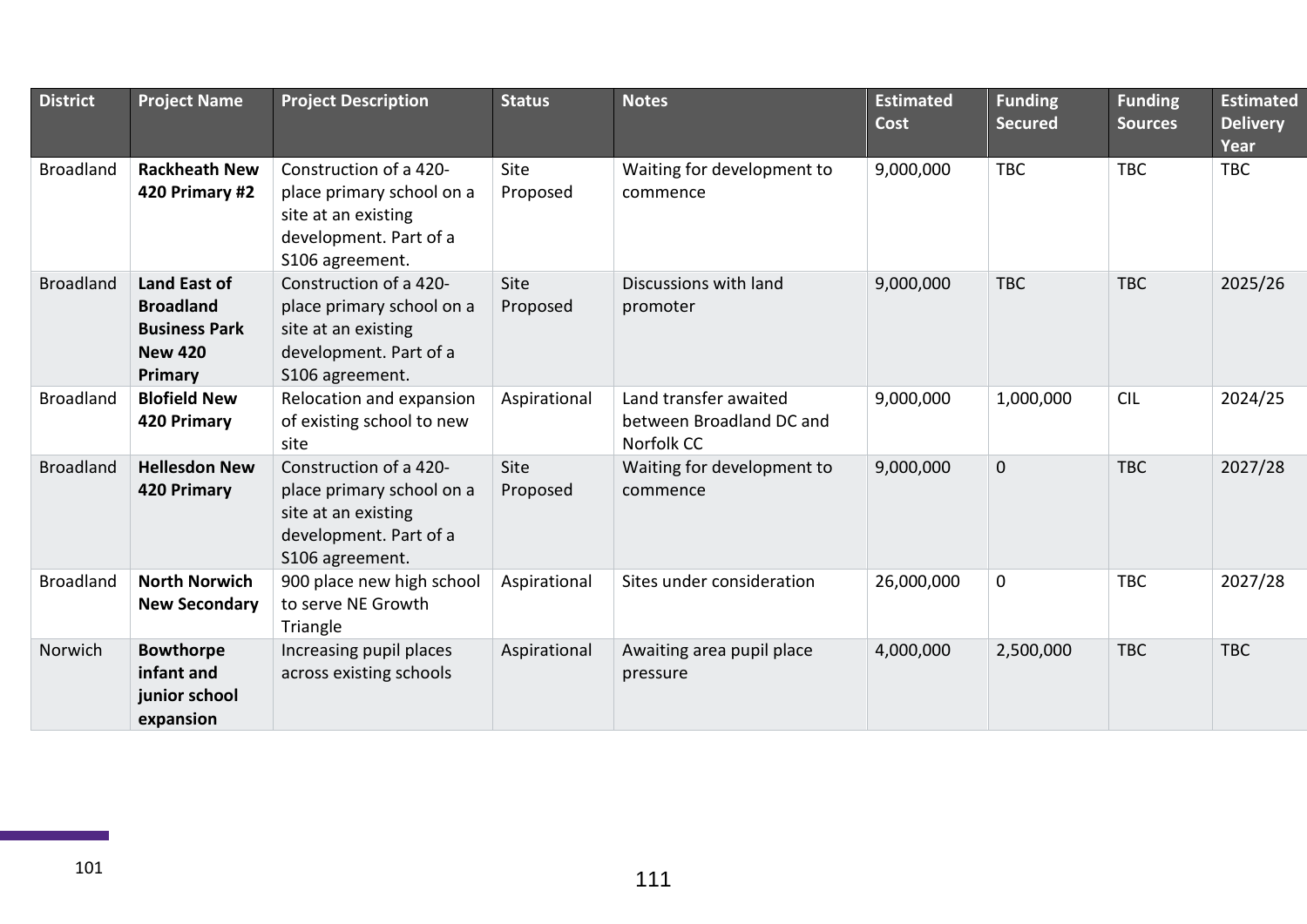| District | Project Name | Project Description | Status | Notes | Estimated Cost | Funding Secured | Funding Sources | Estimated Delivery Year |
|---|---|---|---|---|---|---|---|---|
| Broadland | **Rackheath New 420 Primary #2** | Construction of a 420-place primary school on a site at an existing development. Part of a S106 agreement. | Site Proposed | Waiting for development to commence | 9,000,000 | TBC | TBC | TBC |
| Broadland | **Land East of Broadland Business Park New 420 Primary** | Construction of a 420-place primary school on a site at an existing development. Part of a S106 agreement. | Site Proposed | Discussions with land promoter | 9,000,000 | TBC | TBC | 2025/26 |
| Broadland | **Blofield New 420 Primary** | Relocation and expansion of existing school to new site | Aspirational | Land transfer awaited between Broadland DC and Norfolk CC | 9,000,000 | 1,000,000 | CIL | 2024/25 |
| Broadland | **Hellesdon New 420 Primary** | Construction of a 420-place primary school on a site at an existing development. Part of a S106 agreement. | Site Proposed | Waiting for development to commence | 9,000,000 | 0 | TBC | 2027/28 |
| Broadland | **North Norwich New Secondary** | 900 place new high school to serve NE Growth Triangle | Aspirational | Sites under consideration | 26,000,000 | 0 | TBC | 2027/28 |
| Norwich | **Bowthorpe infant and junior school expansion** | Increasing pupil places across existing schools | Aspirational | Awaiting area pupil place pressure | 4,000,000 | 2,500,000 | TBC | TBC |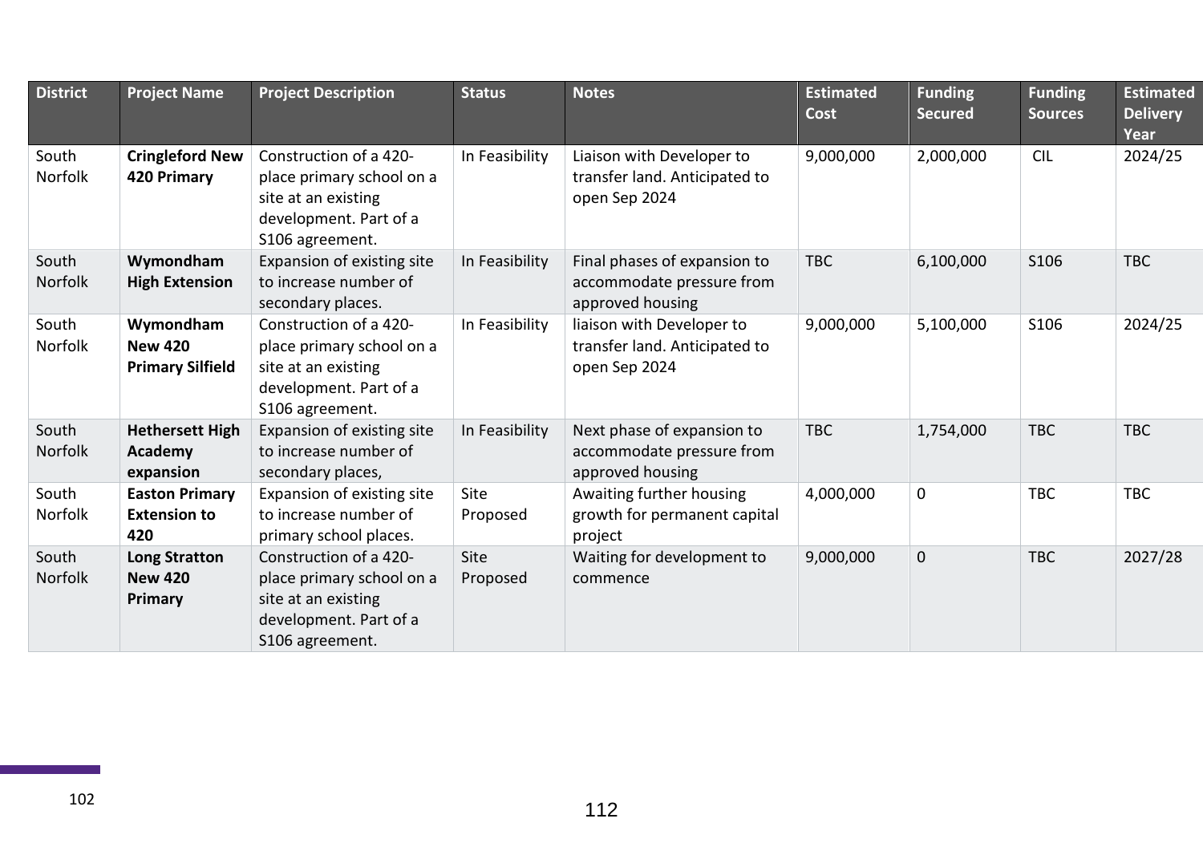| District | Project Name | Project Description | Status | Notes | Estimated Cost | Funding Secured | Funding Sources | Estimated Delivery Year |
|---|---|---|---|---|---|---|---|---|
| South Norfolk | **Cringleford New 420 Primary** | Construction of a 420-place primary school on a site at an existing development. Part of a S106 agreement. | In Feasibility | Liaison with Developer to transfer land. Anticipated to open Sep 2024 | 9,000,000 | 2,000,000 | CIL | 2024/25 |
| South Norfolk | **Wymondham High Extension** | Expansion of existing site to increase number of secondary places. | In Feasibility | Final phases of expansion to accommodate pressure from approved housing | TBC | 6,100,000 | S106 | TBC |
| South Norfolk | **Wymondham New 420 Primary Silfield** | Construction of a 420-place primary school on a site at an existing development. Part of a S106 agreement. | In Feasibility | liaison with Developer to transfer land. Anticipated to open Sep 2024 | 9,000,000 | 5,100,000 | S106 | 2024/25 |
| South Norfolk | **Hethersett High Academy expansion** | Expansion of existing site to increase number of secondary places, | In Feasibility | Next phase of expansion to accommodate pressure from approved housing | TBC | 1,754,000 | TBC | TBC |
| South Norfolk | **Easton Primary Extension to 420** | Expansion of existing site to increase number of primary school places. | Site Proposed | Awaiting further housing growth for permanent capital project | 4,000,000 | 0 | TBC | TBC |
| South Norfolk | **Long Stratton New 420 Primary** | Construction of a 420-place primary school on a site at an existing development. Part of a S106 agreement. | Site Proposed | Waiting for development to commence | 9,000,000 | 0 | TBC | 2027/28 |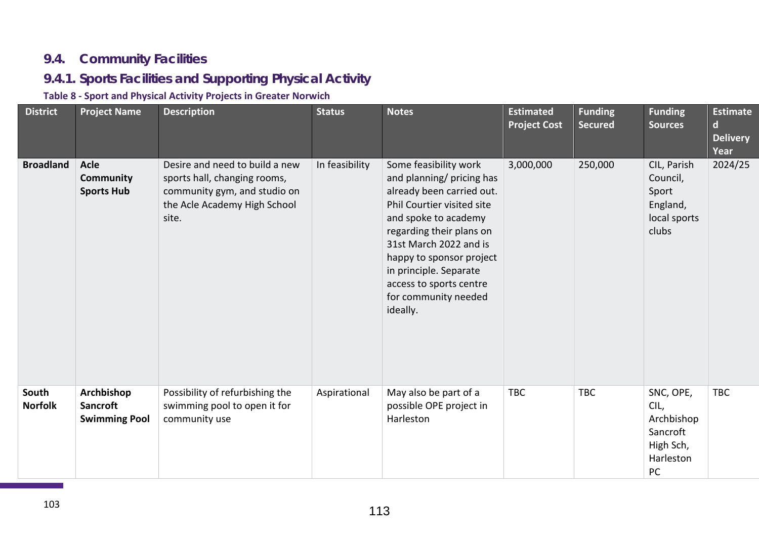## 9.4. Community Facilities

### 9.4.1. Sports Facilities and Supporting Physical Activity

**Table 8 - Sport and Physical Activity Projects in Greater Norwich**

| District | Project Name | Description | Status | Notes | Estimated Project Cost | Funding Secured | Funding Sources | Estimated Delivery Year |
|---|---|---|---|---|---|---|---|---|
| **Broadland** | **Acle Community Sports Hub** | Desire and need to build a new sports hall, changing rooms, community gym, and studio on the Acle Academy High School site. | In feasibility | Some feasibility work and planning/ pricing has already been carried out. Phil Courtier visited site and spoke to academy regarding their plans on 31st March 2022 and is happy to sponsor project in principle. Separate access to sports centre for community needed ideally. | 3,000,000 | 250,000 | CIL, Parish Council, Sport England, local sports clubs | 2024/25 |
| **South Norfolk** | **Archbishop Sancroft Swimming Pool** | Possibility of refurbishing the swimming pool to open it for community use | Aspirational | May also be part of a possible OPE project in Harleston | TBC | TBC | SNC, OPE, CIL, Archbishop Sancroft High Sch, Harleston PC | TBC |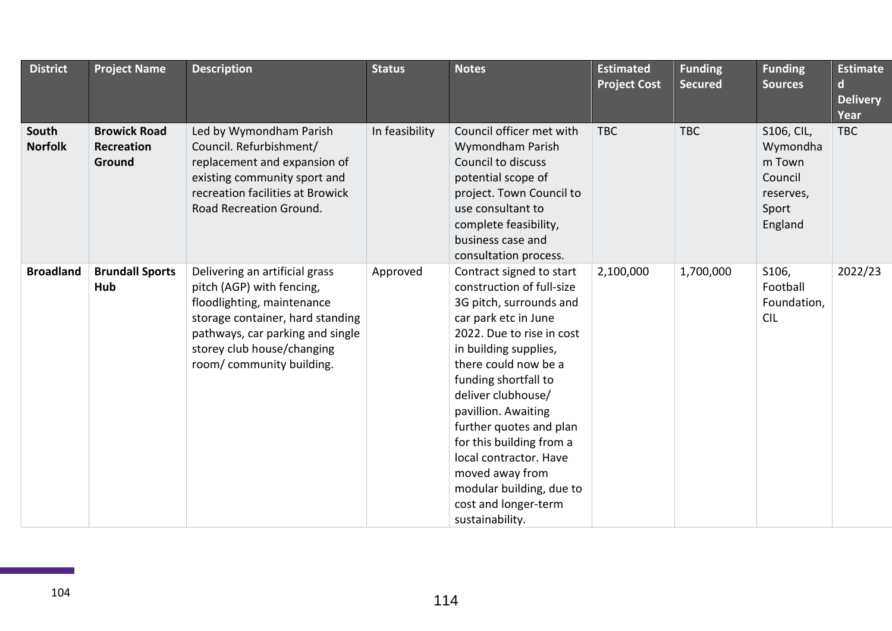| District | Project Name | Description | Status | Notes | Estimated Project Cost | Funding Secured | Funding Sources | Estimated Delivery Year |
|---|---|---|---|---|---|---|---|---|
| **South Norfolk** | **Browick Road Recreation Ground** | Led by Wymondham Parish Council. Refurbishment/ replacement and expansion of existing community sport and recreation facilities at Browick Road Recreation Ground. | In feasibility | Council officer met with Wymondham Parish Council to discuss potential scope of project. Town Council to use consultant to complete feasibility, business case and consultation process. | TBC | TBC | S106, CIL, Wymondham Town Council reserves, Sport England | TBC |
| **Broadland** | **Brundall Sports Hub** | Delivering an artificial grass pitch (AGP) with fencing, floodlighting, maintenance storage container, hard standing pathways, car parking and single storey club house/changing room/ community building. | Approved | Contract signed to start construction of full-size 3G pitch, surrounds and car park etc in June 2022. Due to rise in cost in building supplies, there could now be a funding shortfall to deliver clubhouse/ pavillion. Awaiting further quotes and plan for this building from a local contractor. Have moved away from modular building, due to cost and longer-term sustainability. | 2,100,000 | 1,700,000 | S106, Football Foundation, CIL | 2022/23 |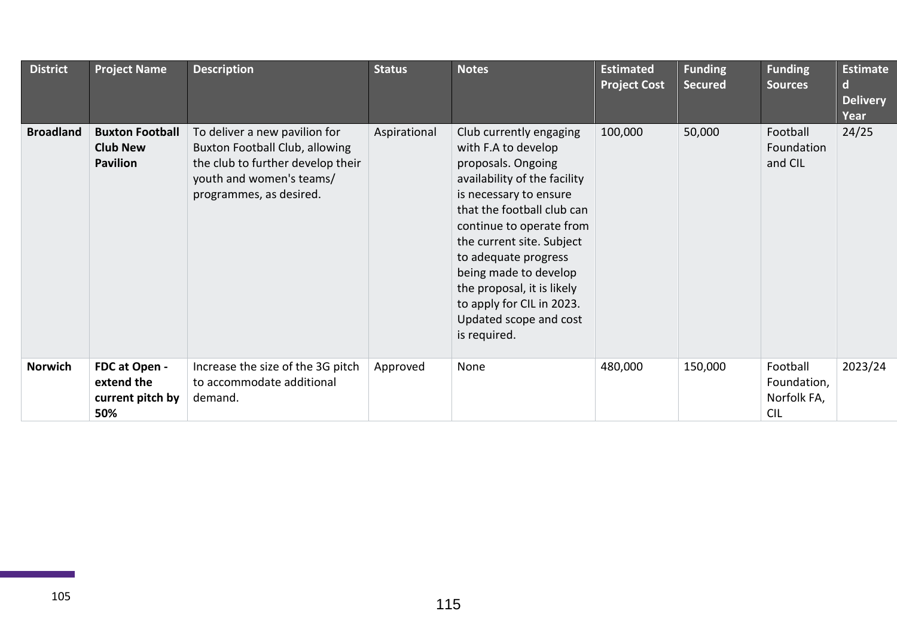| District | Project Name | Description | Status | Notes | Estimated Project Cost | Funding Secured | Funding Sources | Estimated Delivery Year |
|---|---|---|---|---|---|---|---|---|
| **Broadland** | **Buxton Football Club New Pavilion** | To deliver a new pavilion for Buxton Football Club, allowing the club to further develop their youth and women's teams/ programmes, as desired. | Aspirational | Club currently engaging with F.A to develop proposals. Ongoing availability of the facility is necessary to ensure that the football club can continue to operate from the current site. Subject to adequate progress being made to develop the proposal, it is likely to apply for CIL in 2023. Updated scope and cost is required. | 100,000 | 50,000 | Football Foundation and CIL | 24/25 |
| **Norwich** | **FDC at Open - extend the current pitch by 50%** | Increase the size of the 3G pitch to accommodate additional demand. | Approved | None | 480,000 | 150,000 | Football Foundation, Norfolk FA, CIL | 2023/24 |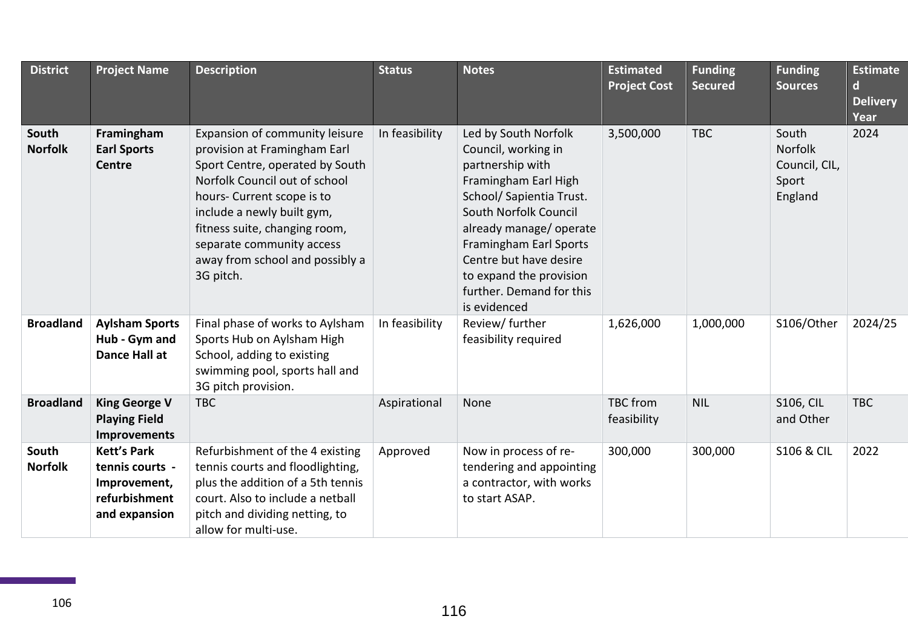| District | Project Name | Description | Status | Notes | Estimated Project Cost | Funding Secured | Funding Sources | Estimated Delivery Year |
|---|---|---|---|---|---|---|---|---|
| **South Norfolk** | **Framingham Earl Sports Centre** | Expansion of community leisure provision at Framingham Earl Sport Centre, operated by South Norfolk Council out of school hours- Current scope is to include a newly built gym, fitness suite, changing room, separate community access away from school and possibly a 3G pitch. | In feasibility | Led by South Norfolk Council, working in partnership with Framingham Earl High School/ Sapientia Trust. South Norfolk Council already manage/ operate Framingham Earl Sports Centre but have desire to expand the provision further. Demand for this is evidenced | 3,500,000 | TBC | South Norfolk Council, CIL, Sport England | 2024 |
| **Broadland** | **Aylsham Sports Hub - Gym and Dance Hall at** | Final phase of works to Aylsham Sports Hub on Aylsham High School, adding to existing swimming pool, sports hall and 3G pitch provision. | In feasibility | Review/ further feasibility required | 1,626,000 | 1,000,000 | S106/Other | 2024/25 |
| **Broadland** | **King George V Playing Field Improvements** | TBC | Aspirational | None | TBC from feasibility | NIL | S106, CIL and Other | TBC |
| **South Norfolk** | **Kett's Park tennis courts - Improvement, refurbishment and expansion** | Refurbishment of the 4 existing tennis courts and floodlighting, plus the addition of a 5th tennis court. Also to include a netball pitch and dividing netting, to allow for multi-use. | Approved | Now in process of re-tendering and appointing a contractor, with works to start ASAP. | 300,000 | 300,000 | S106 & CIL | 2022 |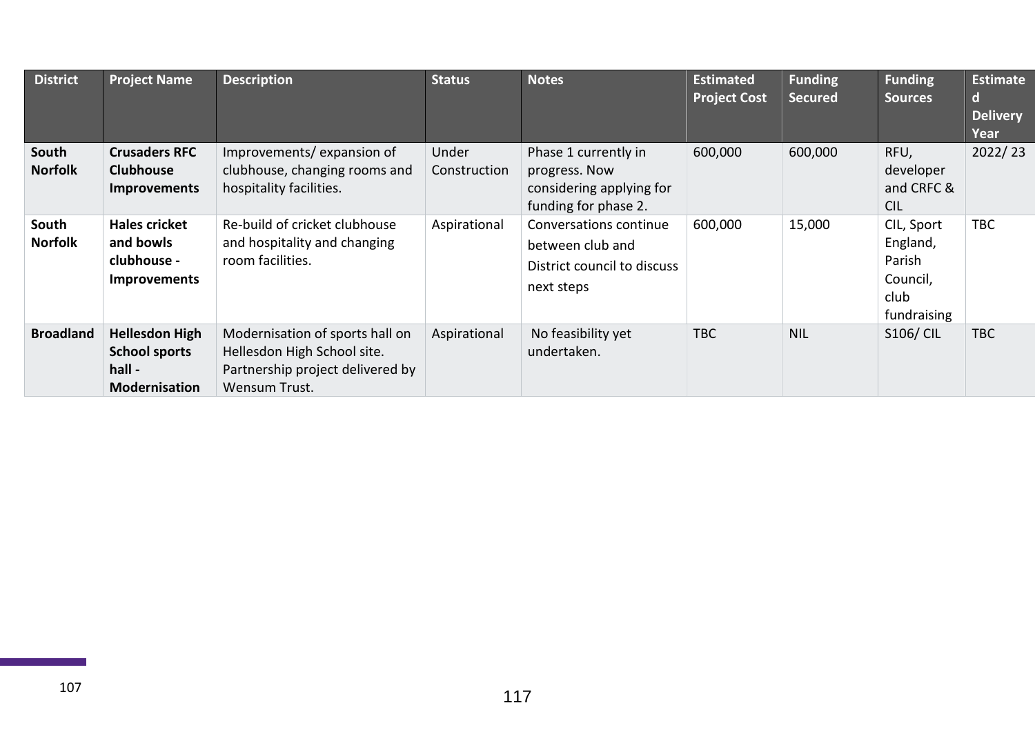| District | Project Name | Description | Status | Notes | Estimated Project Cost | Funding Secured | Funding Sources | Estimated Delivery Year |
|---|---|---|---|---|---|---|---|---|
| **South Norfolk** | **Crusaders RFC Clubhouse Improvements** | Improvements/ expansion of clubhouse, changing rooms and hospitality facilities. | Under Construction | Phase 1 currently in progress. Now considering applying for funding for phase 2. | 600,000 | 600,000 | RFU, developer and CRFC & CIL | 2022/ 23 |
| **South Norfolk** | **Hales cricket and bowls clubhouse - Improvements** | Re-build of cricket clubhouse and hospitality and changing room facilities. | Aspirational | Conversations continue between club and District council to discuss next steps | 600,000 | 15,000 | CIL, Sport England, Parish Council, club fundraising | TBC |
| **Broadland** | **Hellesdon High School sports hall - Modernisation** | Modernisation of sports hall on Hellesdon High School site. Partnership project delivered by Wensum Trust. | Aspirational | No feasibility yet undertaken. | TBC | NIL | S106/ CIL | TBC |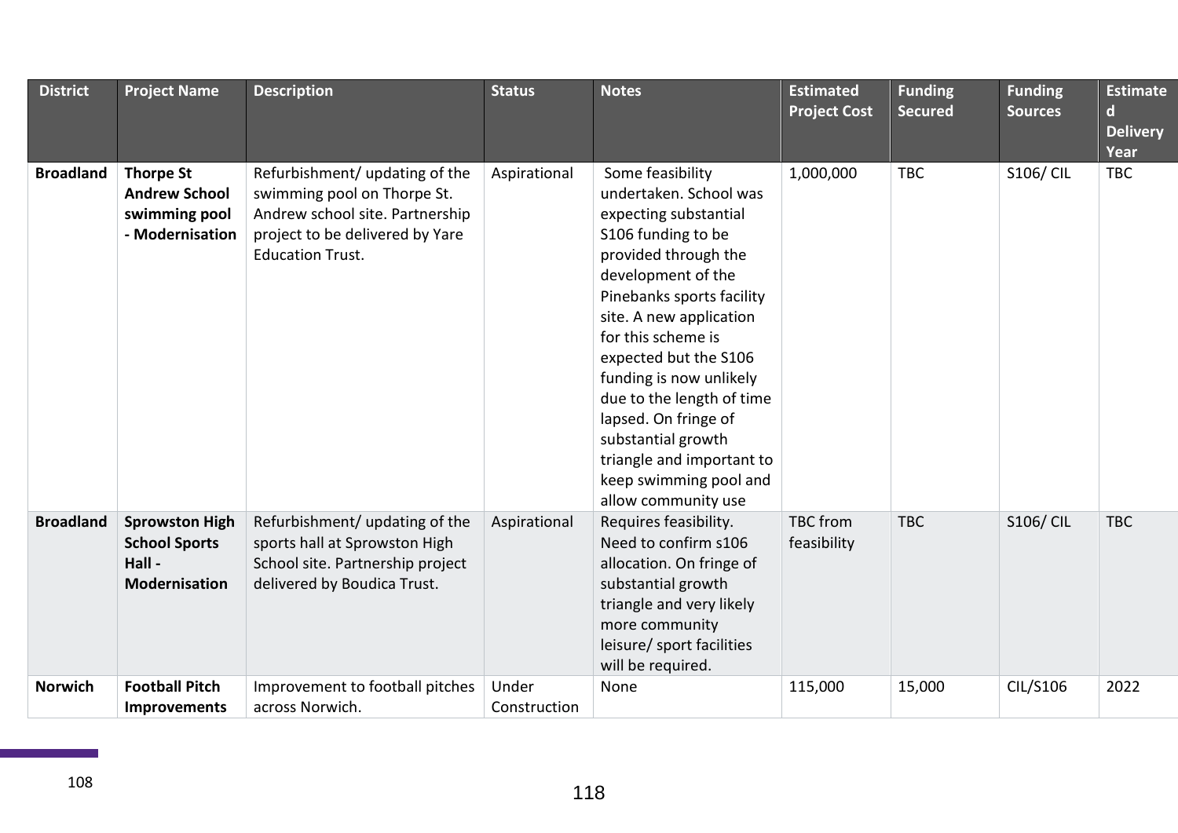| District | Project Name | Description | Status | Notes | Estimated Project Cost | Funding Secured | Funding Sources | Estimated Delivery Year |
|---|---|---|---|---|---|---|---|---|
| **Broadland** | **Thorpe St Andrew School swimming pool - Modernisation** | Refurbishment/ updating of the swimming pool on Thorpe St. Andrew school site. Partnership project to be delivered by Yare Education Trust. | Aspirational | Some feasibility undertaken. School was expecting substantial S106 funding to be provided through the development of the Pinebanks sports facility site. A new application for this scheme is expected but the S106 funding is now unlikely due to the length of time lapsed. On fringe of substantial growth triangle and important to keep swimming pool and allow community use | 1,000,000 | TBC | S106/ CIL | TBC |
| **Broadland** | **Sprowston High School Sports Hall - Modernisation** | Refurbishment/ updating of the sports hall at Sprowston High School site. Partnership project delivered by Boudica Trust. | Aspirational | Requires feasibility. Need to confirm s106 allocation. On fringe of substantial growth triangle and very likely more community leisure/ sport facilities will be required. | TBC from feasibility | TBC | S106/ CIL | TBC |
| **Norwich** | **Football Pitch Improvements** | Improvement to football pitches across Norwich. | Under Construction | None | 115,000 | 15,000 | CIL/S106 | 2022 |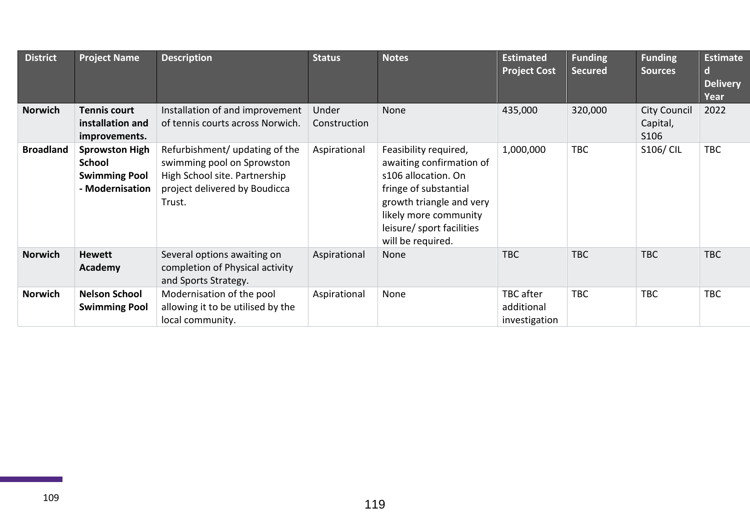| District | Project Name | Description | Status | Notes | Estimated Project Cost | Funding Secured | Funding Sources | Estimated Delivery Year |
|---|---|---|---|---|---|---|---|---|
| **Norwich** | **Tennis court installation and improvements.** | Installation of and improvement of tennis courts across Norwich. | Under Construction | None | 435,000 | 320,000 | City Council Capital, S106 | 2022 |
| **Broadland** | **Sprowston High School Swimming Pool - Modernisation** | Refurbishment/ updating of the swimming pool on Sprowston High School site. Partnership project delivered by Boudicca Trust. | Aspirational | Feasibility required, awaiting confirmation of s106 allocation. On fringe of substantial growth triangle and very likely more community leisure/ sport facilities will be required. | 1,000,000 | TBC | S106/ CIL | TBC |
| **Norwich** | **Hewett Academy** | Several options awaiting on completion of Physical activity and Sports Strategy. | Aspirational | None | TBC | TBC | TBC | TBC |
| **Norwich** | **Nelson School Swimming Pool** | Modernisation of the pool allowing it to be utilised by the local community. | Aspirational | None | TBC after additional investigation | TBC | TBC | TBC |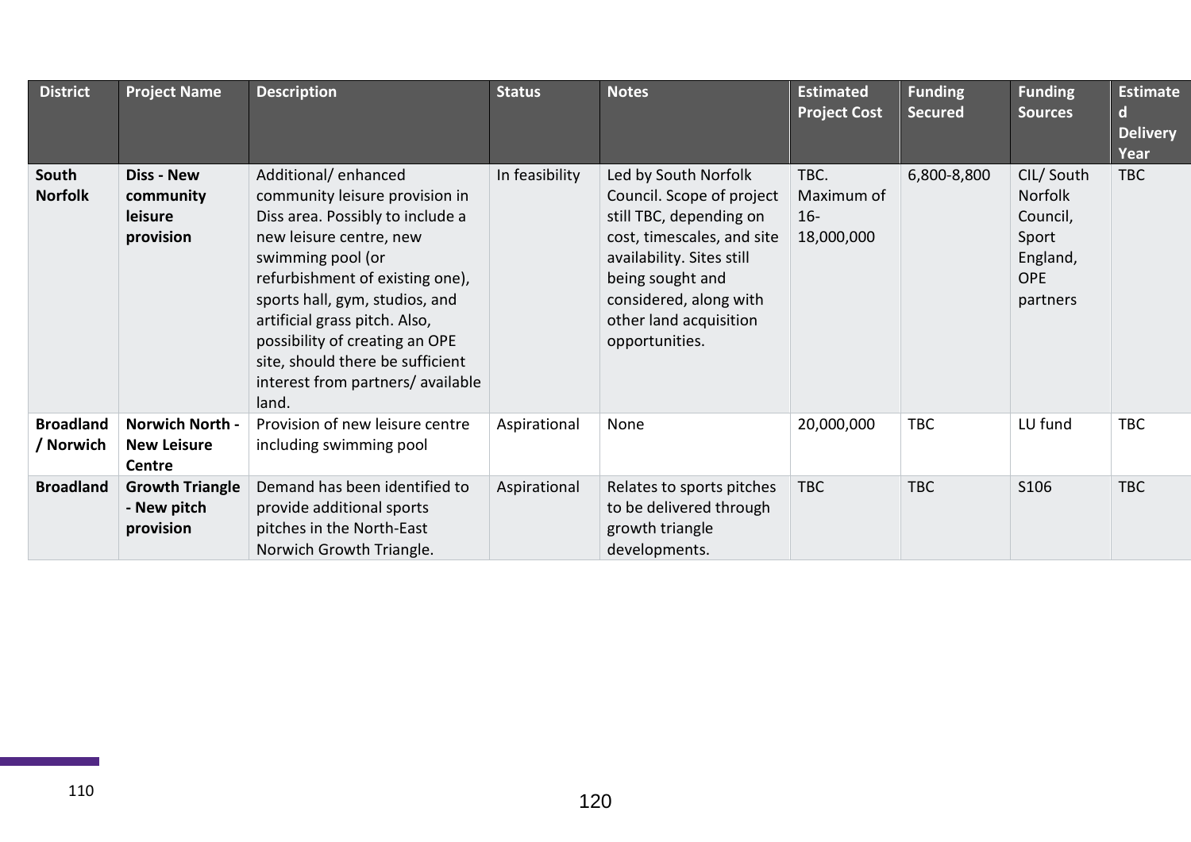| District | Project Name | Description | Status | Notes | Estimated Project Cost | Funding Secured | Funding Sources | Estimated Delivery Year |
|---|---|---|---|---|---|---|---|---|
| **South Norfolk** | **Diss - New community leisure provision** | Additional/ enhanced community leisure provision in Diss area. Possibly to include a new leisure centre, new swimming pool (or refurbishment of existing one), sports hall, gym, studios, and artificial grass pitch. Also, possibility of creating an OPE site, should there be sufficient interest from partners/ available land. | In feasibility | Led by South Norfolk Council. Scope of project still TBC, depending on cost, timescales, and site availability. Sites still being sought and considered, along with other land acquisition opportunities. | TBC. Maximum of 16-18,000,000 | 6,800-8,800 | CIL/ South Norfolk Council, Sport England, OPE partners | TBC |
| **Broadland / Norwich** | **Norwich North - New Leisure Centre** | Provision of new leisure centre including swimming pool | Aspirational | None | 20,000,000 | TBC | LU fund | TBC |
| **Broadland** | **Growth Triangle - New pitch provision** | Demand has been identified to provide additional sports pitches in the North-East Norwich Growth Triangle. | Aspirational | Relates to sports pitches to be delivered through growth triangle developments. | TBC | TBC | S106 | TBC |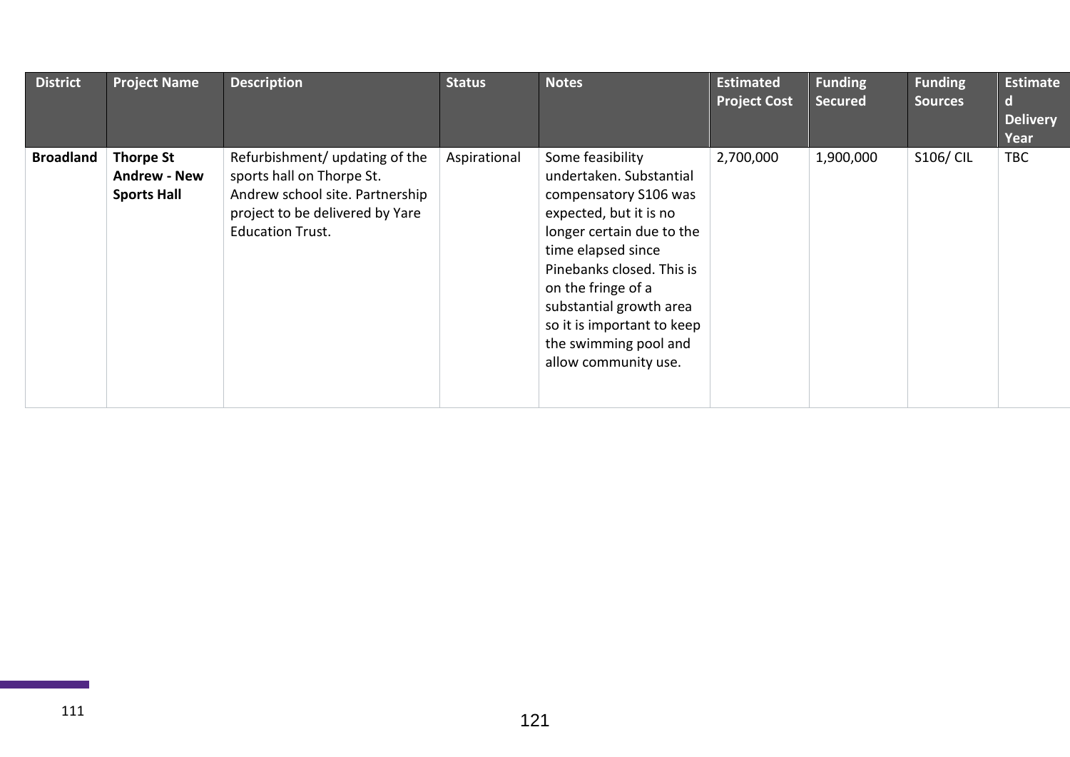| District | Project Name | Description | Status | Notes | Estimated Project Cost | Funding Secured | Funding Sources | Estimated Delivery Year |
|---|---|---|---|---|---|---|---|---|
| **Broadland** | **Thorpe St Andrew - New Sports Hall** | Refurbishment/ updating of the sports hall on Thorpe St. Andrew school site. Partnership project to be delivered by Yare Education Trust. | Aspirational | Some feasibility undertaken. Substantial compensatory S106 was expected, but it is no longer certain due to the time elapsed since Pinebanks closed. This is on the fringe of a substantial growth area so it is important to keep the swimming pool and allow community use. | 2,700,000 | 1,900,000 | S106/ CIL | TBC |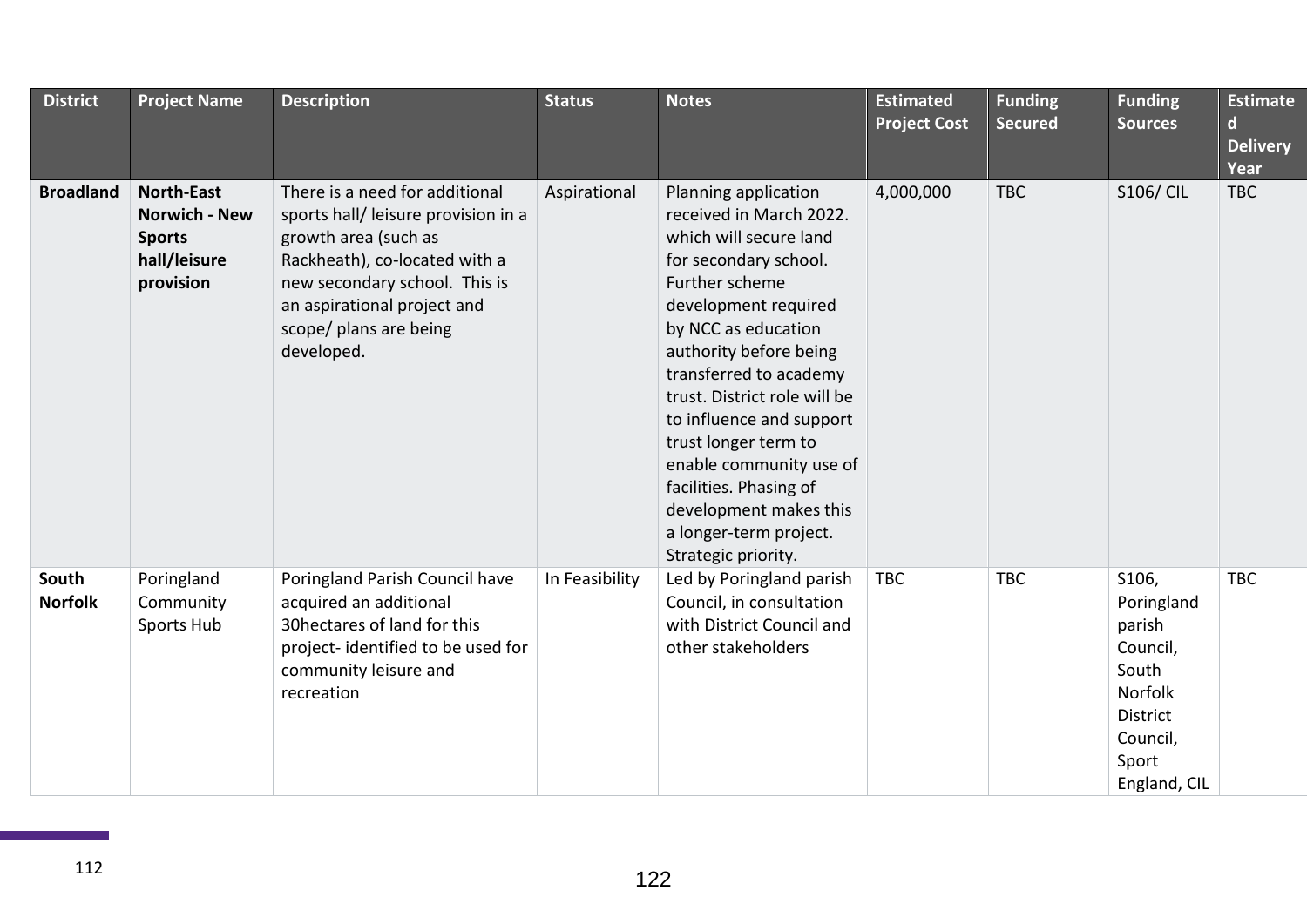| District | Project Name | Description | Status | Notes | Estimated Project Cost | Funding Secured | Funding Sources | Estimated Delivery Year |
|---|---|---|---|---|---|---|---|---|
| **Broadland** | **North-East Norwich - New Sports hall/leisure provision** | There is a need for additional sports hall/ leisure provision in a growth area (such as Rackheath), co-located with a new secondary school. This is an aspirational project and scope/ plans are being developed. | Aspirational | Planning application received in March 2022. which will secure land for secondary school. Further scheme development required by NCC as education authority before being transferred to academy trust. District role will be to influence and support trust longer term to enable community use of facilities. Phasing of development makes this a longer-term project. Strategic priority. | 4,000,000 | TBC | S106/ CIL | TBC |
| **South Norfolk** | Poringland Community Sports Hub | Poringland Parish Council have acquired an additional 30hectares of land for this project- identified to be used for community leisure and recreation | In Feasibility | Led by Poringland parish Council, in consultation with District Council and other stakeholders | TBC | TBC | S106, Poringland parish Council, South Norfolk District Council, Sport England, CIL | TBC |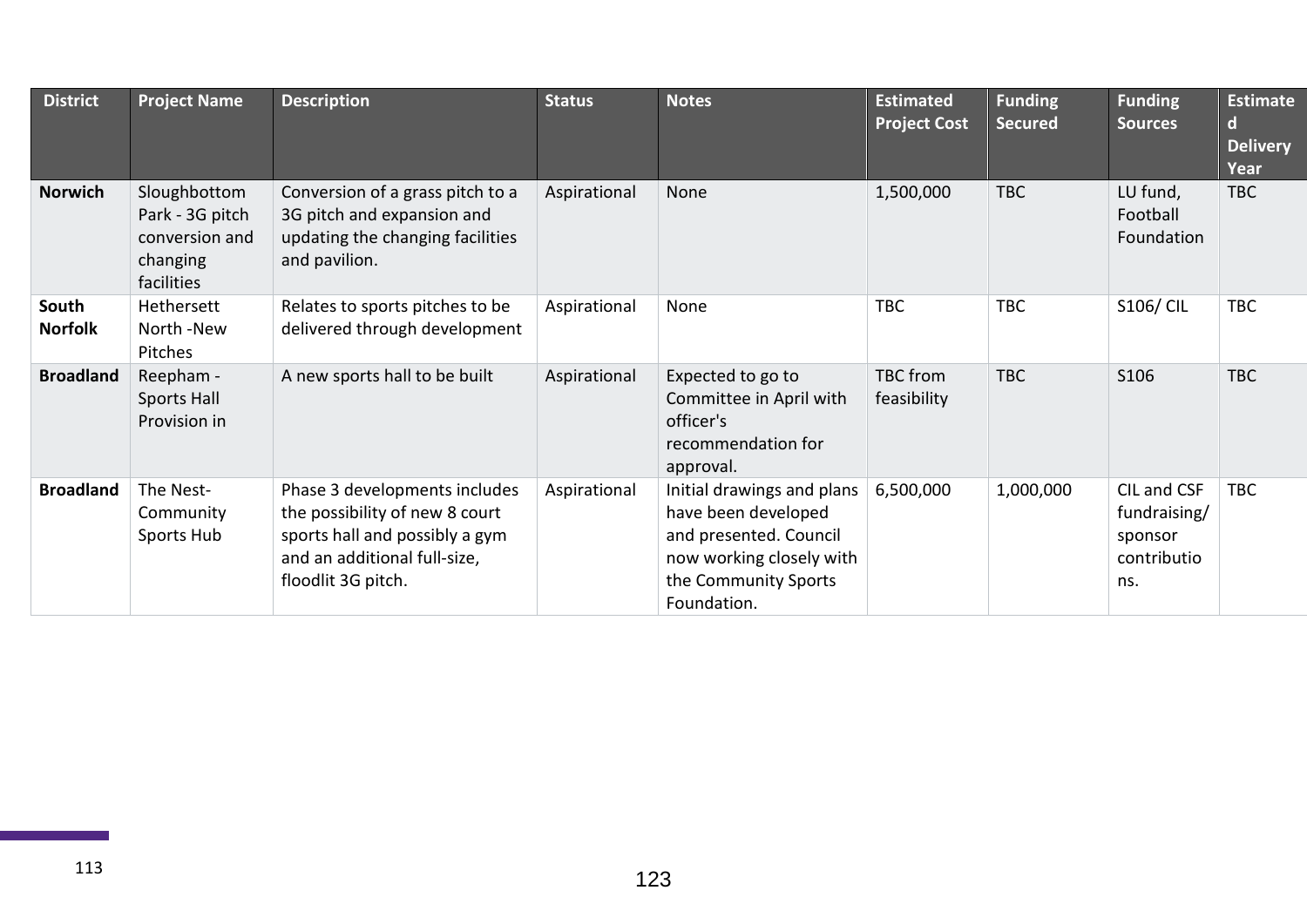| District | Project Name | Description | Status | Notes | Estimated Project Cost | Funding Secured | Funding Sources | Estimated Delivery Year |
|---|---|---|---|---|---|---|---|---|
| **Norwich** | Sloughbottom Park - 3G pitch conversion and changing facilities | Conversion of a grass pitch to a 3G pitch and expansion and updating the changing facilities and pavilion. | Aspirational | None | 1,500,000 | TBC | LU fund, Football Foundation | TBC |
| **South Norfolk** | Hethersett North -New Pitches | Relates to sports pitches to be delivered through development | Aspirational | None | TBC | TBC | S106/ CIL | TBC |
| **Broadland** | Reepham - Sports Hall Provision in | A new sports hall to be built | Aspirational | Expected to go to Committee in April with officer's recommendation for approval. | TBC from feasibility | TBC | S106 | TBC |
| **Broadland** | The Nest- Community Sports Hub | Phase 3 developments includes the possibility of new 8 court sports hall and possibly a gym and an additional full-size, floodlit 3G pitch. | Aspirational | Initial drawings and plans have been developed and presented. Council now working closely with the Community Sports Foundation. | 6,500,000 | 1,000,000 | CIL and CSF fundraising/ sponsor contributions. | TBC |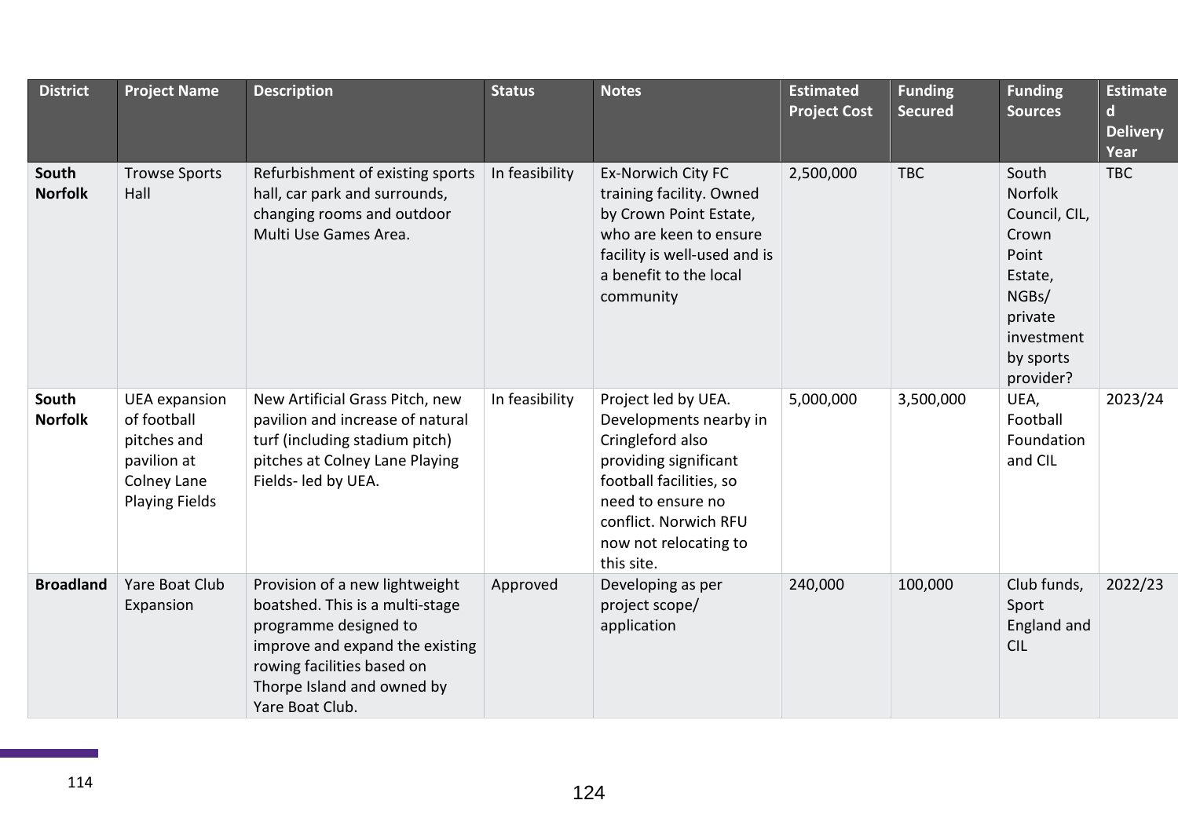| District | Project Name | Description | Status | Notes | Estimated Project Cost | Funding Secured | Funding Sources | Estimated Delivery Year |
|---|---|---|---|---|---|---|---|---|
| **South Norfolk** | Trowse Sports Hall | Refurbishment of existing sports hall, car park and surrounds, changing rooms and outdoor Multi Use Games Area. | In feasibility | Ex-Norwich City FC training facility. Owned by Crown Point Estate, who are keen to ensure facility is well-used and is a benefit to the local community | 2,500,000 | TBC | South Norfolk Council, CIL, Crown Point Estate, NGBs/ private investment by sports provider? | TBC |
| **South Norfolk** | UEA expansion of football pitches and pavilion at Colney Lane Playing Fields | New Artificial Grass Pitch, new pavilion and increase of natural turf (including stadium pitch) pitches at Colney Lane Playing Fields- led by UEA. | In feasibility | Project led by UEA. Developments nearby in Cringleford also providing significant football facilities, so need to ensure no conflict. Norwich RFU now not relocating to this site. | 5,000,000 | 3,500,000 | UEA, Football Foundation and CIL | 2023/24 |
| **Broadland** | Yare Boat Club Expansion | Provision of a new lightweight boatshed. This is a multi-stage programme designed to improve and expand the existing rowing facilities based on Thorpe Island and owned by Yare Boat Club. | Approved | Developing as per project scope/ application | 240,000 | 100,000 | Club funds, Sport England and CIL | 2022/23 |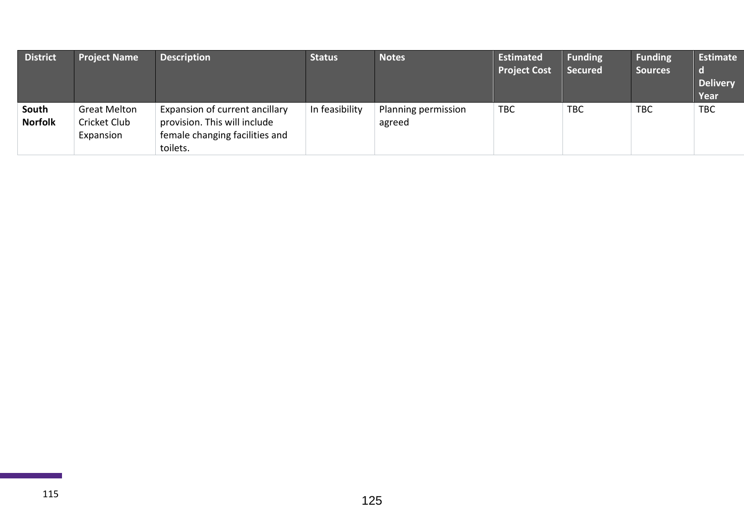| District | Project Name | Description | Status | Notes | Estimated Project Cost | Funding Secured | Funding Sources | Estimated Delivery Year |
|---|---|---|---|---|---|---|---|---|
| **South Norfolk** | Great Melton Cricket Club Expansion | Expansion of current ancillary provision. This will include female changing facilities and toilets. | In feasibility | Planning permission agreed | TBC | TBC | TBC | TBC |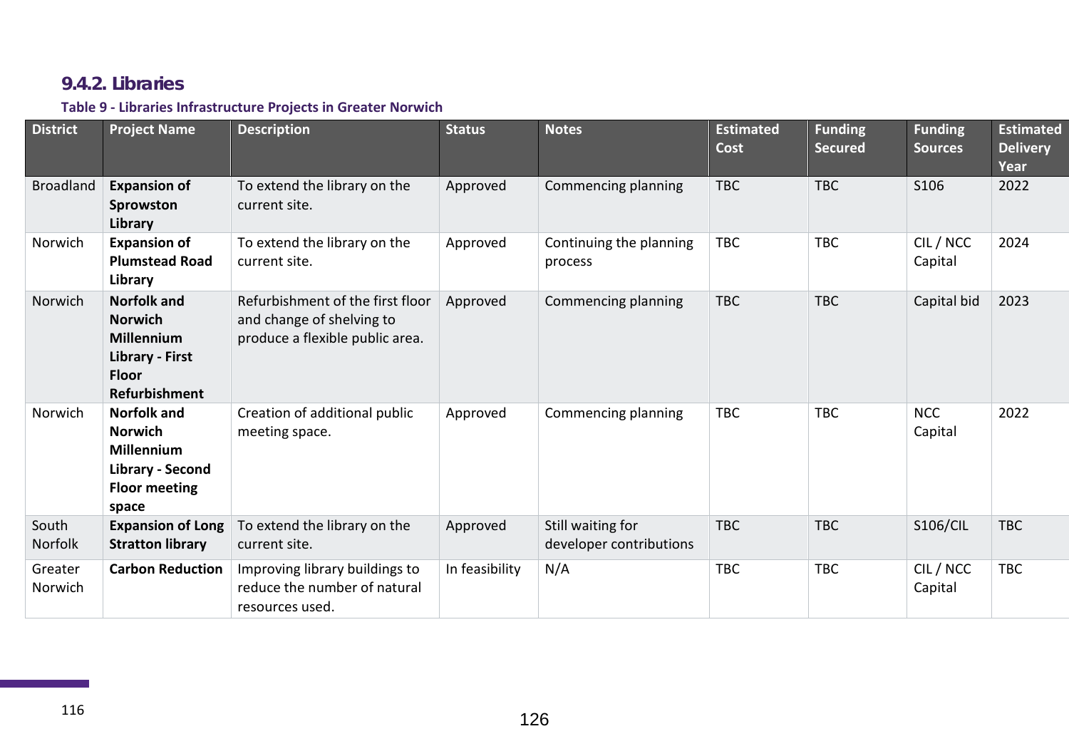### 9.4.2. Libraries

**Table 9 - Libraries Infrastructure Projects in Greater Norwich**

| District | Project Name | Description | Status | Notes | Estimated Cost | Funding Secured | Funding Sources | Estimated Delivery Year |
|---|---|---|---|---|---|---|---|---|
| Broadland | **Expansion of Sprowston Library** | To extend the library on the current site. | Approved | Commencing planning | TBC | TBC | S106 | 2022 |
| Norwich | **Expansion of Plumstead Road Library** | To extend the library on the current site. | Approved | Continuing the planning process | TBC | TBC | CIL / NCC Capital | 2024 |
| Norwich | **Norfolk and Norwich Millennium Library - First Floor Refurbishment** | Refurbishment of the first floor and change of shelving to produce a flexible public area. | Approved | Commencing planning | TBC | TBC | Capital bid | 2023 |
| Norwich | **Norfolk and Norwich Millennium Library - Second Floor meeting space** | Creation of additional public meeting space. | Approved | Commencing planning | TBC | TBC | NCC Capital | 2022 |
| South Norfolk | **Expansion of Long Stratton library** | To extend the library on the current site. | Approved | Still waiting for developer contributions | TBC | TBC | S106/CIL | TBC |
| Greater Norwich | **Carbon Reduction** | Improving library buildings to reduce the number of natural resources used. | In feasibility | N/A | TBC | TBC | CIL / NCC Capital | TBC |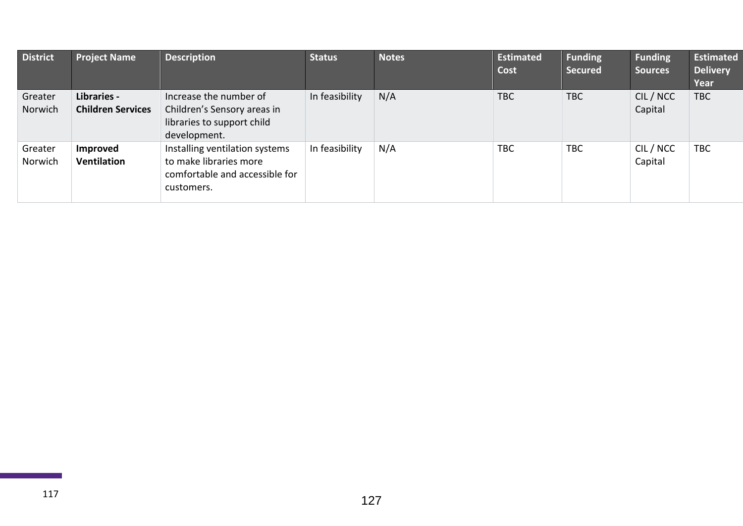| District | Project Name | Description | Status | Notes | Estimated Cost | Funding Secured | Funding Sources | Estimated Delivery Year |
|---|---|---|---|---|---|---|---|---|
| Greater Norwich | **Libraries - Children Services** | Increase the number of Children's Sensory areas in libraries to support child development. | In feasibility | N/A | TBC | TBC | CIL / NCC Capital | TBC |
| Greater Norwich | **Improved Ventilation** | Installing ventilation systems to make libraries more comfortable and accessible for customers. | In feasibility | N/A | TBC | TBC | CIL / NCC Capital | TBC |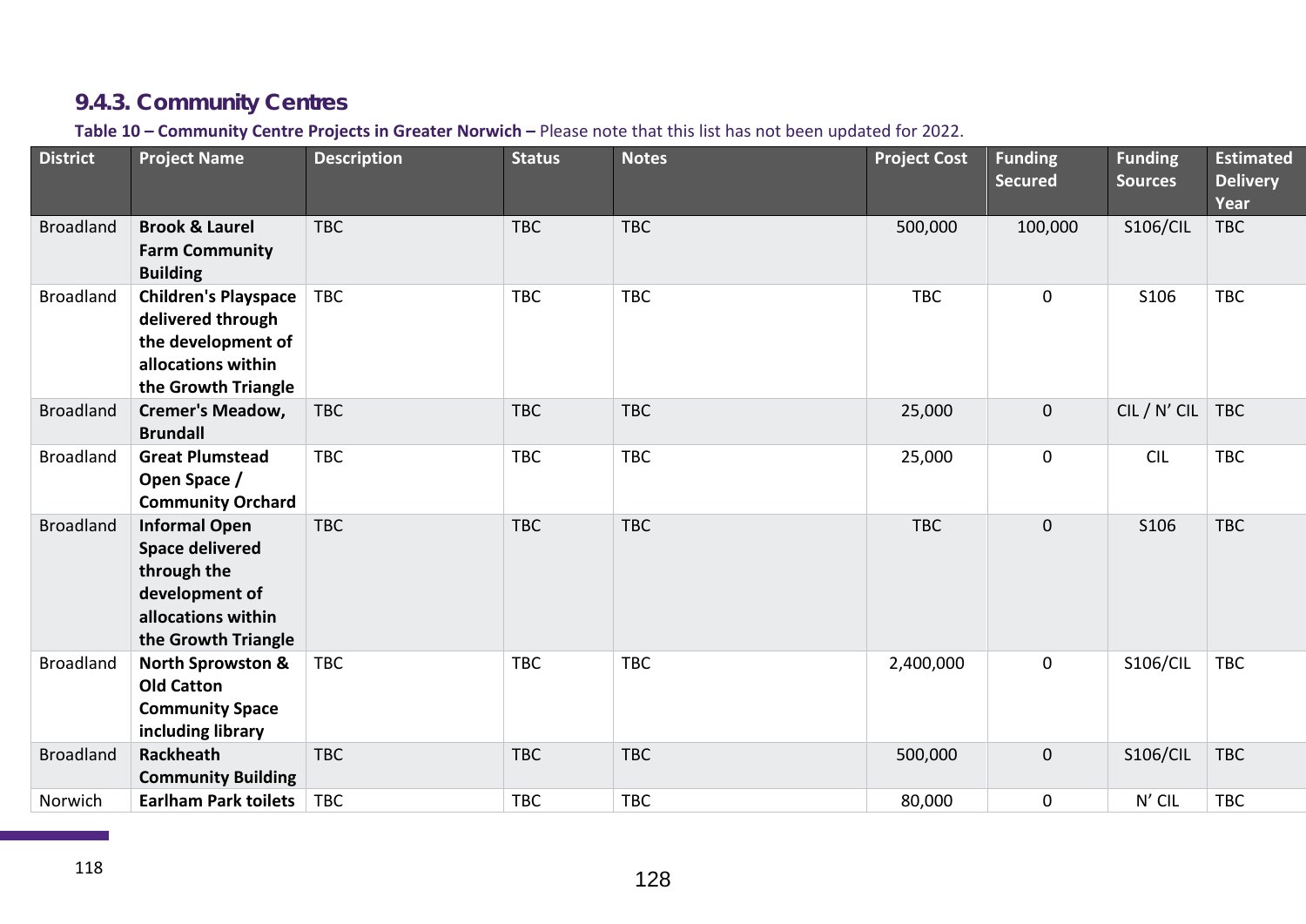### 9.4.3. Community Centres

**Table 10 – Community Centre Projects in Greater Norwich –** Please note that this list has not been updated for 2022.

| District | Project Name | Description | Status | Notes | Project Cost | Funding Secured | Funding Sources | Estimated Delivery Year |
|---|---|---|---|---|---|---|---|---|
| Broadland | **Brook & Laurel Farm Community Building** | TBC | TBC | TBC | 500,000 | 100,000 | S106/CIL | TBC |
| Broadland | **Children's Playspace delivered through the development of allocations within the Growth Triangle** | TBC | TBC | TBC | TBC | 0 | S106 | TBC |
| Broadland | **Cremer's Meadow, Brundall** | TBC | TBC | TBC | 25,000 | 0 | CIL / N' CIL | TBC |
| Broadland | **Great Plumstead Open Space / Community Orchard** | TBC | TBC | TBC | 25,000 | 0 | CIL | TBC |
| Broadland | **Informal Open Space delivered through the development of allocations within the Growth Triangle** | TBC | TBC | TBC | TBC | 0 | S106 | TBC |
| Broadland | **North Sprowston & Old Catton Community Space including library** | TBC | TBC | TBC | 2,400,000 | 0 | S106/CIL | TBC |
| Broadland | **Rackheath Community Building** | TBC | TBC | TBC | 500,000 | 0 | S106/CIL | TBC |
| Norwich | **Earlham Park toilets** | TBC | TBC | TBC | 80,000 | 0 | N' CIL | TBC |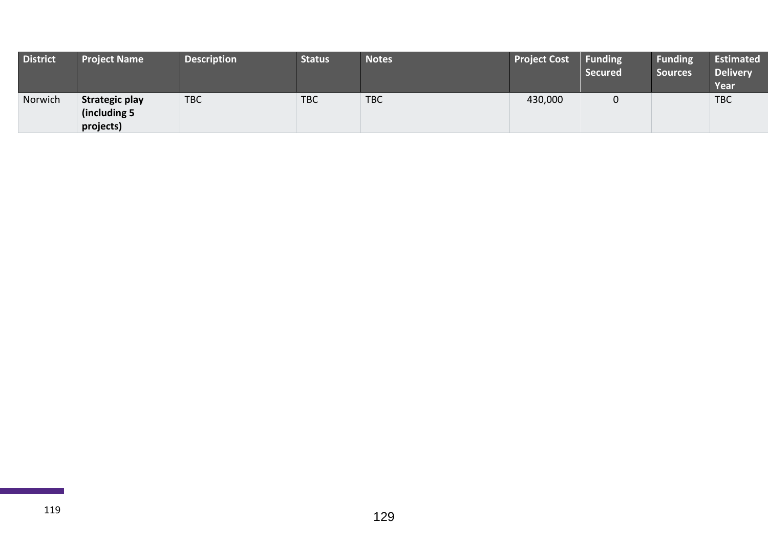| District | Project Name | Description | Status | Notes | Project Cost | Funding Secured | Funding Sources | Estimated Delivery Year |
|---|---|---|---|---|---|---|---|---|
| Norwich | **Strategic play (including 5 projects)** | TBC | TBC | TBC | 430,000 | 0 | | TBC |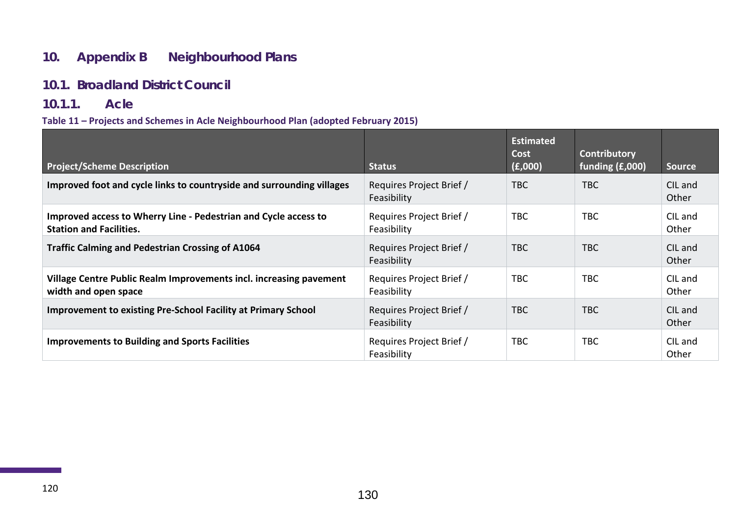# 10. Appendix B Neighbourhood Plans

## 10.1. Broadland District Council

### 10.1.1. Acle

**Table 11 – Projects and Schemes in Acle Neighbourhood Plan (adopted February 2015)**

| Project/Scheme Description | Status | Estimated Cost (£,000) | Contributory funding (£,000) | Source |
|---|---|---|---|---|
| **Improved foot and cycle links to countryside and surrounding villages** | Requires Project Brief / Feasibility | TBC | TBC | CIL and Other |
| **Improved access to Wherry Line - Pedestrian and Cycle access to Station and Facilities.** | Requires Project Brief / Feasibility | TBC | TBC | CIL and Other |
| **Traffic Calming and Pedestrian Crossing of A1064** | Requires Project Brief / Feasibility | TBC | TBC | CIL and Other |
| **Village Centre Public Realm Improvements incl. increasing pavement width and open space** | Requires Project Brief / Feasibility | TBC | TBC | CIL and Other |
| **Improvement to existing Pre-School Facility at Primary School** | Requires Project Brief / Feasibility | TBC | TBC | CIL and Other |
| **Improvements to Building and Sports Facilities** | Requires Project Brief / Feasibility | TBC | TBC | CIL and Other |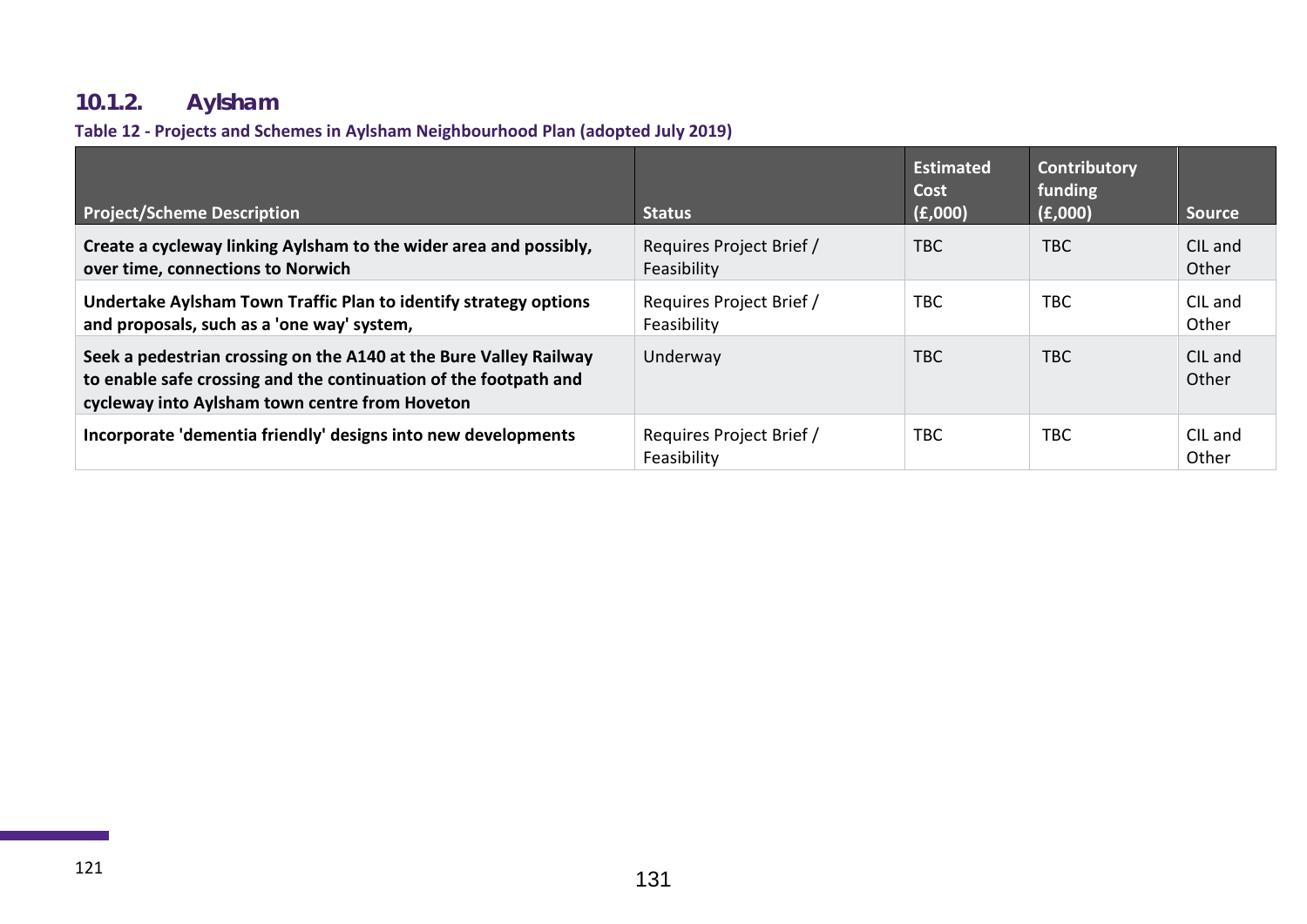### 10.1.2. Aylsham

**Table 12 - Projects and Schemes in Aylsham Neighbourhood Plan (adopted July 2019)**

| Project/Scheme Description | Status | Estimated Cost (£,000) | Contributory funding (£,000) | Source |
|---|---|---|---|---|
| **Create a cycleway linking Aylsham to the wider area and possibly, over time, connections to Norwich** | Requires Project Brief / Feasibility | TBC | TBC | CIL and Other |
| **Undertake Aylsham Town Traffic Plan to identify strategy options and proposals, such as a 'one way' system,** | Requires Project Brief / Feasibility | TBC | TBC | CIL and Other |
| **Seek a pedestrian crossing on the A140 at the Bure Valley Railway to enable safe crossing and the continuation of the footpath and cycleway into Aylsham town centre from Hoveton** | Underway | TBC | TBC | CIL and Other |
| **Incorporate 'dementia friendly' designs into new developments** | Requires Project Brief / Feasibility | TBC | TBC | CIL and Other |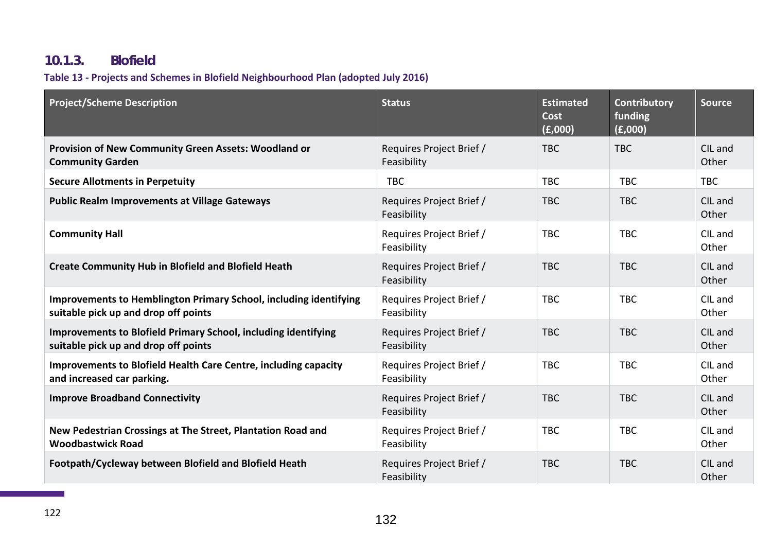### 10.1.3. Blofield

**Table 13 - Projects and Schemes in Blofield Neighbourhood Plan (adopted July 2016)**

| Project/Scheme Description | Status | Estimated Cost (£,000) | Contributory funding (£,000) | Source |
|---|---|---|---|---|
| **Provision of New Community Green Assets: Woodland or Community Garden** | Requires Project Brief / Feasibility | TBC | TBC | CIL and Other |
| **Secure Allotments in Perpetuity** | TBC | TBC | TBC | TBC |
| **Public Realm Improvements at Village Gateways** | Requires Project Brief / Feasibility | TBC | TBC | CIL and Other |
| **Community Hall** | Requires Project Brief / Feasibility | TBC | TBC | CIL and Other |
| **Create Community Hub in Blofield and Blofield Heath** | Requires Project Brief / Feasibility | TBC | TBC | CIL and Other |
| **Improvements to Hemblington Primary School, including identifying suitable pick up and drop off points** | Requires Project Brief / Feasibility | TBC | TBC | CIL and Other |
| **Improvements to Blofield Primary School, including identifying suitable pick up and drop off points** | Requires Project Brief / Feasibility | TBC | TBC | CIL and Other |
| **Improvements to Blofield Health Care Centre, including capacity and increased car parking.** | Requires Project Brief / Feasibility | TBC | TBC | CIL and Other |
| **Improve Broadband Connectivity** | Requires Project Brief / Feasibility | TBC | TBC | CIL and Other |
| **New Pedestrian Crossings at The Street, Plantation Road and Woodbastwick Road** | Requires Project Brief / Feasibility | TBC | TBC | CIL and Other |
| **Footpath/Cycleway between Blofield and Blofield Heath** | Requires Project Brief / Feasibility | TBC | TBC | CIL and Other |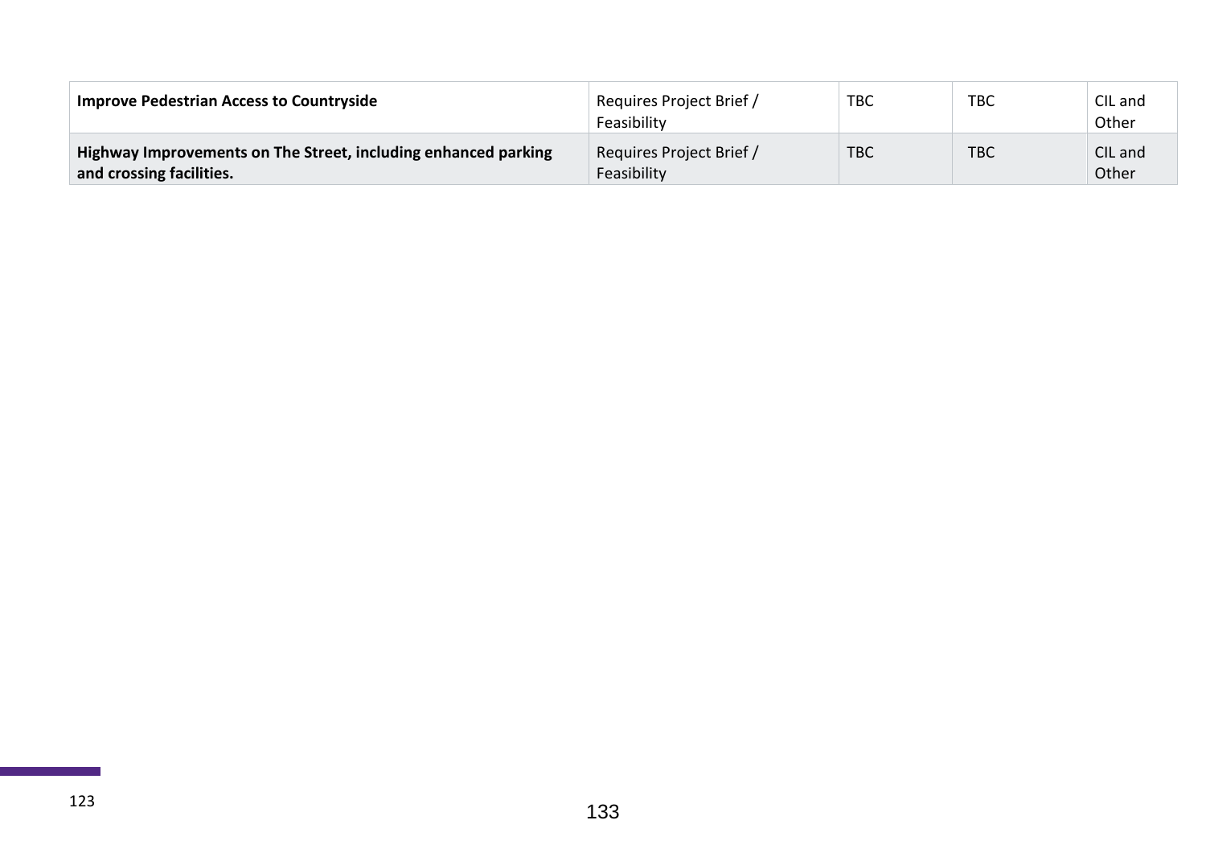| | | | | |
|---|---|---|---|---|
| **Improve Pedestrian Access to Countryside** | Requires Project Brief / Feasibility | TBC | TBC | CIL and Other |
| **Highway Improvements on The Street, including enhanced parking and crossing facilities.** | Requires Project Brief / Feasibility | TBC | TBC | CIL and Other |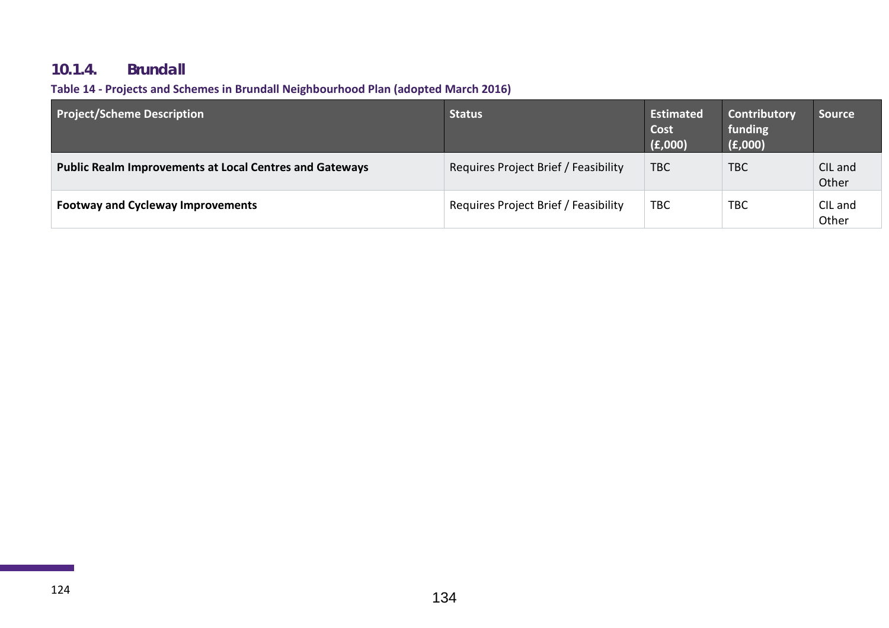### 10.1.4. Brundall

**Table 14 - Projects and Schemes in Brundall Neighbourhood Plan (adopted March 2016)**

| Project/Scheme Description | Status | Estimated Cost (£,000) | Contributory funding (£,000) | Source |
|---|---|---|---|---|
| **Public Realm Improvements at Local Centres and Gateways** | Requires Project Brief / Feasibility | TBC | TBC | CIL and Other |
| **Footway and Cycleway Improvements** | Requires Project Brief / Feasibility | TBC | TBC | CIL and Other |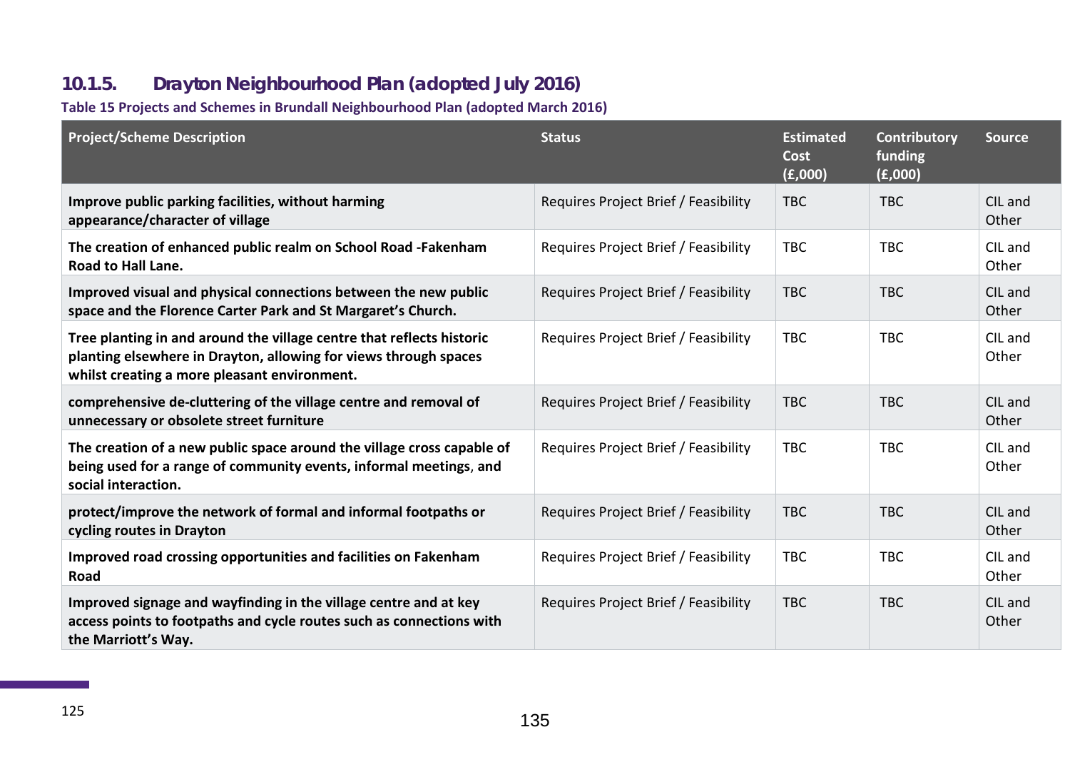### 10.1.5. Drayton Neighbourhood Plan (adopted July 2016)

**Table 15 Projects and Schemes in Brundall Neighbourhood Plan (adopted March 2016)**

| Project/Scheme Description | Status | Estimated Cost (£,000) | Contributory funding (£,000) | Source |
|---|---|---|---|---|
| **Improve public parking facilities, without harming appearance/character of village** | Requires Project Brief / Feasibility | TBC | TBC | CIL and Other |
| **The creation of enhanced public realm on School Road -Fakenham Road to Hall Lane.** | Requires Project Brief / Feasibility | TBC | TBC | CIL and Other |
| **Improved visual and physical connections between the new public space and the Florence Carter Park and St Margaret's Church.** | Requires Project Brief / Feasibility | TBC | TBC | CIL and Other |
| **Tree planting in and around the village centre that reflects historic planting elsewhere in Drayton, allowing for views through spaces whilst creating a more pleasant environment.** | Requires Project Brief / Feasibility | TBC | TBC | CIL and Other |
| **comprehensive de-cluttering of the village centre and removal of unnecessary or obsolete street furniture** | Requires Project Brief / Feasibility | TBC | TBC | CIL and Other |
| **The creation of a new public space around the village cross capable of being used for a range of community events, informal meetings, and social interaction.** | Requires Project Brief / Feasibility | TBC | TBC | CIL and Other |
| **protect/improve the network of formal and informal footpaths or cycling routes in Drayton** | Requires Project Brief / Feasibility | TBC | TBC | CIL and Other |
| **Improved road crossing opportunities and facilities on Fakenham Road** | Requires Project Brief / Feasibility | TBC | TBC | CIL and Other |
| **Improved signage and wayfinding in the village centre and at key access points to footpaths and cycle routes such as connections with the Marriott's Way.** | Requires Project Brief / Feasibility | TBC | TBC | CIL and Other |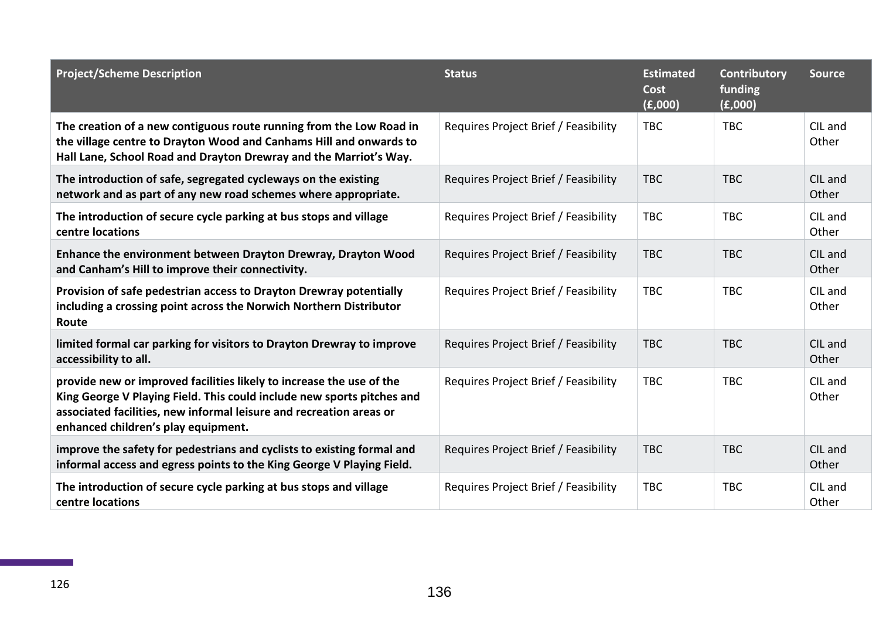| Project/Scheme Description | Status | Estimated Cost (£,000) | Contributory funding (£,000) | Source |
|---|---|---|---|---|
| **The creation of a new contiguous route running from the Low Road in the village centre to Drayton Wood and Canhams Hill and onwards to Hall Lane, School Road and Drayton Drewray and the Marriot's Way.** | Requires Project Brief / Feasibility | TBC | TBC | CIL and Other |
| **The introduction of safe, segregated cycleways on the existing network and as part of any new road schemes where appropriate.** | Requires Project Brief / Feasibility | TBC | TBC | CIL and Other |
| **The introduction of secure cycle parking at bus stops and village centre locations** | Requires Project Brief / Feasibility | TBC | TBC | CIL and Other |
| **Enhance the environment between Drayton Drewray, Drayton Wood and Canham's Hill to improve their connectivity.** | Requires Project Brief / Feasibility | TBC | TBC | CIL and Other |
| **Provision of safe pedestrian access to Drayton Drewray potentially including a crossing point across the Norwich Northern Distributor Route** | Requires Project Brief / Feasibility | TBC | TBC | CIL and Other |
| **limited formal car parking for visitors to Drayton Drewray to improve accessibility to all.** | Requires Project Brief / Feasibility | TBC | TBC | CIL and Other |
| **provide new or improved facilities likely to increase the use of the King George V Playing Field. This could include new sports pitches and associated facilities, new informal leisure and recreation areas or enhanced children's play equipment.** | Requires Project Brief / Feasibility | TBC | TBC | CIL and Other |
| **improve the safety for pedestrians and cyclists to existing formal and informal access and egress points to the King George V Playing Field.** | Requires Project Brief / Feasibility | TBC | TBC | CIL and Other |
| **The introduction of secure cycle parking at bus stops and village centre locations** | Requires Project Brief / Feasibility | TBC | TBC | CIL and Other |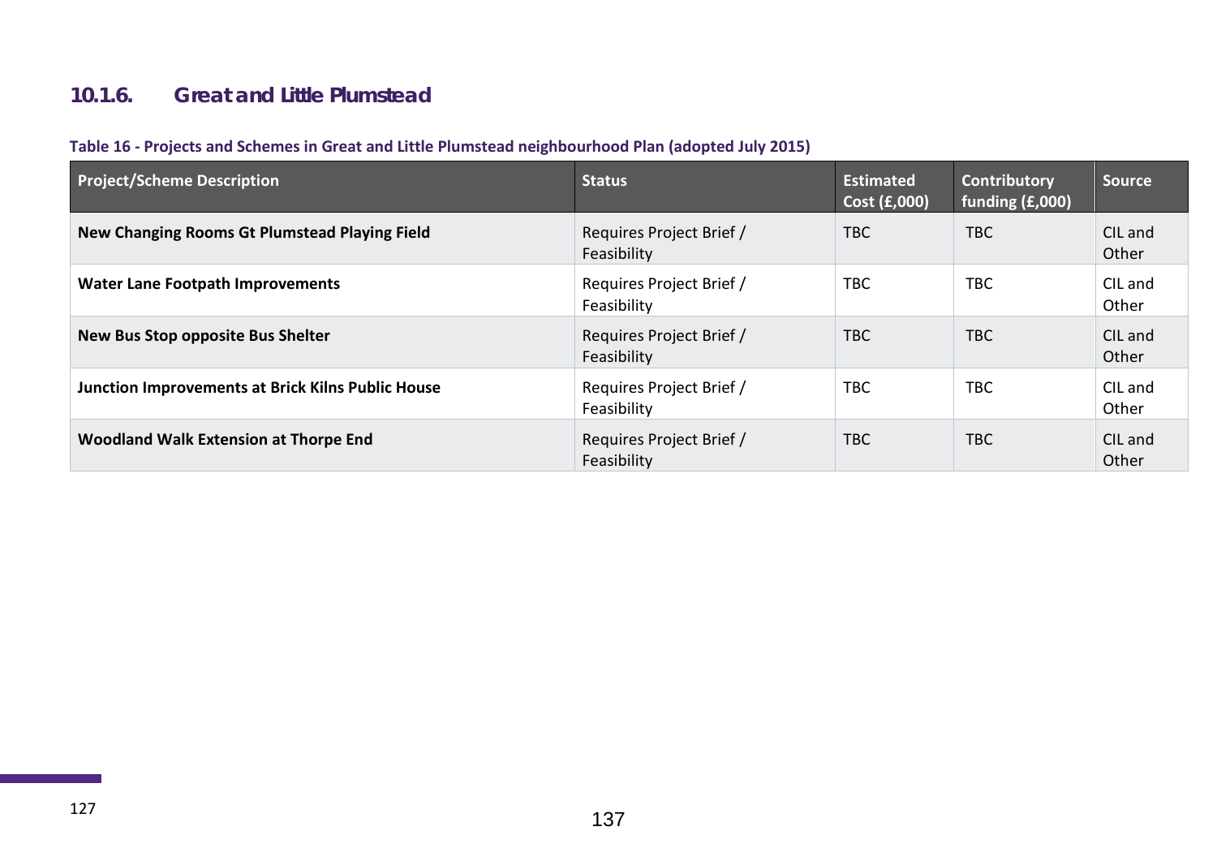### 10.1.6. Great and Little Plumstead

**Table 16 - Projects and Schemes in Great and Little Plumstead neighbourhood Plan (adopted July 2015)**

| Project/Scheme Description | Status | Estimated Cost (£,000) | Contributory funding (£,000) | Source |
|---|---|---|---|---|
| **New Changing Rooms Gt Plumstead Playing Field** | Requires Project Brief / Feasibility | TBC | TBC | CIL and Other |
| **Water Lane Footpath Improvements** | Requires Project Brief / Feasibility | TBC | TBC | CIL and Other |
| **New Bus Stop opposite Bus Shelter** | Requires Project Brief / Feasibility | TBC | TBC | CIL and Other |
| **Junction Improvements at Brick Kilns Public House** | Requires Project Brief / Feasibility | TBC | TBC | CIL and Other |
| **Woodland Walk Extension at Thorpe End** | Requires Project Brief / Feasibility | TBC | TBC | CIL and Other |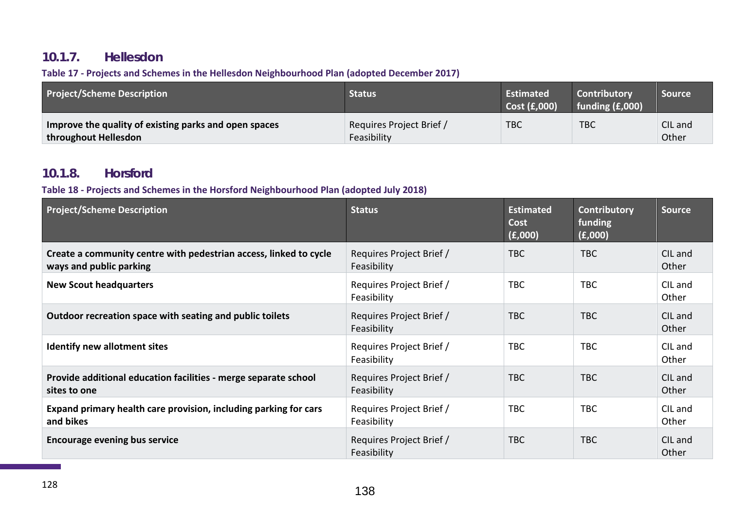### 10.1.7. Hellesdon

**Table 17 - Projects and Schemes in the Hellesdon Neighbourhood Plan (adopted December 2017)**

| Project/Scheme Description | Status | Estimated Cost (£,000) | Contributory funding (£,000) | Source |
|---|---|---|---|---|
| **Improve the quality of existing parks and open spaces throughout Hellesdon** | Requires Project Brief / Feasibility | TBC | TBC | CIL and Other |

### 10.1.8. Horsford

**Table 18 - Projects and Schemes in the Horsford Neighbourhood Plan (adopted July 2018)**

| Project/Scheme Description | Status | Estimated Cost (£,000) | Contributory funding (£,000) | Source |
|---|---|---|---|---|
| **Create a community centre with pedestrian access, linked to cycle ways and public parking** | Requires Project Brief / Feasibility | TBC | TBC | CIL and Other |
| **New Scout headquarters** | Requires Project Brief / Feasibility | TBC | TBC | CIL and Other |
| **Outdoor recreation space with seating and public toilets** | Requires Project Brief / Feasibility | TBC | TBC | CIL and Other |
| **Identify new allotment sites** | Requires Project Brief / Feasibility | TBC | TBC | CIL and Other |
| **Provide additional education facilities - merge separate school sites to one** | Requires Project Brief / Feasibility | TBC | TBC | CIL and Other |
| **Expand primary health care provision, including parking for cars and bikes** | Requires Project Brief / Feasibility | TBC | TBC | CIL and Other |
| **Encourage evening bus service** | Requires Project Brief / Feasibility | TBC | TBC | CIL and Other |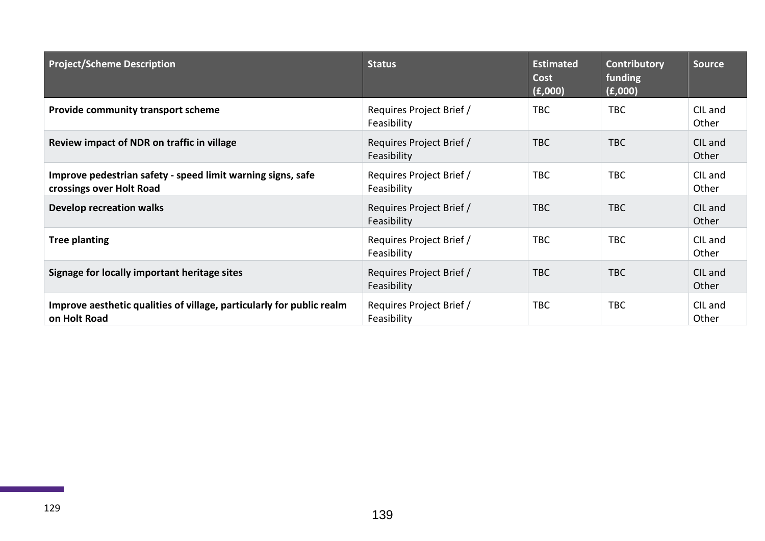| Project/Scheme Description | Status | Estimated Cost (£,000) | Contributory funding (£,000) | Source |
|---|---|---|---|---|
| **Provide community transport scheme** | Requires Project Brief / Feasibility | TBC | TBC | CIL and Other |
| **Review impact of NDR on traffic in village** | Requires Project Brief / Feasibility | TBC | TBC | CIL and Other |
| **Improve pedestrian safety - speed limit warning signs, safe crossings over Holt Road** | Requires Project Brief / Feasibility | TBC | TBC | CIL and Other |
| **Develop recreation walks** | Requires Project Brief / Feasibility | TBC | TBC | CIL and Other |
| **Tree planting** | Requires Project Brief / Feasibility | TBC | TBC | CIL and Other |
| **Signage for locally important heritage sites** | Requires Project Brief / Feasibility | TBC | TBC | CIL and Other |
| **Improve aesthetic qualities of village, particularly for public realm on Holt Road** | Requires Project Brief / Feasibility | TBC | TBC | CIL and Other |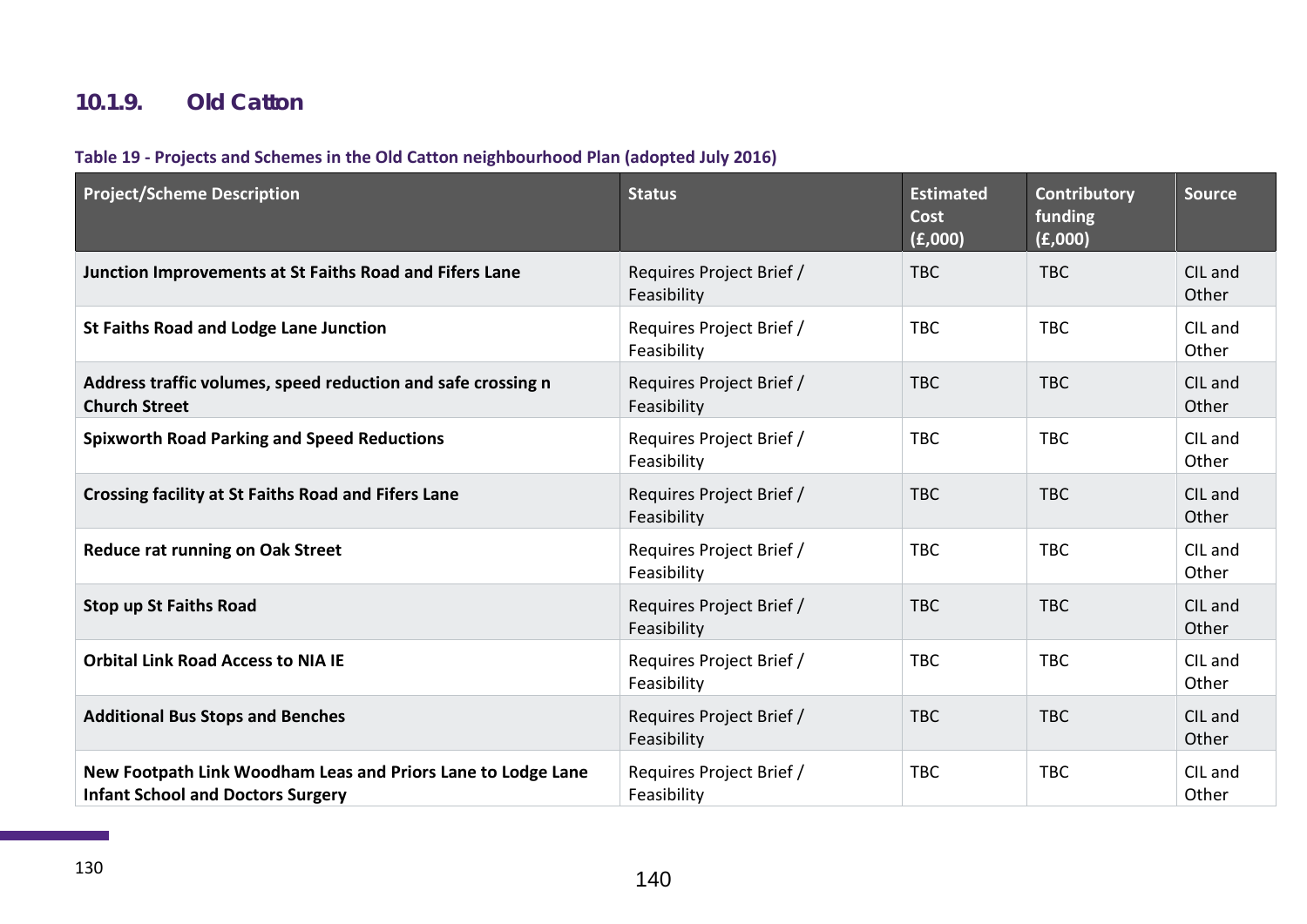### 10.1.9. Old Catton

**Table 19 - Projects and Schemes in the Old Catton neighbourhood Plan (adopted July 2016)**

| Project/Scheme Description | Status | Estimated Cost (£,000) | Contributory funding (£,000) | Source |
|---|---|---|---|---|
| **Junction Improvements at St Faiths Road and Fifers Lane** | Requires Project Brief / Feasibility | TBC | TBC | CIL and Other |
| **St Faiths Road and Lodge Lane Junction** | Requires Project Brief / Feasibility | TBC | TBC | CIL and Other |
| **Address traffic volumes, speed reduction and safe crossing n Church Street** | Requires Project Brief / Feasibility | TBC | TBC | CIL and Other |
| **Spixworth Road Parking and Speed Reductions** | Requires Project Brief / Feasibility | TBC | TBC | CIL and Other |
| **Crossing facility at St Faiths Road and Fifers Lane** | Requires Project Brief / Feasibility | TBC | TBC | CIL and Other |
| **Reduce rat running on Oak Street** | Requires Project Brief / Feasibility | TBC | TBC | CIL and Other |
| **Stop up St Faiths Road** | Requires Project Brief / Feasibility | TBC | TBC | CIL and Other |
| **Orbital Link Road Access to NIA IE** | Requires Project Brief / Feasibility | TBC | TBC | CIL and Other |
| **Additional Bus Stops and Benches** | Requires Project Brief / Feasibility | TBC | TBC | CIL and Other |
| **New Footpath Link Woodham Leas and Priors Lane to Lodge Lane Infant School and Doctors Surgery** | Requires Project Brief / Feasibility | TBC | TBC | CIL and Other |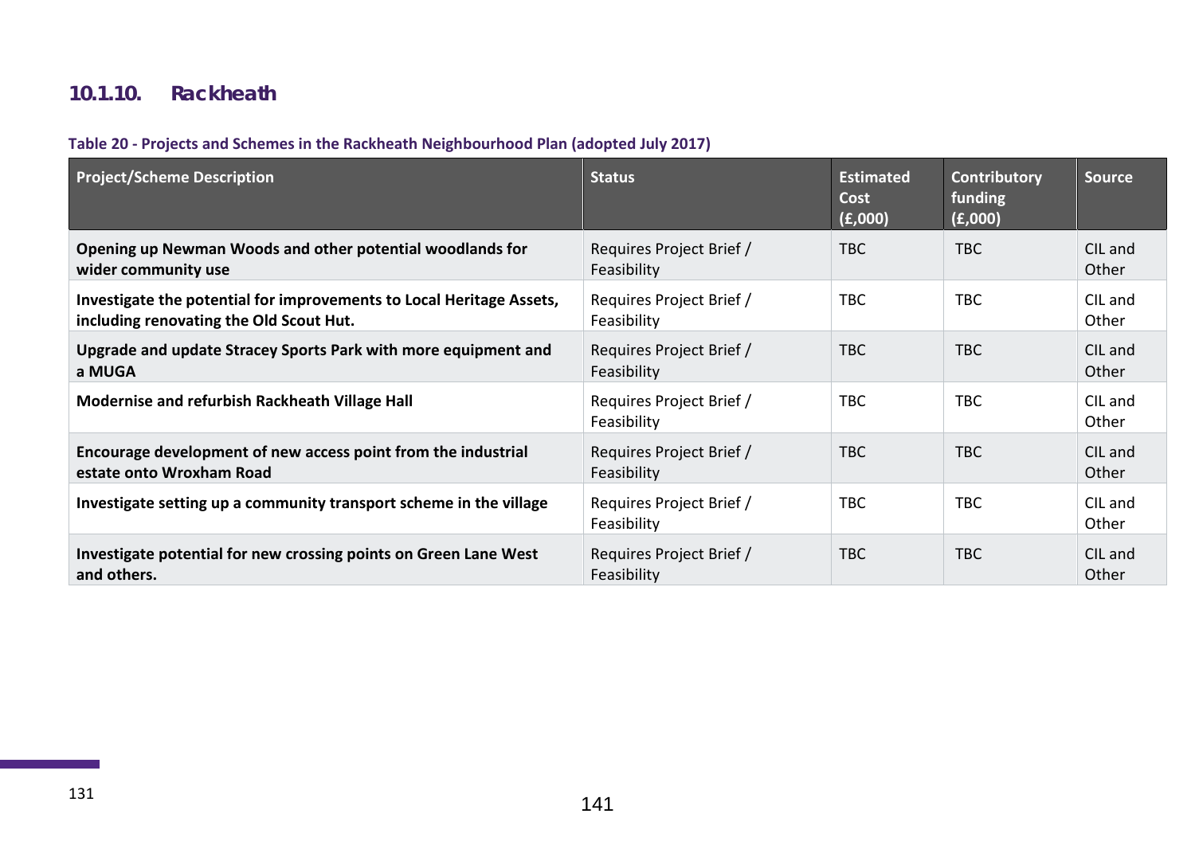### 10.1.10. Rackheath

**Table 20 - Projects and Schemes in the Rackheath Neighbourhood Plan (adopted July 2017)**

| Project/Scheme Description | Status | Estimated Cost (£,000) | Contributory funding (£,000) | Source |
|---|---|---|---|---|
| **Opening up Newman Woods and other potential woodlands for wider community use** | Requires Project Brief / Feasibility | TBC | TBC | CIL and Other |
| **Investigate the potential for improvements to Local Heritage Assets, including renovating the Old Scout Hut.** | Requires Project Brief / Feasibility | TBC | TBC | CIL and Other |
| **Upgrade and update Stracey Sports Park with more equipment and a MUGA** | Requires Project Brief / Feasibility | TBC | TBC | CIL and Other |
| **Modernise and refurbish Rackheath Village Hall** | Requires Project Brief / Feasibility | TBC | TBC | CIL and Other |
| **Encourage development of new access point from the industrial estate onto Wroxham Road** | Requires Project Brief / Feasibility | TBC | TBC | CIL and Other |
| **Investigate setting up a community transport scheme in the village** | Requires Project Brief / Feasibility | TBC | TBC | CIL and Other |
| **Investigate potential for new crossing points on Green Lane West and others.** | Requires Project Brief / Feasibility | TBC | TBC | CIL and Other |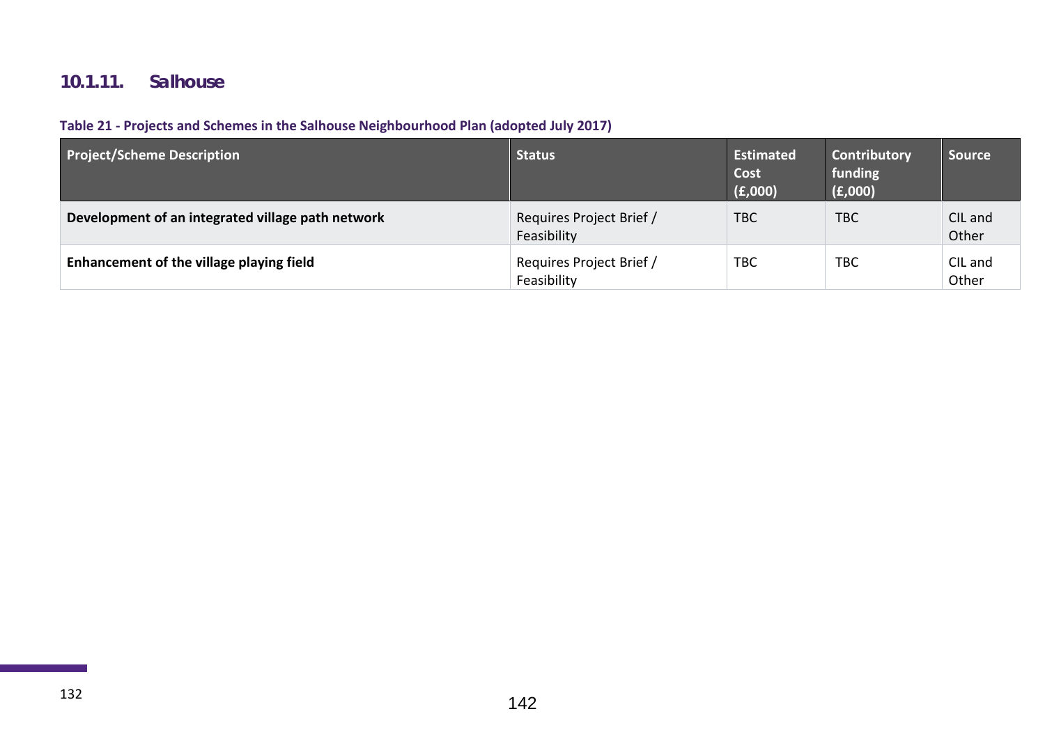### 10.1.11. Salhouse

**Table 21 - Projects and Schemes in the Salhouse Neighbourhood Plan (adopted July 2017)**

| Project/Scheme Description | Status | Estimated Cost (£,000) | Contributory funding (£,000) | Source |
|---|---|---|---|---|
| **Development of an integrated village path network** | Requires Project Brief / Feasibility | TBC | TBC | CIL and Other |
| **Enhancement of the village playing field** | Requires Project Brief / Feasibility | TBC | TBC | CIL and Other |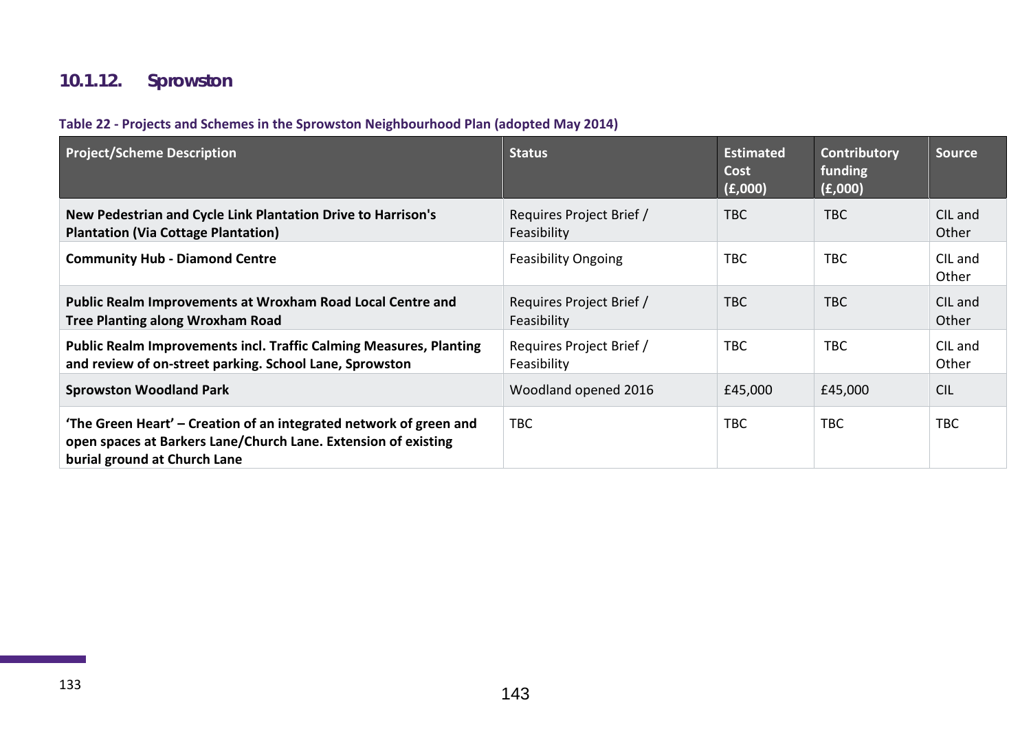### 10.1.12. Sprowston

**Table 22 - Projects and Schemes in the Sprowston Neighbourhood Plan (adopted May 2014)**

| Project/Scheme Description | Status | Estimated Cost (£,000) | Contributory funding (£,000) | Source |
|---|---|---|---|---|
| **New Pedestrian and Cycle Link Plantation Drive to Harrison's Plantation (Via Cottage Plantation)** | Requires Project Brief / Feasibility | TBC | TBC | CIL and Other |
| **Community Hub - Diamond Centre** | Feasibility Ongoing | TBC | TBC | CIL and Other |
| **Public Realm Improvements at Wroxham Road Local Centre and Tree Planting along Wroxham Road** | Requires Project Brief / Feasibility | TBC | TBC | CIL and Other |
| **Public Realm Improvements incl. Traffic Calming Measures, Planting and review of on-street parking. School Lane, Sprowston** | Requires Project Brief / Feasibility | TBC | TBC | CIL and Other |
| **Sprowston Woodland Park** | Woodland opened 2016 | £45,000 | £45,000 | CIL |
| **'The Green Heart' – Creation of an integrated network of green and open spaces at Barkers Lane/Church Lane. Extension of existing burial ground at Church Lane** | TBC | TBC | TBC | TBC |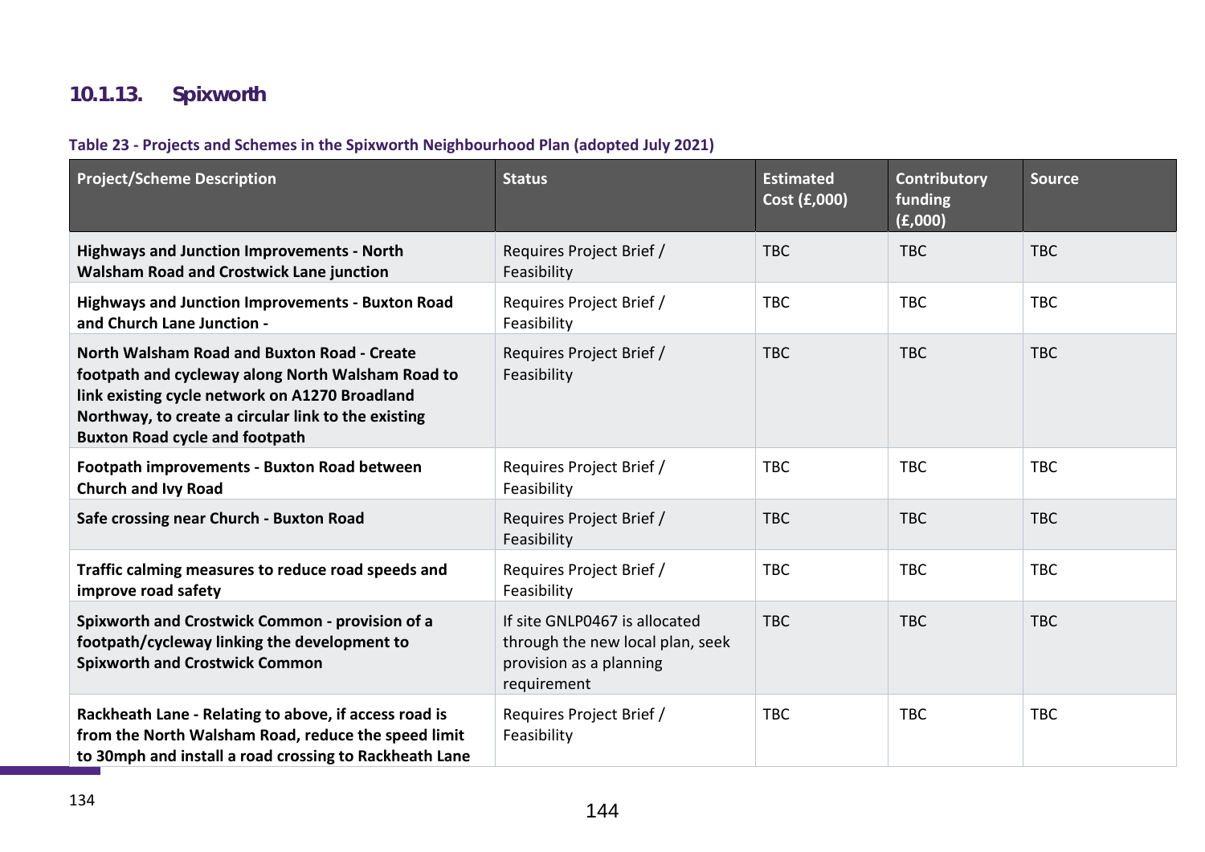### 10.1.13. Spixworth

**Table 23 - Projects and Schemes in the Spixworth Neighbourhood Plan (adopted July 2021)**

| Project/Scheme Description | Status | Estimated Cost (£,000) | Contributory funding (£,000) | Source |
|---|---|---|---|---|
| **Highways and Junction Improvements - North Walsham Road and Crostwick Lane junction** | Requires Project Brief / Feasibility | TBC | TBC | TBC |
| **Highways and Junction Improvements - Buxton Road and Church Lane Junction -** | Requires Project Brief / Feasibility | TBC | TBC | TBC |
| **North Walsham Road and Buxton Road - Create footpath and cycleway along North Walsham Road to link existing cycle network on A1270 Broadland Northway, to create a circular link to the existing Buxton Road cycle and footpath** | Requires Project Brief / Feasibility | TBC | TBC | TBC |
| **Footpath improvements - Buxton Road between Church and Ivy Road** | Requires Project Brief / Feasibility | TBC | TBC | TBC |
| **Safe crossing near Church - Buxton Road** | Requires Project Brief / Feasibility | TBC | TBC | TBC |
| **Traffic calming measures to reduce road speeds and improve road safety** | Requires Project Brief / Feasibility | TBC | TBC | TBC |
| **Spixworth and Crostwick Common - provision of a footpath/cycleway linking the development to Spixworth and Crostwick Common** | If site GNLP0467 is allocated through the new local plan, seek provision as a planning requirement | TBC | TBC | TBC |
| **Rackheath Lane - Relating to above, if access road is from the North Walsham Road, reduce the speed limit to 30mph and install a road crossing to Rackheath Lane** | Requires Project Brief / Feasibility | TBC | TBC | TBC |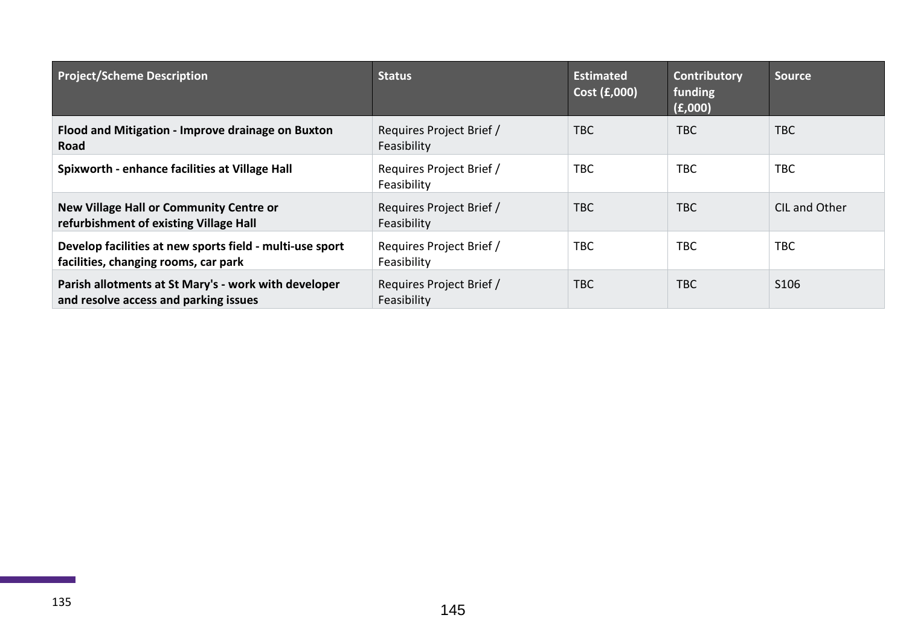| Project/Scheme Description | Status | Estimated Cost (£,000) | Contributory funding (£,000) | Source |
|---|---|---|---|---|
| **Flood and Mitigation - Improve drainage on Buxton Road** | Requires Project Brief / Feasibility | TBC | TBC | TBC |
| **Spixworth - enhance facilities at Village Hall** | Requires Project Brief / Feasibility | TBC | TBC | TBC |
| **New Village Hall or Community Centre or refurbishment of existing Village Hall** | Requires Project Brief / Feasibility | TBC | TBC | CIL and Other |
| **Develop facilities at new sports field - multi-use sport facilities, changing rooms, car park** | Requires Project Brief / Feasibility | TBC | TBC | TBC |
| **Parish allotments at St Mary's - work with developer and resolve access and parking issues** | Requires Project Brief / Feasibility | TBC | TBC | S106 |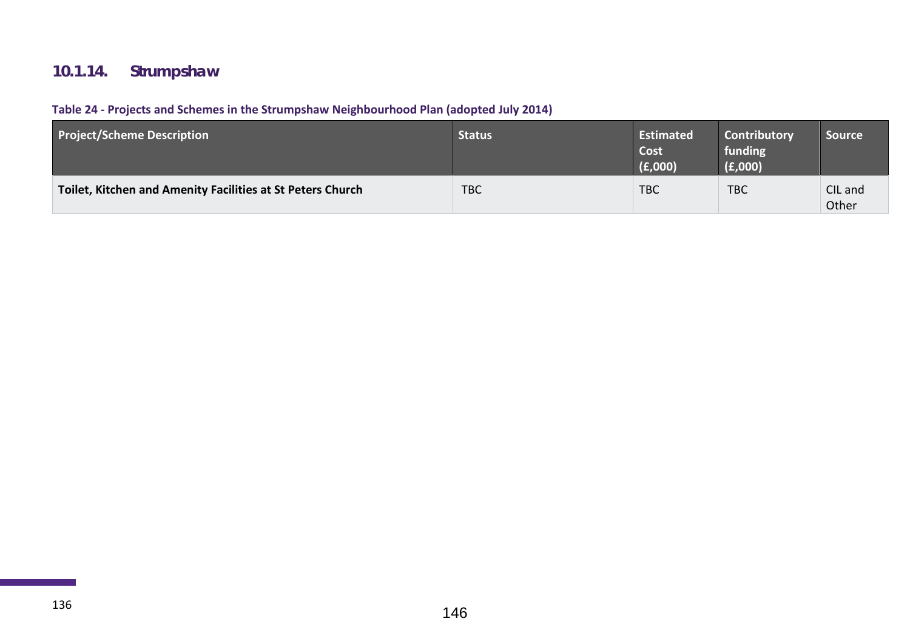### 10.1.14. Strumpshaw

**Table 24 - Projects and Schemes in the Strumpshaw Neighbourhood Plan (adopted July 2014)**

| Project/Scheme Description | Status | Estimated Cost (£,000) | Contributory funding (£,000) | Source |
|---|---|---|---|---|
| **Toilet, Kitchen and Amenity Facilities at St Peters Church** | TBC | TBC | TBC | CIL and Other |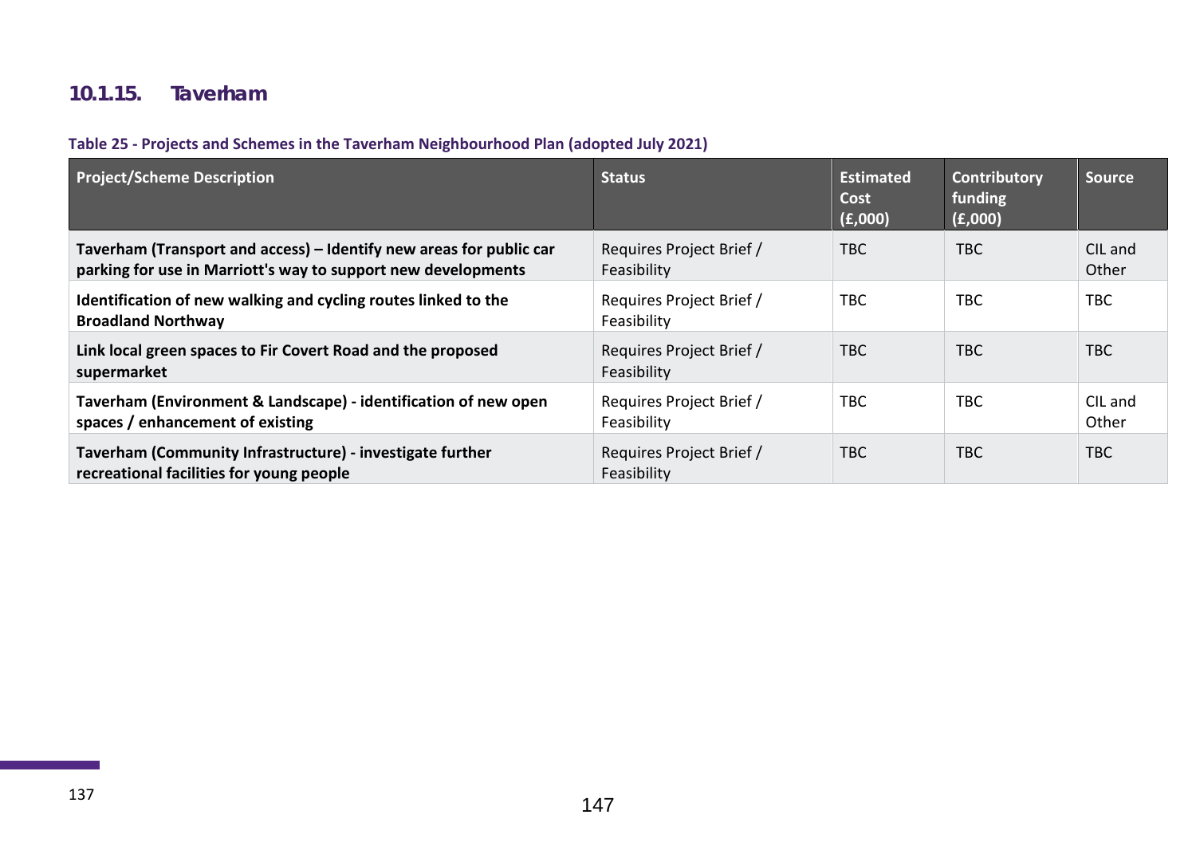### 10.1.15. Taverham

**Table 25 - Projects and Schemes in the Taverham Neighbourhood Plan (adopted July 2021)**

| Project/Scheme Description | Status | Estimated Cost (£,000) | Contributory funding (£,000) | Source |
|---|---|---|---|---|
| **Taverham (Transport and access) – Identify new areas for public car parking for use in Marriott's way to support new developments** | Requires Project Brief / Feasibility | TBC | TBC | CIL and Other |
| **Identification of new walking and cycling routes linked to the Broadland Northway** | Requires Project Brief / Feasibility | TBC | TBC | TBC |
| **Link local green spaces to Fir Covert Road and the proposed supermarket** | Requires Project Brief / Feasibility | TBC | TBC | TBC |
| **Taverham (Environment & Landscape) - identification of new open spaces / enhancement of existing** | Requires Project Brief / Feasibility | TBC | TBC | CIL and Other |
| **Taverham (Community Infrastructure) - investigate further recreational facilities for young people** | Requires Project Brief / Feasibility | TBC | TBC | TBC |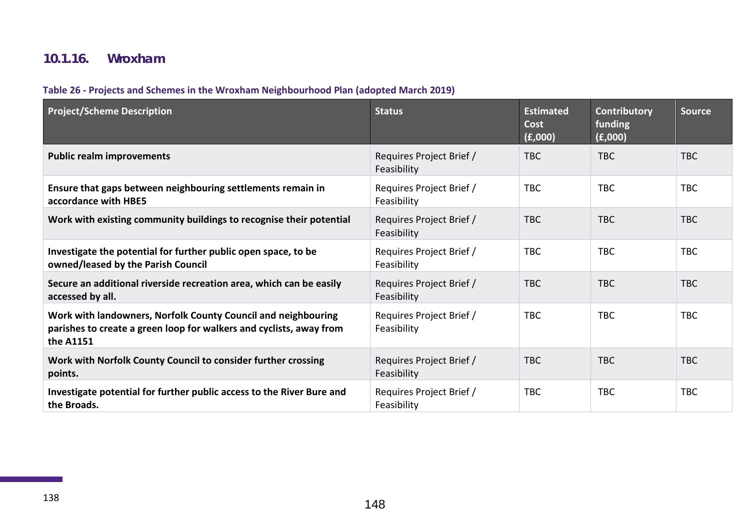### 10.1.16. Wroxham

**Table 26 - Projects and Schemes in the Wroxham Neighbourhood Plan (adopted March 2019)**

| Project/Scheme Description | Status | Estimated Cost (£,000) | Contributory funding (£,000) | Source |
|---|---|---|---|---|
| **Public realm improvements** | Requires Project Brief / Feasibility | TBC | TBC | TBC |
| **Ensure that gaps between neighbouring settlements remain in accordance with HBE5** | Requires Project Brief / Feasibility | TBC | TBC | TBC |
| **Work with existing community buildings to recognise their potential** | Requires Project Brief / Feasibility | TBC | TBC | TBC |
| **Investigate the potential for further public open space, to be owned/leased by the Parish Council** | Requires Project Brief / Feasibility | TBC | TBC | TBC |
| **Secure an additional riverside recreation area, which can be easily accessed by all.** | Requires Project Brief / Feasibility | TBC | TBC | TBC |
| **Work with landowners, Norfolk County Council and neighbouring parishes to create a green loop for walkers and cyclists, away from the A1151** | Requires Project Brief / Feasibility | TBC | TBC | TBC |
| **Work with Norfolk County Council to consider further crossing points.** | Requires Project Brief / Feasibility | TBC | TBC | TBC |
| **Investigate potential for further public access to the River Bure and the Broads.** | Requires Project Brief / Feasibility | TBC | TBC | TBC |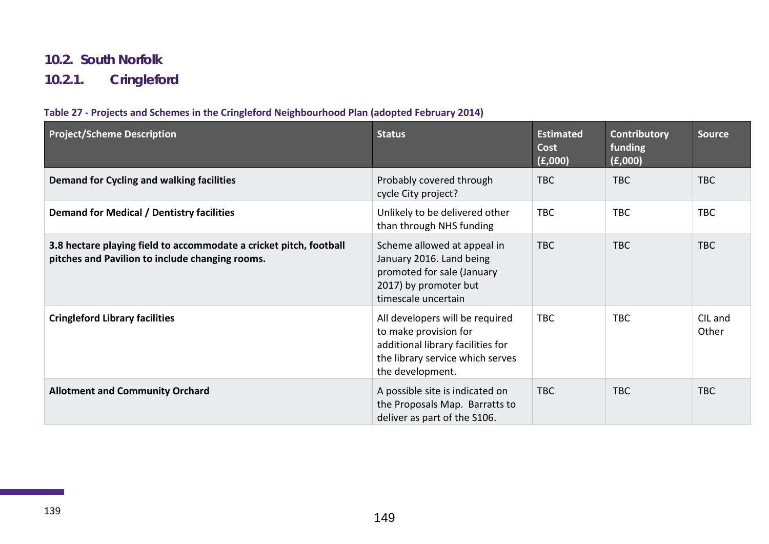## 10.2. South Norfolk

### 10.2.1. Cringleford

**Table 27 - Projects and Schemes in the Cringleford Neighbourhood Plan (adopted February 2014)**

| Project/Scheme Description | Status | Estimated Cost (£,000) | Contributory funding (£,000) | Source |
|---|---|---|---|---|
| **Demand for Cycling and walking facilities** | Probably covered through cycle City project? | TBC | TBC | TBC |
| **Demand for Medical / Dentistry facilities** | Unlikely to be delivered other than through NHS funding | TBC | TBC | TBC |
| **3.8 hectare playing field to accommodate a cricket pitch, football pitches and Pavilion to include changing rooms.** | Scheme allowed at appeal in January 2016. Land being promoted for sale (January 2017) by promoter but timescale uncertain | TBC | TBC | TBC |
| **Cringleford Library facilities** | All developers will be required to make provision for additional library facilities for the library service which serves the development. | TBC | TBC | CIL and Other |
| **Allotment and Community Orchard** | A possible site is indicated on the Proposals Map. Barratts to deliver as part of the S106. | TBC | TBC | TBC |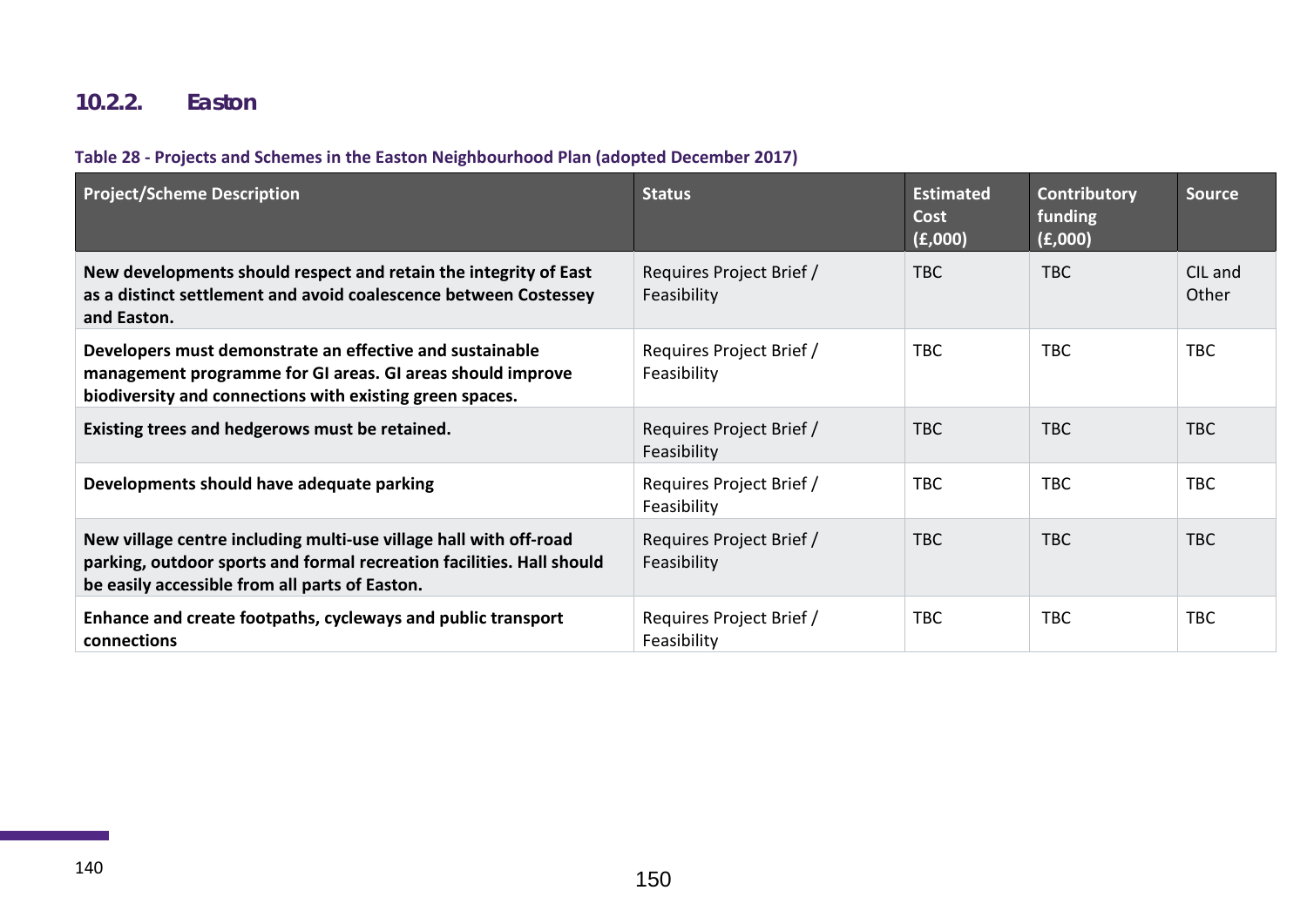### 10.2.2. Easton

**Table 28 - Projects and Schemes in the Easton Neighbourhood Plan (adopted December 2017)**

| Project/Scheme Description | Status | Estimated Cost (£,000) | Contributory funding (£,000) | Source |
|---|---|---|---|---|
| **New developments should respect and retain the integrity of East as a distinct settlement and avoid coalescence between Costessey and Easton.** | Requires Project Brief / Feasibility | TBC | TBC | CIL and Other |
| **Developers must demonstrate an effective and sustainable management programme for GI areas. GI areas should improve biodiversity and connections with existing green spaces.** | Requires Project Brief / Feasibility | TBC | TBC | TBC |
| **Existing trees and hedgerows must be retained.** | Requires Project Brief / Feasibility | TBC | TBC | TBC |
| **Developments should have adequate parking** | Requires Project Brief / Feasibility | TBC | TBC | TBC |
| **New village centre including multi-use village hall with off-road parking, outdoor sports and formal recreation facilities. Hall should be easily accessible from all parts of Easton.** | Requires Project Brief / Feasibility | TBC | TBC | TBC |
| **Enhance and create footpaths, cycleways and public transport connections** | Requires Project Brief / Feasibility | TBC | TBC | TBC |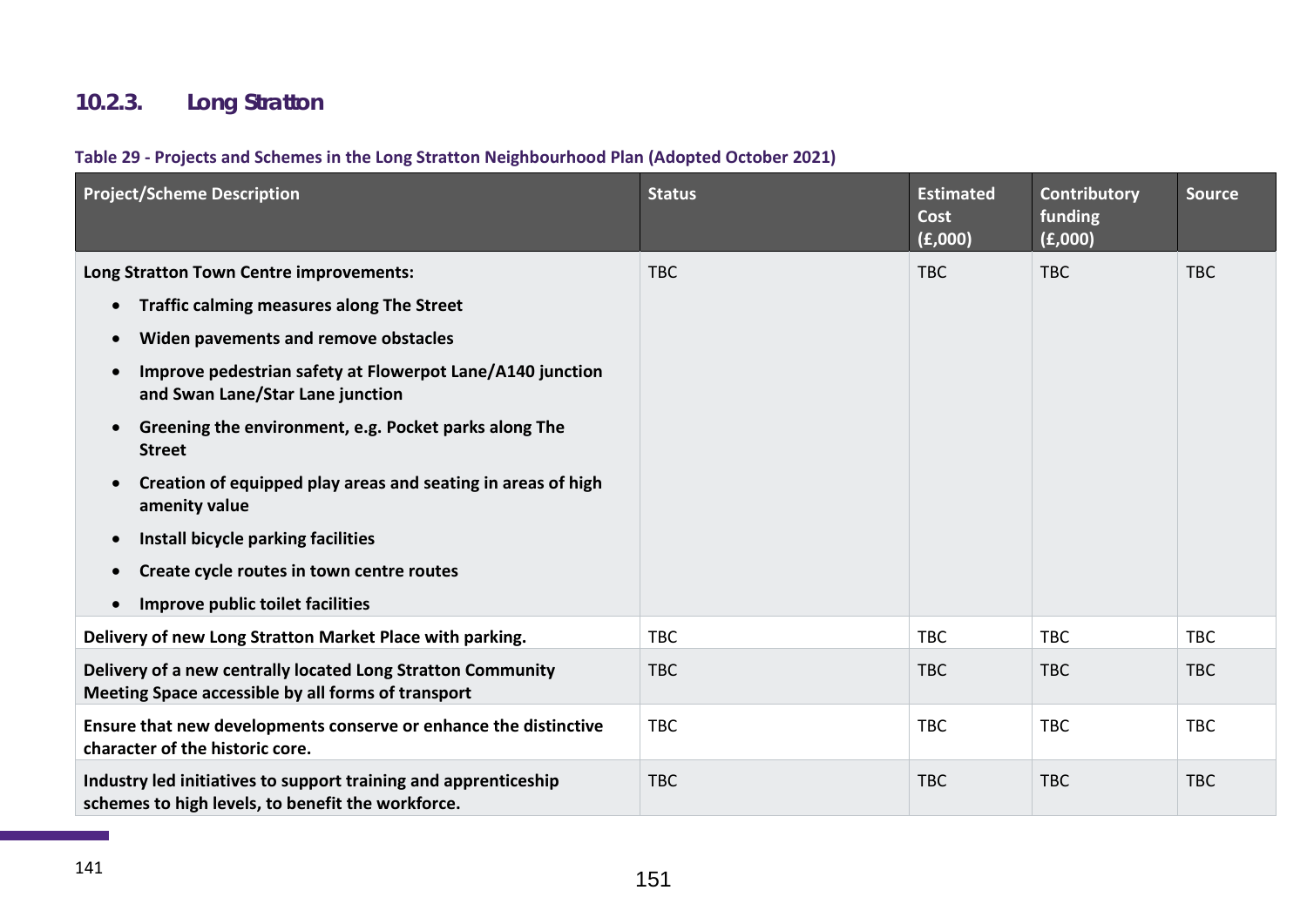### 10.2.3. Long Stratton

**Table 29 - Projects and Schemes in the Long Stratton Neighbourhood Plan (Adopted October 2021)**

| Project/Scheme Description | Status | Estimated Cost (£,000) | Contributory funding (£,000) | Source |
|---|---|---|---|---|
| **Long Stratton Town Centre improvements:**<br>• **Traffic calming measures along The Street**<br>• **Widen pavements and remove obstacles**<br>• **Improve pedestrian safety at Flowerpot Lane/A140 junction and Swan Lane/Star Lane junction**<br>• **Greening the environment, e.g. Pocket parks along The Street**<br>• **Creation of equipped play areas and seating in areas of high amenity value**<br>• **Install bicycle parking facilities**<br>• **Create cycle routes in town centre routes**<br>• **Improve public toilet facilities** | TBC | TBC | TBC | TBC |
| **Delivery of new Long Stratton Market Place with parking.** | TBC | TBC | TBC | TBC |
| **Delivery of a new centrally located Long Stratton Community Meeting Space accessible by all forms of transport** | TBC | TBC | TBC | TBC |
| **Ensure that new developments conserve or enhance the distinctive character of the historic core.** | TBC | TBC | TBC | TBC |
| **Industry led initiatives to support training and apprenticeship schemes to high levels, to benefit the workforce.** | TBC | TBC | TBC | TBC |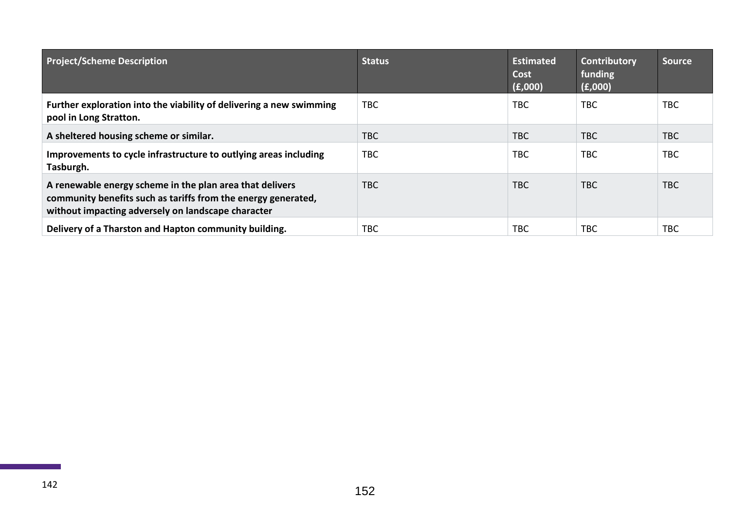| Project/Scheme Description | Status | Estimated Cost (£,000) | Contributory funding (£,000) | Source |
|---|---|---|---|---|
| **Further exploration into the viability of delivering a new swimming pool in Long Stratton.** | TBC | TBC | TBC | TBC |
| **A sheltered housing scheme or similar.** | TBC | TBC | TBC | TBC |
| **Improvements to cycle infrastructure to outlying areas including Tasburgh.** | TBC | TBC | TBC | TBC |
| **A renewable energy scheme in the plan area that delivers community benefits such as tariffs from the energy generated, without impacting adversely on landscape character** | TBC | TBC | TBC | TBC |
| **Delivery of a Tharston and Hapton community building.** | TBC | TBC | TBC | TBC |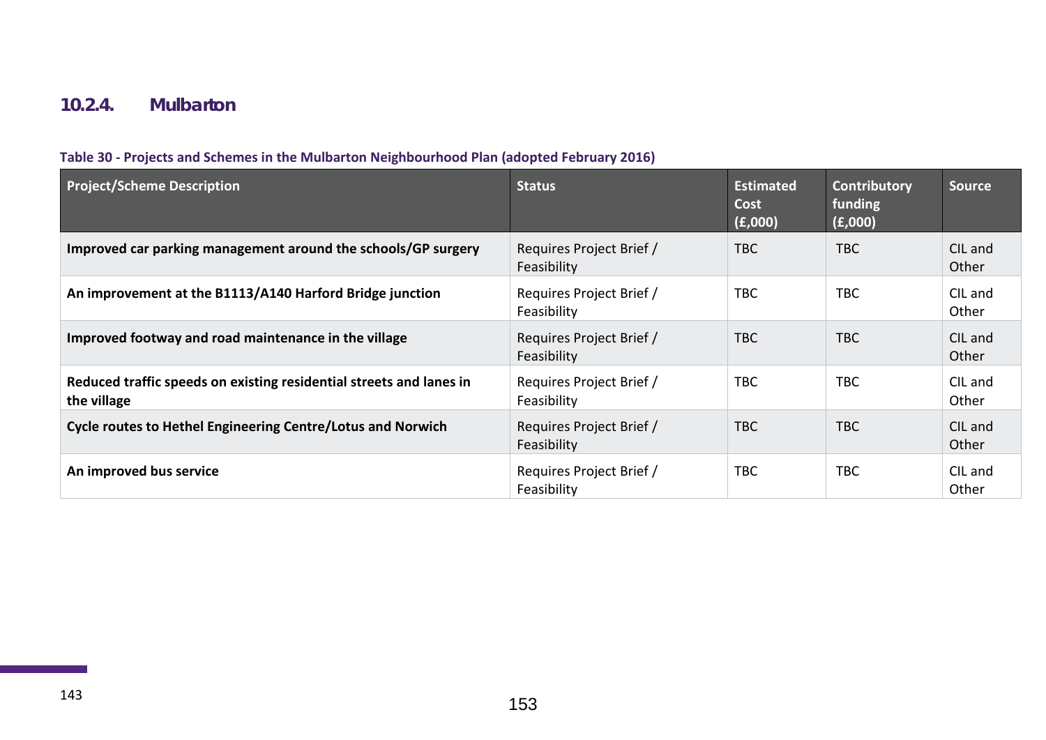### 10.2.4. Mulbarton

**Table 30 - Projects and Schemes in the Mulbarton Neighbourhood Plan (adopted February 2016)**

| Project/Scheme Description | Status | Estimated Cost (£,000) | Contributory funding (£,000) | Source |
|---|---|---|---|---|
| **Improved car parking management around the schools/GP surgery** | Requires Project Brief / Feasibility | TBC | TBC | CIL and Other |
| **An improvement at the B1113/A140 Harford Bridge junction** | Requires Project Brief / Feasibility | TBC | TBC | CIL and Other |
| **Improved footway and road maintenance in the village** | Requires Project Brief / Feasibility | TBC | TBC | CIL and Other |
| **Reduced traffic speeds on existing residential streets and lanes in the village** | Requires Project Brief / Feasibility | TBC | TBC | CIL and Other |
| **Cycle routes to Hethel Engineering Centre/Lotus and Norwich** | Requires Project Brief / Feasibility | TBC | TBC | CIL and Other |
| **An improved bus service** | Requires Project Brief / Feasibility | TBC | TBC | CIL and Other |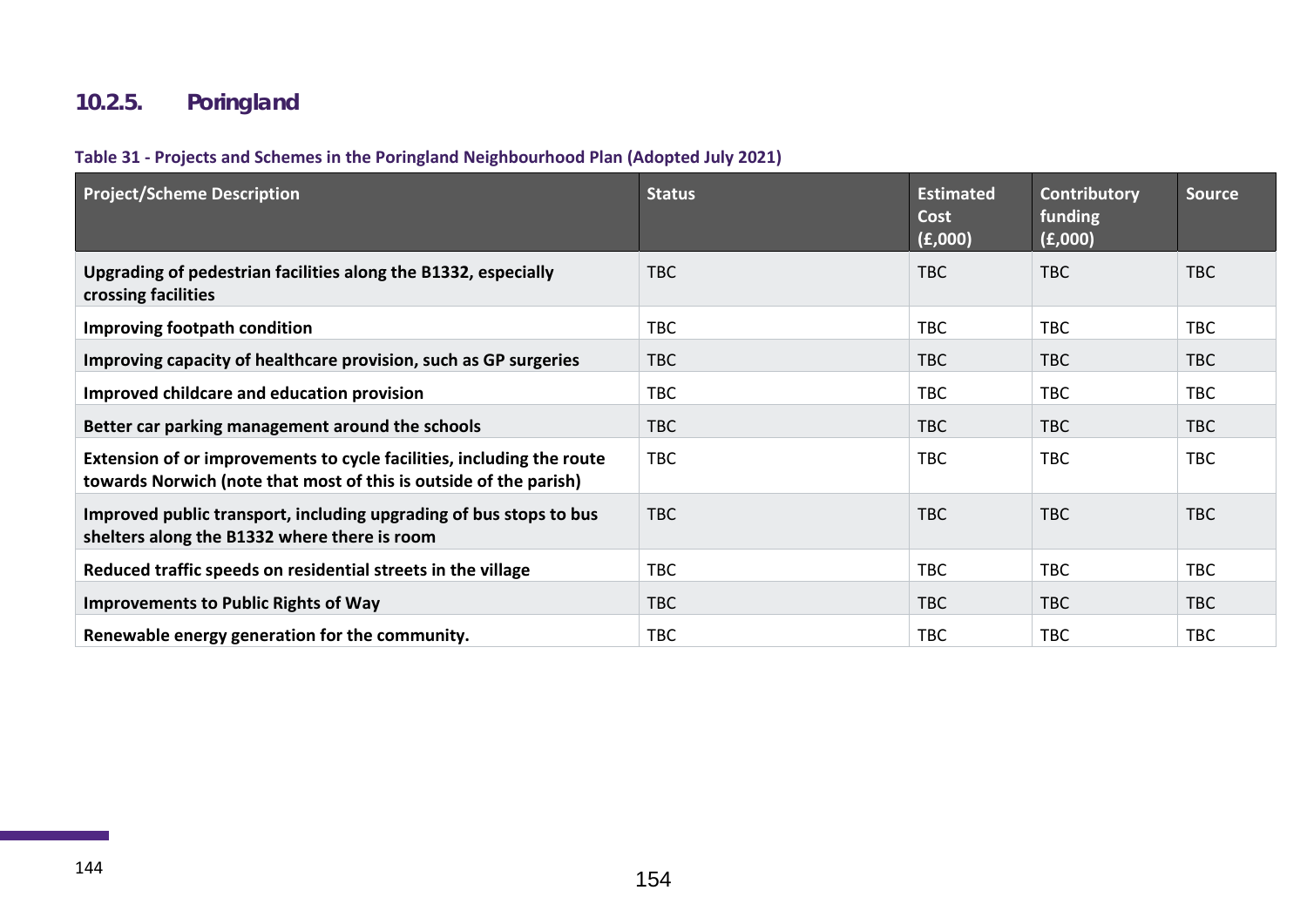### 10.2.5. Poringland

**Table 31 - Projects and Schemes in the Poringland Neighbourhood Plan (Adopted July 2021)**

| Project/Scheme Description | Status | Estimated Cost (£,000) | Contributory funding (£,000) | Source |
|---|---|---|---|---|
| **Upgrading of pedestrian facilities along the B1332, especially crossing facilities** | TBC | TBC | TBC | TBC |
| **Improving footpath condition** | TBC | TBC | TBC | TBC |
| **Improving capacity of healthcare provision, such as GP surgeries** | TBC | TBC | TBC | TBC |
| **Improved childcare and education provision** | TBC | TBC | TBC | TBC |
| **Better car parking management around the schools** | TBC | TBC | TBC | TBC |
| **Extension of or improvements to cycle facilities, including the route towards Norwich (note that most of this is outside of the parish)** | TBC | TBC | TBC | TBC |
| **Improved public transport, including upgrading of bus stops to bus shelters along the B1332 where there is room** | TBC | TBC | TBC | TBC |
| **Reduced traffic speeds on residential streets in the village** | TBC | TBC | TBC | TBC |
| **Improvements to Public Rights of Way** | TBC | TBC | TBC | TBC |
| **Renewable energy generation for the community.** | TBC | TBC | TBC | TBC |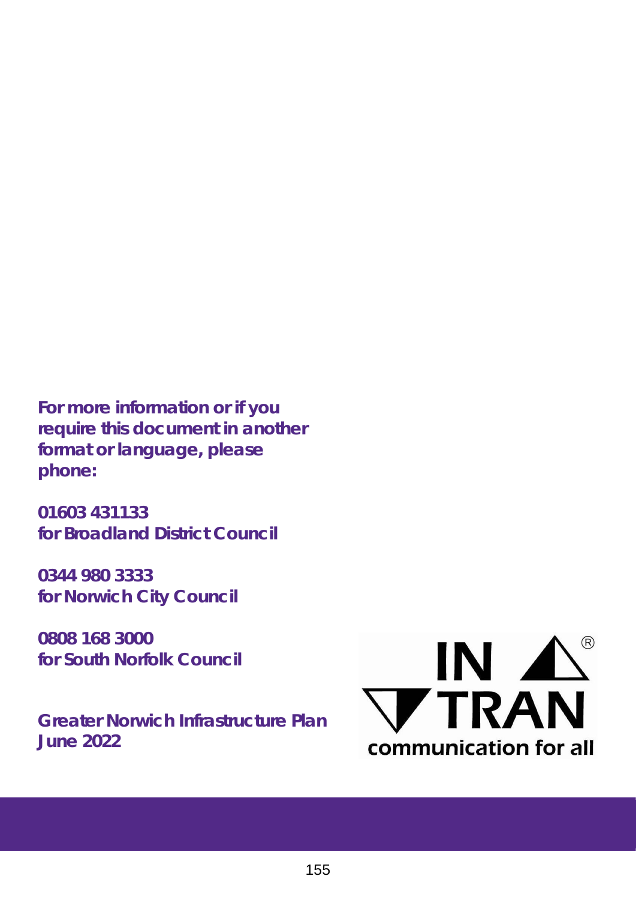**For more information or if you require this document in another format or language, please phone:**

**01603 431133**
**for Broadland District Council**

**0344 980 3333**
**for Norwich City Council**

**0808 168 3000**
**for South Norfolk Council**

**Greater Norwich Infrastructure Plan**
**June 2022**

IN TRAN®
communication for all